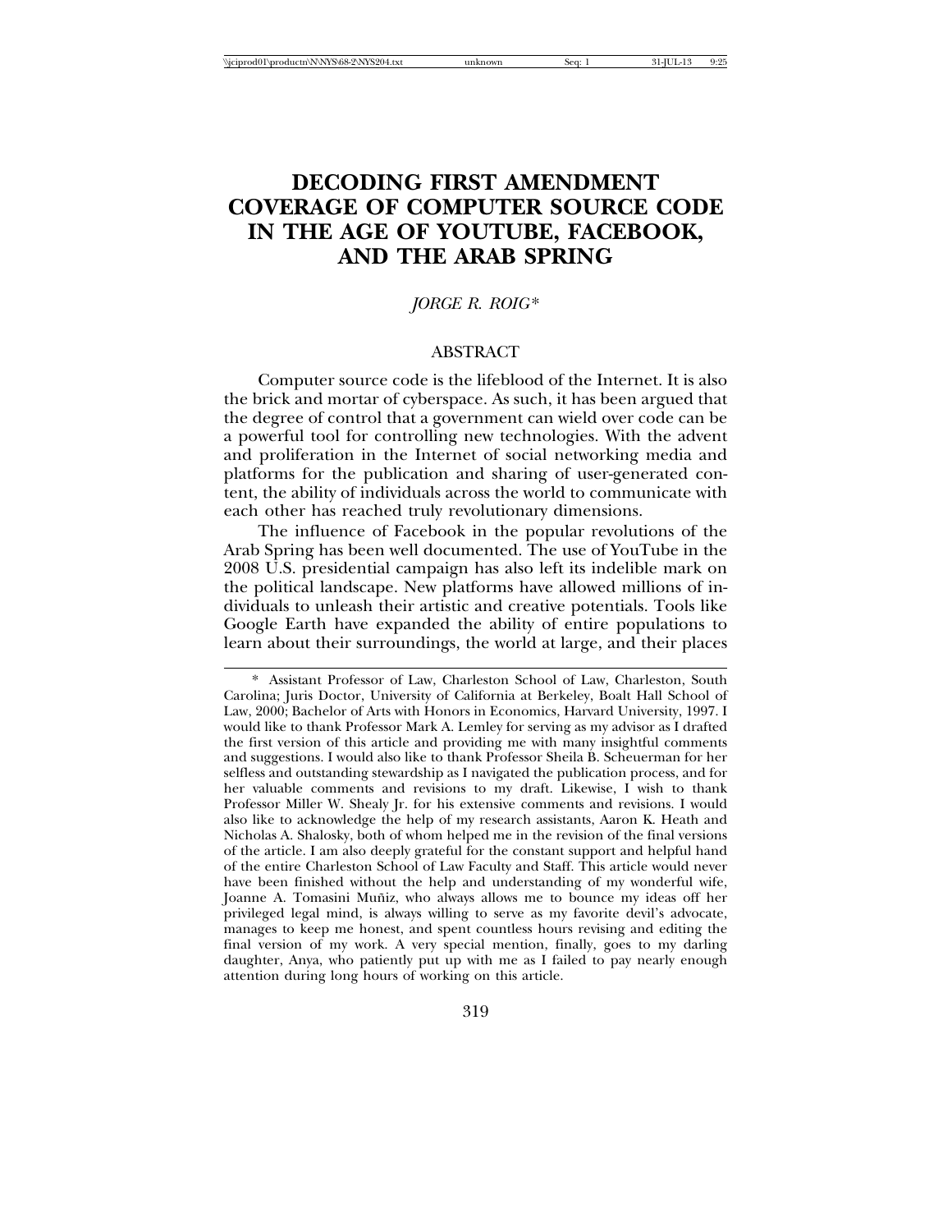# DECODING FIRST AMENDMENT COVERAGE OF COMPUTER SOURCE CODE IN THE AGE OF YOUTUBE, FACEBOOK, AND THE ARAB SPRING

*JORGE R. ROIG\**

## ABSTRACT

Computer source code is the lifeblood of the Internet. It is also the brick and mortar of cyberspace. As such, it has been argued that the degree of control that a government can wield over code can be a powerful tool for controlling new technologies. With the advent and proliferation in the Internet of social networking media and platforms for the publication and sharing of user-generated content, the ability of individuals across the world to communicate with each other has reached truly revolutionary dimensions.

The influence of Facebook in the popular revolutions of the Arab Spring has been well documented. The use of YouTube in the 2008 U.S. presidential campaign has also left its indelible mark on the political landscape. New platforms have allowed millions of individuals to unleash their artistic and creative potentials. Tools like Google Earth have expanded the ability of entire populations to learn about their surroundings, the world at large, and their places

---

\* Assistant Professor of Law, Charleston School of Law, Charleston, South Carolina; Juris Doctor, University of California at Berkeley, Boalt Hall School of Law, 2000; Bachelor of Arts with Honors in Economics, Harvard University, 1997. I would like to thank Professor Mark A. Lemley for serving as my advisor as I drafted the first version of this article and providing me with many insightful comments and suggestions. I would also like to thank Professor Sheila B. Scheuerman for her selfless and outstanding stewardship as I navigated the publication process, and for her valuable comments and revisions to my draft. Likewise, I wish to thank Professor Miller W. Shealy Jr. for his extensive comments and revisions. I would also like to acknowledge the help of my research assistants, Aaron K. Heath and Nicholas A. Shalosky, both of whom helped me in the revision of the final versions of the article. I am also deeply grateful for the constant support and helpful hand of the entire Charleston School of Law Faculty and Staff. This article would never have been finished without the help and understanding of my wonderful wife, Joanne A. Tomasini Muñiz, who always allows me to bounce my ideas off her privileged legal mind, is always willing to serve as my favorite devil's advocate, manages to keep me honest, and spent countless hours revising and editing the final version of my work. A very special mention, finally, goes to my darling daughter, Anya, who patiently put up with me as I failed to pay nearly enough attention during long hours of working on this article.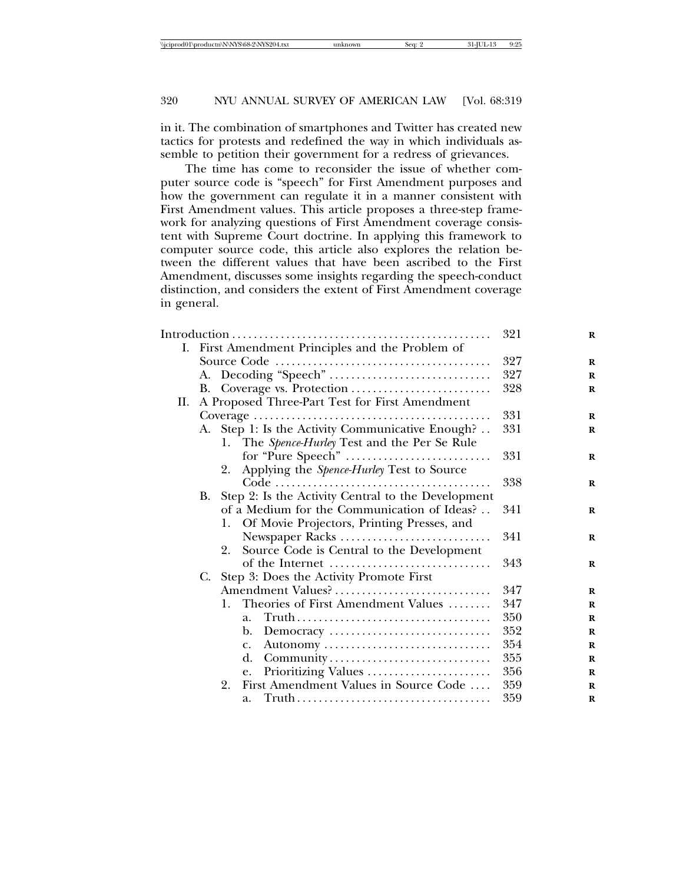in it. The combination of smartphones and Twitter has created new tactics for protests and redefined the way in which individuals assemble to petition their government for a redress of grievances.

The time has come to reconsider the issue of whether computer source code is "speech" for First Amendment purposes and how the government can regulate it in a manner consistent with First Amendment values. This article proposes a three-step framework for analyzing questions of First Amendment coverage consistent with Supreme Court doctrine. In applying this framework to computer source code, this article also explores the relation between the different values that have been ascribed to the First Amendment, discusses some insights regarding the speech-conduct distinction, and considers the extent of First Amendment coverage in general.

| | |
|---|---|
| Introduction | 321 |
| I. First Amendment Principles and the Problem of Source Code | 327 |
| A. Decoding "Speech" | 327 |
| B. Coverage vs. Protection | 328 |
| II. A Proposed Three-Part Test for First Amendment Coverage | 331 |
| A. Step 1: Is the Activity Communicative Enough? | 331 |
| 1. The *Spence-Hurley* Test and the Per Se Rule for "Pure Speech" | 331 |
| 2. Applying the *Spence-Hurley* Test to Source Code | 338 |
| B. Step 2: Is the Activity Central to the Development of a Medium for the Communication of Ideas? | 341 |
| 1. Of Movie Projectors, Printing Presses, and Newspaper Racks | 341 |
| 2. Source Code is Central to the Development of the Internet | 343 |
| C. Step 3: Does the Activity Promote First Amendment Values? | 347 |
| 1. Theories of First Amendment Values | 347 |
| a. Truth | 350 |
| b. Democracy | 352 |
| c. Autonomy | 354 |
| d. Community | 355 |
| e. Prioritizing Values | 356 |
| 2. First Amendment Values in Source Code | 359 |
| a. Truth | 359 |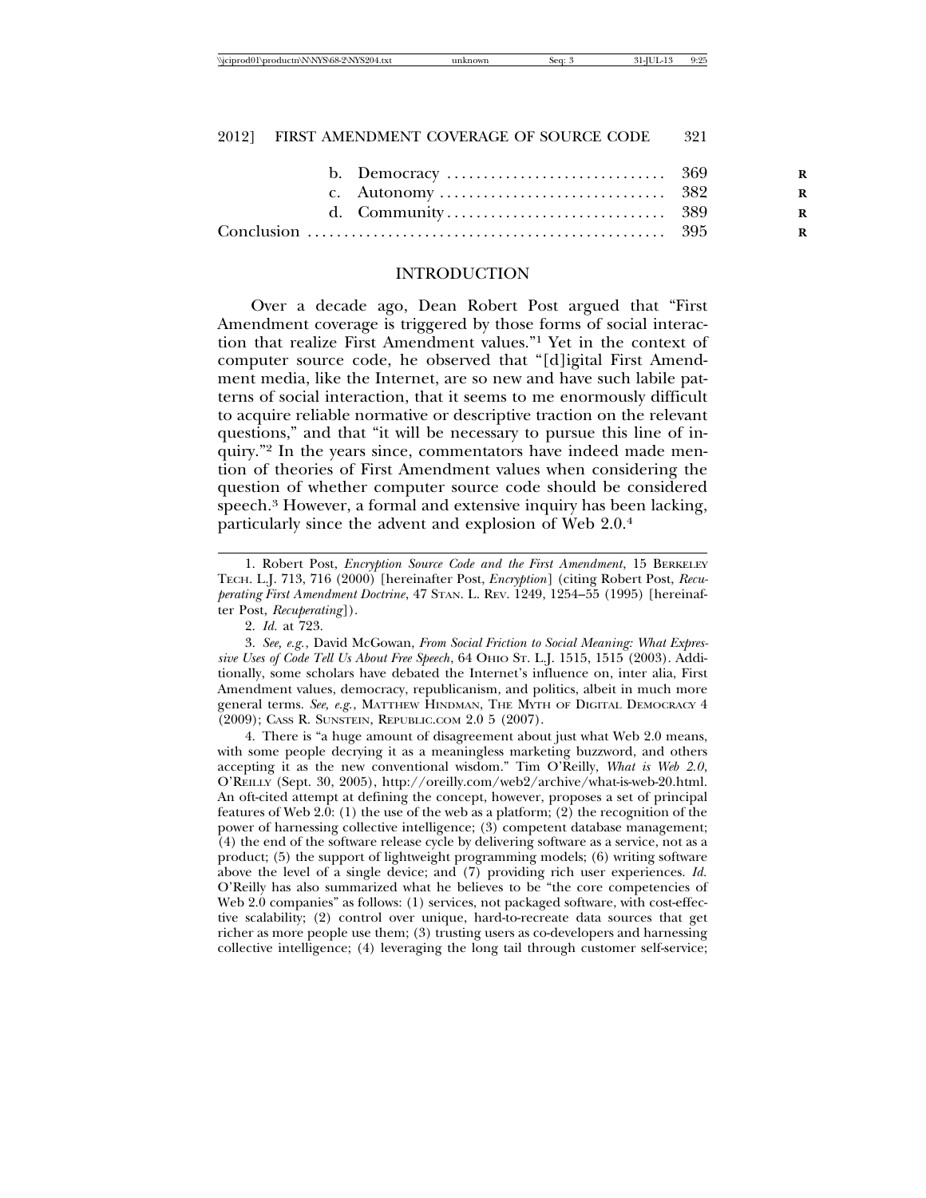b. Democracy ............................. 369
c. Autonomy .............................. 382
d. Community .............................. 389
Conclusion ................................................ 395

## INTRODUCTION

Over a decade ago, Dean Robert Post argued that "First Amendment coverage is triggered by those forms of social interaction that realize First Amendment values."[1] Yet in the context of computer source code, he observed that "[d]igital First Amendment media, like the Internet, are so new and have such labile patterns of social interaction, that it seems to me enormously difficult to acquire reliable normative or descriptive traction on the relevant questions," and that "it will be necessary to pursue this line of inquiry."[2] In the years since, commentators have indeed made mention of theories of First Amendment values when considering the question of whether computer source code should be considered speech.[3] However, a formal and extensive inquiry has been lacking, particularly since the advent and explosion of Web 2.0.[4]

---

1. Robert Post, *Encryption Source Code and the First Amendment*, 15 BERKELEY TECH. L.J. 713, 716 (2000) [hereinafter Post, *Encryption*] (citing Robert Post, *Recuperating First Amendment Doctrine*, 47 STAN. L. REV. 1249, 1254–55 (1995) [hereinafter Post, *Recuperating*]).

2. *Id.* at 723.

3. *See, e.g.*, David McGowan, *From Social Friction to Social Meaning: What Expressive Uses of Code Tell Us About Free Speech*, 64 OHIO ST. L.J. 1515, 1515 (2003). Additionally, some scholars have debated the Internet's influence on, inter alia, First Amendment values, democracy, republicanism, and politics, albeit in much more general terms. *See, e.g.*, MATTHEW HINDMAN, THE MYTH OF DIGITAL DEMOCRACY 4 (2009); CASS R. SUNSTEIN, REPUBLIC.COM 2.0 5 (2007).

4. There is "a huge amount of disagreement about just what Web 2.0 means, with some people decrying it as a meaningless marketing buzzword, and others accepting it as the new conventional wisdom." Tim O'Reilly, *What is Web 2.0*, O'REILLY (Sept. 30, 2005), http://oreilly.com/web2/archive/what-is-web-20.html. An oft-cited attempt at defining the concept, however, proposes a set of principal features of Web 2.0: (1) the use of the web as a platform; (2) the recognition of the power of harnessing collective intelligence; (3) competent database management; (4) the end of the software release cycle by delivering software as a service, not as a product; (5) the support of lightweight programming models; (6) writing software above the level of a single device; and (7) providing rich user experiences. *Id.* O'Reilly has also summarized what he believes to be "the core competencies of Web 2.0 companies" as follows: (1) services, not packaged software, with cost-effective scalability; (2) control over unique, hard-to-recreate data sources that get richer as more people use them; (3) trusting users as co-developers and harnessing collective intelligence; (4) leveraging the long tail through customer self-service;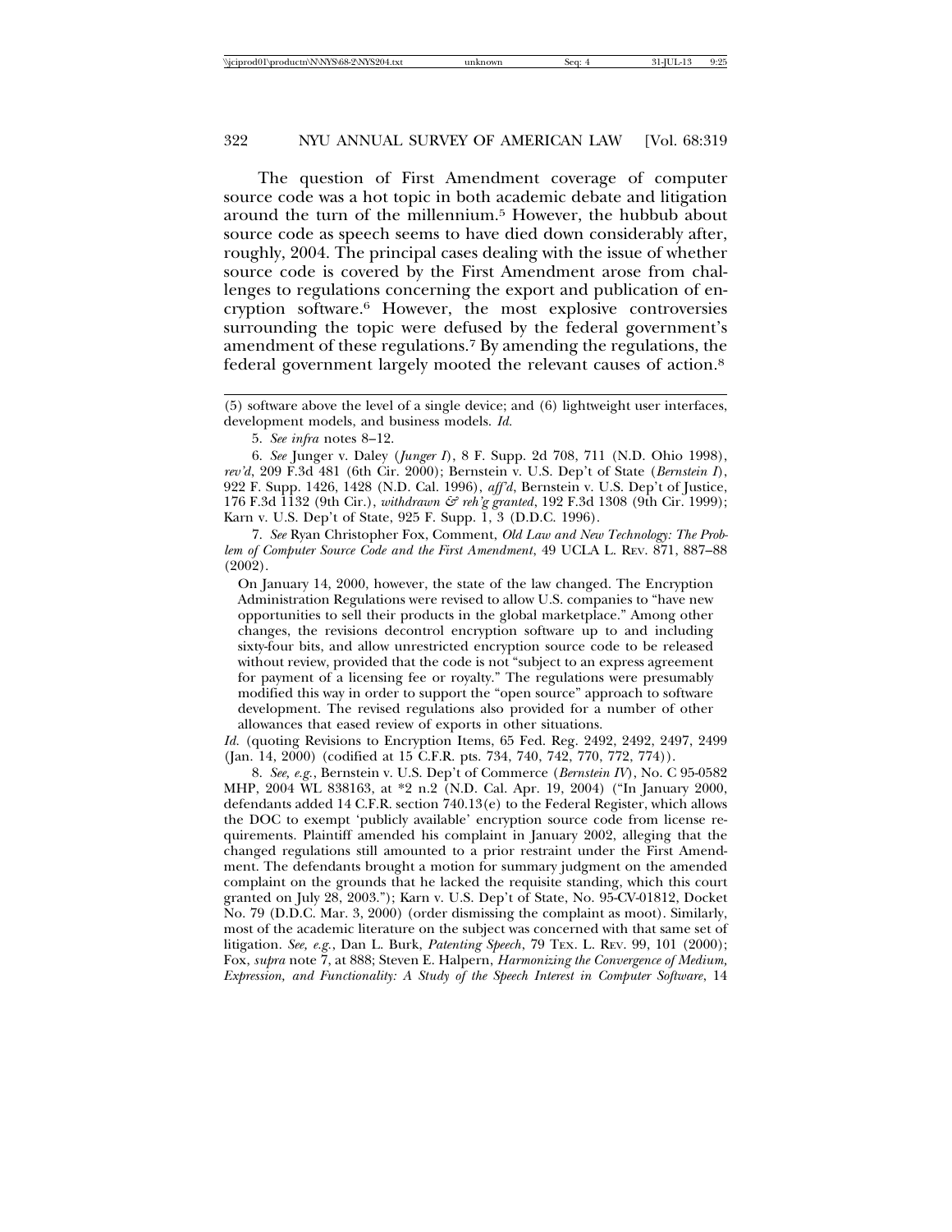The question of First Amendment coverage of computer source code was a hot topic in both academic debate and litigation around the turn of the millennium.[5] However, the hubbub about source code as speech seems to have died down considerably after, roughly, 2004. The principal cases dealing with the issue of whether source code is covered by the First Amendment arose from challenges to regulations concerning the export and publication of encryption software.[6] However, the most explosive controversies surrounding the topic were defused by the federal government's amendment of these regulations.[7] By amending the regulations, the federal government largely mooted the relevant causes of action.[8]

---

(5) software above the level of a single device; and (6) lightweight user interfaces, development models, and business models. *Id.*

5. *See infra* notes 8–12.

6. *See* Junger v. Daley (*Junger I*), 8 F. Supp. 2d 708, 711 (N.D. Ohio 1998), *rev'd*, 209 F.3d 481 (6th Cir. 2000); Bernstein v. U.S. Dep't of State (*Bernstein I*), 922 F. Supp. 1426, 1428 (N.D. Cal. 1996), *aff'd*, Bernstein v. U.S. Dep't of Justice, 176 F.3d 1132 (9th Cir.), *withdrawn & reh'g granted*, 192 F.3d 1308 (9th Cir. 1999); Karn v. U.S. Dep't of State, 925 F. Supp. 1, 3 (D.D.C. 1996).

7. *See* Ryan Christopher Fox, Comment, *Old Law and New Technology: The Problem of Computer Source Code and the First Amendment*, 49 UCLA L. REV. 871, 887–88 (2002).

> On January 14, 2000, however, the state of the law changed. The Encryption Administration Regulations were revised to allow U.S. companies to "have new opportunities to sell their products in the global marketplace." Among other changes, the revisions decontrol encryption software up to and including sixty-four bits, and allow unrestricted encryption source code to be released without review, provided that the code is not "subject to an express agreement for payment of a licensing fee or royalty." The regulations were presumably modified this way in order to support the "open source" approach to software development. The revised regulations also provided for a number of other allowances that eased review of exports in other situations.

*Id.* (quoting Revisions to Encryption Items, 65 Fed. Reg. 2492, 2492, 2497, 2499 (Jan. 14, 2000) (codified at 15 C.F.R. pts. 734, 740, 742, 770, 772, 774)).

8. *See, e.g.*, Bernstein v. U.S. Dep't of Commerce (*Bernstein IV*), No. C 95-0582 MHP, 2004 WL 838163, at *2 n.2 (N.D. Cal. Apr. 19, 2004) ("In January 2000, defendants added 14 C.F.R. section 740.13(e) to the Federal Register, which allows the DOC to exempt 'publicly available' encryption source code from license requirements. Plaintiff amended his complaint in January 2002, alleging that the changed regulations still amounted to a prior restraint under the First Amendment. The defendants brought a motion for summary judgment on the amended complaint on the grounds that he lacked the requisite standing, which this court granted on July 28, 2003."); Karn v. U.S. Dep't of State, No. 95-CV-01812, Docket No. 79 (D.D.C. Mar. 3, 2000) (order dismissing the complaint as moot). Similarly, most of the academic literature on the subject was concerned with that same set of litigation. *See, e.g.*, Dan L. Burk, *Patenting Speech*, 79 TEX. L. REV. 99, 101 (2000); Fox, *supra* note 7, at 888; Steven E. Halpern, *Harmonizing the Convergence of Medium, Expression, and Functionality: A Study of the Speech Interest in Computer Software*, 14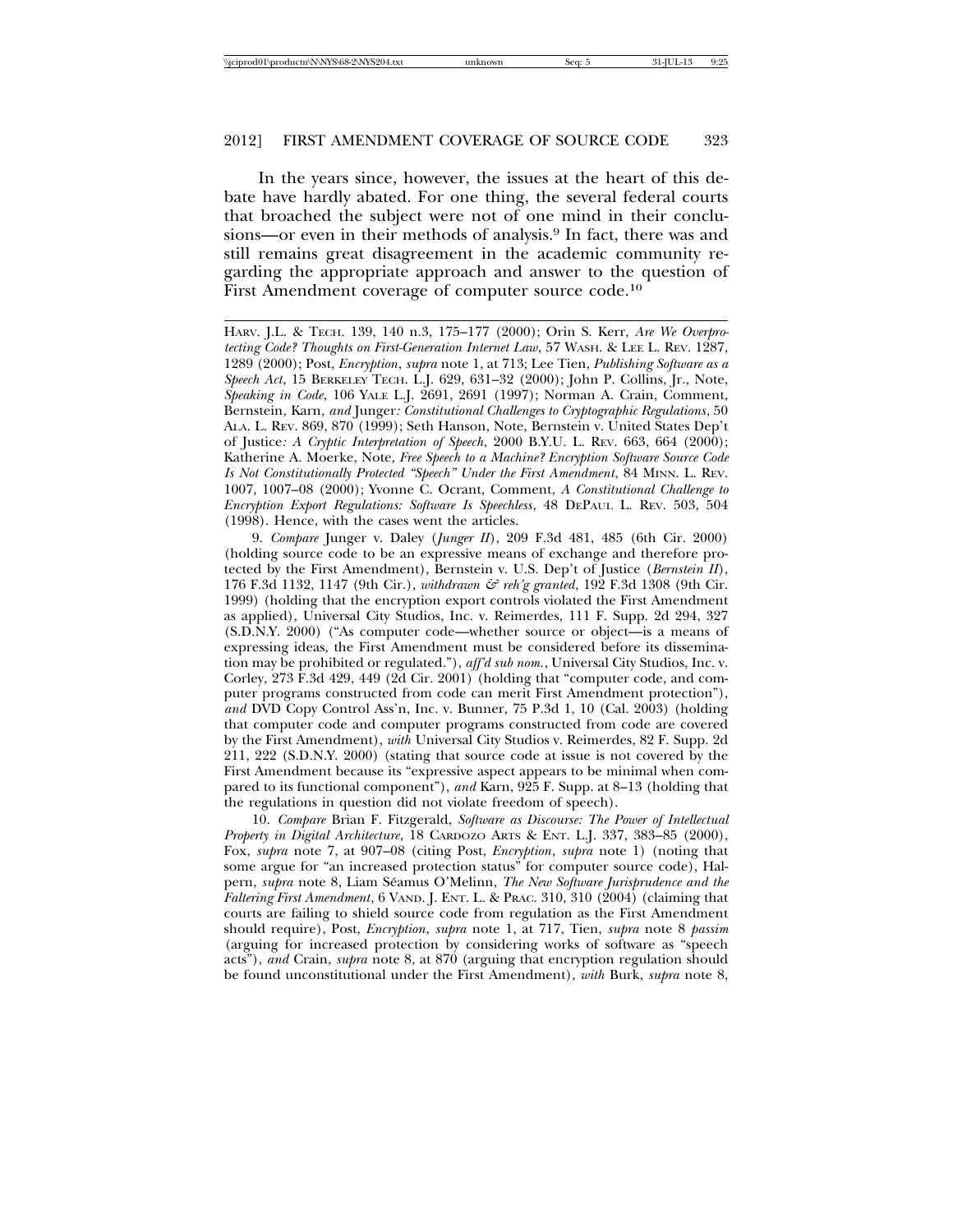In the years since, however, the issues at the heart of this debate have hardly abated. For one thing, the several federal courts that broached the subject were not of one mind in their conclusions—or even in their methods of analysis.[9] In fact, there was and still remains great disagreement in the academic community regarding the appropriate approach and answer to the question of First Amendment coverage of computer source code.[10]

---

HARV. J.L. & TECH. 139, 140 n.3, 175–177 (2000); Orin S. Kerr, *Are We Overprotecting Code? Thoughts on First-Generation Internet Law*, 57 WASH. & LEE L. REV. 1287, 1289 (2000); Post, *Encryption*, *supra* note 1, at 713; Lee Tien, *Publishing Software as a Speech Act*, 15 BERKELEY TECH. L.J. 629, 631–32 (2000); John P. Collins, Jr., Note, *Speaking in Code*, 106 YALE L.J. 2691, 2691 (1997); Norman A. Crain, Comment, Bernstein, Karn, *and* Junger*: Constitutional Challenges to Cryptographic Regulations*, 50 ALA. L. REV. 869, 870 (1999); Seth Hanson, Note, Bernstein v. United States Dep't of Justice*: A Cryptic Interpretation of Speech*, 2000 B.Y.U. L. REV. 663, 664 (2000); Katherine A. Moerke, Note, *Free Speech to a Machine? Encryption Software Source Code Is Not Constitutionally Protected "Speech" Under the First Amendment*, 84 MINN. L. REV. 1007, 1007–08 (2000); Yvonne C. Ocrant, Comment, *A Constitutional Challenge to Encryption Export Regulations: Software Is Speechless*, 48 DEPAUL L. REV. 503, 504 (1998). Hence, with the cases went the articles.

9. *Compare* Junger v. Daley (*Junger II*), 209 F.3d 481, 485 (6th Cir. 2000) (holding source code to be an expressive means of exchange and therefore protected by the First Amendment), Bernstein v. U.S. Dep't of Justice (*Bernstein II*), 176 F.3d 1132, 1147 (9th Cir.), *withdrawn & reh'g granted*, 192 F.3d 1308 (9th Cir. 1999) (holding that the encryption export controls violated the First Amendment as applied), Universal City Studios, Inc. v. Reimerdes, 111 F. Supp. 2d 294, 327 (S.D.N.Y. 2000) ("As computer code—whether source or object—is a means of expressing ideas, the First Amendment must be considered before its dissemination may be prohibited or regulated."), *aff'd sub nom.*, Universal City Studios, Inc. v. Corley, 273 F.3d 429, 449 (2d Cir. 2001) (holding that "computer code, and computer programs constructed from code can merit First Amendment protection"), *and* DVD Copy Control Ass'n, Inc. v. Bunner, 75 P.3d 1, 10 (Cal. 2003) (holding that computer code and computer programs constructed from code are covered by the First Amendment), *with* Universal City Studios v. Reimerdes, 82 F. Supp. 2d 211, 222 (S.D.N.Y. 2000) (stating that source code at issue is not covered by the First Amendment because its "expressive aspect appears to be minimal when compared to its functional component"), *and* Karn, 925 F. Supp. at 8–13 (holding that the regulations in question did not violate freedom of speech).

10. *Compare* Brian F. Fitzgerald, *Software as Discourse: The Power of Intellectual Property in Digital Architecture*, 18 CARDOZO ARTS & ENT. L.J. 337, 383–85 (2000), Fox, *supra* note 7, at 907–08 (citing Post, *Encryption*, *supra* note 1) (noting that some argue for "an increased protection status" for computer source code), Halpern, *supra* note 8, Liam Séamus O'Melinn, *The New Software Jurisprudence and the Faltering First Amendment*, 6 VAND. J. ENT. L. & PRAC. 310, 310 (2004) (claiming that courts are failing to shield source code from regulation as the First Amendment should require), Post, *Encryption*, *supra* note 1, at 717, Tien, *supra* note 8 *passim* (arguing for increased protection by considering works of software as "speech acts"), *and* Crain, *supra* note 8, at 870 (arguing that encryption regulation should be found unconstitutional under the First Amendment), *with* Burk, *supra* note 8,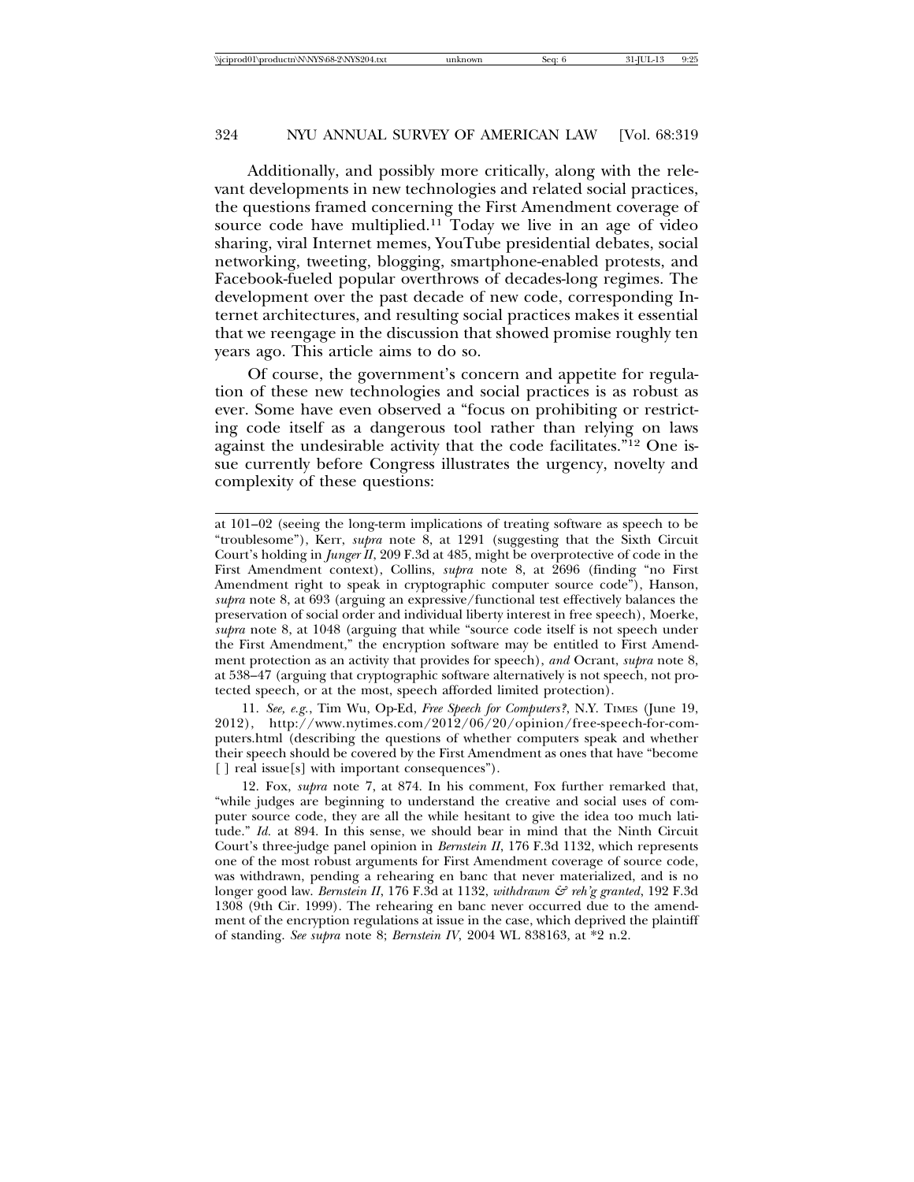Additionally, and possibly more critically, along with the relevant developments in new technologies and related social practices, the questions framed concerning the First Amendment coverage of source code have multiplied.[11] Today we live in an age of video sharing, viral Internet memes, YouTube presidential debates, social networking, tweeting, blogging, smartphone-enabled protests, and Facebook-fueled popular overthrows of decades-long regimes. The development over the past decade of new code, corresponding Internet architectures, and resulting social practices makes it essential that we reengage in the discussion that showed promise roughly ten years ago. This article aims to do so.

Of course, the government's concern and appetite for regulation of these new technologies and social practices is as robust as ever. Some have even observed a "focus on prohibiting or restricting code itself as a dangerous tool rather than relying on laws against the undesirable activity that the code facilitates."[12] One issue currently before Congress illustrates the urgency, novelty and complexity of these questions:

---

at 101–02 (seeing the long-term implications of treating software as speech to be "troublesome"), Kerr, *supra* note 8, at 1291 (suggesting that the Sixth Circuit Court's holding in *Junger II*, 209 F.3d at 485, might be overprotective of code in the First Amendment context), Collins, *supra* note 8, at 2696 (finding "no First Amendment right to speak in cryptographic computer source code"), Hanson, *supra* note 8, at 693 (arguing an expressive/functional test effectively balances the preservation of social order and individual liberty interest in free speech), Moerke, *supra* note 8, at 1048 (arguing that while "source code itself is not speech under the First Amendment," the encryption software may be entitled to First Amendment protection as an activity that provides for speech), *and* Ocrant, *supra* note 8, at 538–47 (arguing that cryptographic software alternatively is not speech, not protected speech, or at the most, speech afforded limited protection).

11. *See, e.g.*, Tim Wu, Op-Ed, *Free Speech for Computers?*, N.Y. Times (June 19, 2012), http://www.nytimes.com/2012/06/20/opinion/free-speech-for-computers.html (describing the questions of whether computers speak and whether their speech should be covered by the First Amendment as ones that have "become [ ] real issue[s] with important consequences").

12. Fox, *supra* note 7, at 874. In his comment, Fox further remarked that, "while judges are beginning to understand the creative and social uses of computer source code, they are all the while hesitant to give the idea too much latitude." *Id.* at 894. In this sense, we should bear in mind that the Ninth Circuit Court's three-judge panel opinion in *Bernstein II*, 176 F.3d 1132, which represents one of the most robust arguments for First Amendment coverage of source code, was withdrawn, pending a rehearing en banc that never materialized, and is no longer good law. *Bernstein II*, 176 F.3d at 1132, *withdrawn & reh'g granted*, 192 F.3d 1308 (9th Cir. 1999). The rehearing en banc never occurred due to the amendment of the encryption regulations at issue in the case, which deprived the plaintiff of standing. *See supra* note 8; *Bernstein IV*, 2004 WL 838163, at *2 n.2.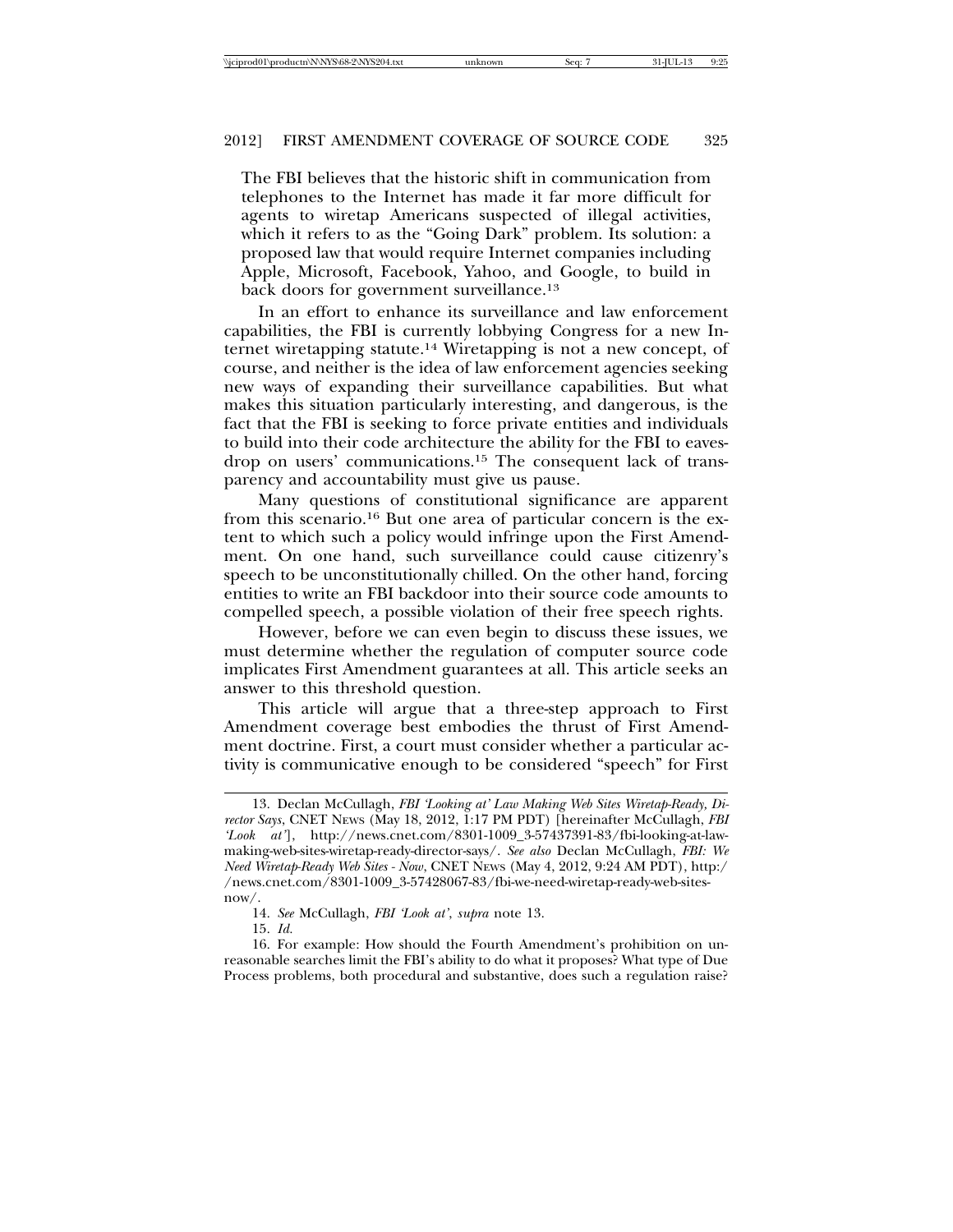The FBI believes that the historic shift in communication from telephones to the Internet has made it far more difficult for agents to wiretap Americans suspected of illegal activities, which it refers to as the "Going Dark" problem. Its solution: a proposed law that would require Internet companies including Apple, Microsoft, Facebook, Yahoo, and Google, to build in back doors for government surveillance.[13]

In an effort to enhance its surveillance and law enforcement capabilities, the FBI is currently lobbying Congress for a new Internet wiretapping statute.[14] Wiretapping is not a new concept, of course, and neither is the idea of law enforcement agencies seeking new ways of expanding their surveillance capabilities. But what makes this situation particularly interesting, and dangerous, is the fact that the FBI is seeking to force private entities and individuals to build into their code architecture the ability for the FBI to eavesdrop on users' communications.[15] The consequent lack of transparency and accountability must give us pause.

Many questions of constitutional significance are apparent from this scenario.[16] But one area of particular concern is the extent to which such a policy would infringe upon the First Amendment. On one hand, such surveillance could cause citizenry's speech to be unconstitutionally chilled. On the other hand, forcing entities to write an FBI backdoor into their source code amounts to compelled speech, a possible violation of their free speech rights.

However, before we can even begin to discuss these issues, we must determine whether the regulation of computer source code implicates First Amendment guarantees at all. This article seeks an answer to this threshold question.

This article will argue that a three-step approach to First Amendment coverage best embodies the thrust of First Amendment doctrine. First, a court must consider whether a particular activity is communicative enough to be considered "speech" for First

---

13. Declan McCullagh, *FBI 'Looking at' Law Making Web Sites Wiretap-Ready, Director Says*, CNET NEWS (May 18, 2012, 1:17 PM PDT) [hereinafter McCullagh, *FBI 'Look at'*], http://news.cnet.com/8301-1009_3-57437391-83/fbi-looking-at-law-making-web-sites-wiretap-ready-director-says/. *See also* Declan McCullagh, *FBI: We Need Wiretap-Ready Web Sites - Now*, CNET NEWS (May 4, 2012, 9:24 AM PDT), http://news.cnet.com/8301-1009_3-57428067-83/fbi-we-need-wiretap-ready-web-sites-now/.

14. *See* McCullagh, *FBI 'Look at'*, *supra* note 13.

15. *Id.*

16. For example: How should the Fourth Amendment's prohibition on unreasonable searches limit the FBI's ability to do what it proposes? What type of Due Process problems, both procedural and substantive, does such a regulation raise?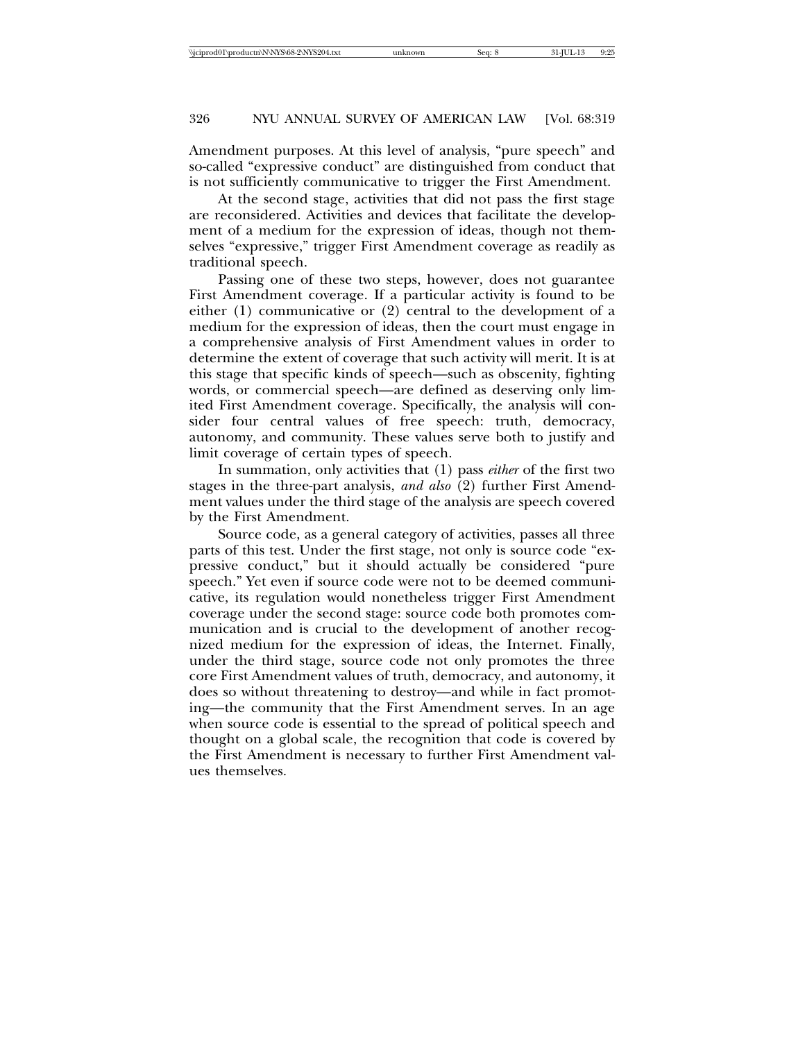Amendment purposes. At this level of analysis, "pure speech" and so-called "expressive conduct" are distinguished from conduct that is not sufficiently communicative to trigger the First Amendment.

At the second stage, activities that did not pass the first stage are reconsidered. Activities and devices that facilitate the development of a medium for the expression of ideas, though not themselves "expressive," trigger First Amendment coverage as readily as traditional speech.

Passing one of these two steps, however, does not guarantee First Amendment coverage. If a particular activity is found to be either (1) communicative or (2) central to the development of a medium for the expression of ideas, then the court must engage in a comprehensive analysis of First Amendment values in order to determine the extent of coverage that such activity will merit. It is at this stage that specific kinds of speech—such as obscenity, fighting words, or commercial speech—are defined as deserving only limited First Amendment coverage. Specifically, the analysis will consider four central values of free speech: truth, democracy, autonomy, and community. These values serve both to justify and limit coverage of certain types of speech.

In summation, only activities that (1) pass *either* of the first two stages in the three-part analysis, *and also* (2) further First Amendment values under the third stage of the analysis are speech covered by the First Amendment.

Source code, as a general category of activities, passes all three parts of this test. Under the first stage, not only is source code "expressive conduct," but it should actually be considered "pure speech." Yet even if source code were not to be deemed communicative, its regulation would nonetheless trigger First Amendment coverage under the second stage: source code both promotes communication and is crucial to the development of another recognized medium for the expression of ideas, the Internet. Finally, under the third stage, source code not only promotes the three core First Amendment values of truth, democracy, and autonomy, it does so without threatening to destroy—and while in fact promoting—the community that the First Amendment serves. In an age when source code is essential to the spread of political speech and thought on a global scale, the recognition that code is covered by the First Amendment is necessary to further First Amendment values themselves.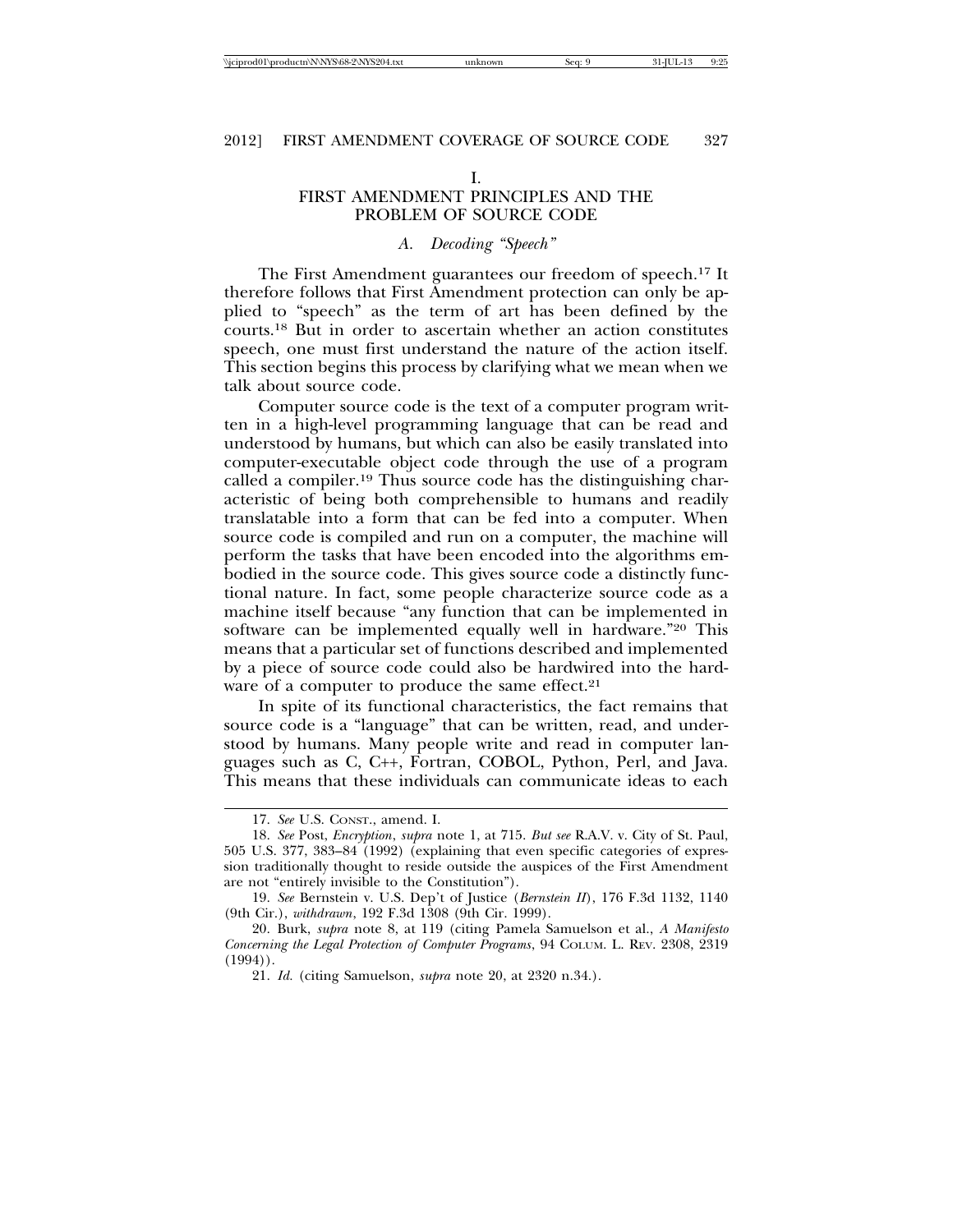# I.
# FIRST AMENDMENT PRINCIPLES AND THE PROBLEM OF SOURCE CODE

## *A. Decoding "Speech"*

The First Amendment guarantees our freedom of speech.[17] It therefore follows that First Amendment protection can only be applied to "speech" as the term of art has been defined by the courts.[18] But in order to ascertain whether an action constitutes speech, one must first understand the nature of the action itself. This section begins this process by clarifying what we mean when we talk about source code.

Computer source code is the text of a computer program written in a high-level programming language that can be read and understood by humans, but which can also be easily translated into computer-executable object code through the use of a program called a compiler.[19] Thus source code has the distinguishing characteristic of being both comprehensible to humans and readily translatable into a form that can be fed into a computer. When source code is compiled and run on a computer, the machine will perform the tasks that have been encoded into the algorithms embodied in the source code. This gives source code a distinctly functional nature. In fact, some people characterize source code as a machine itself because "any function that can be implemented in software can be implemented equally well in hardware."[20] This means that a particular set of functions described and implemented by a piece of source code could also be hardwired into the hardware of a computer to produce the same effect.[21]

In spite of its functional characteristics, the fact remains that source code is a "language" that can be written, read, and understood by humans. Many people write and read in computer languages such as C, C++, Fortran, COBOL, Python, Perl, and Java. This means that these individuals can communicate ideas to each

---

17. *See* U.S. CONST., amend. I.

18. *See* Post, *Encryption*, *supra* note 1, at 715. *But see* R.A.V. v. City of St. Paul, 505 U.S. 377, 383–84 (1992) (explaining that even specific categories of expression traditionally thought to reside outside the auspices of the First Amendment are not "entirely invisible to the Constitution").

19. *See* Bernstein v. U.S. Dep't of Justice (*Bernstein II*), 176 F.3d 1132, 1140 (9th Cir.), *withdrawn*, 192 F.3d 1308 (9th Cir. 1999).

20. Burk, *supra* note 8, at 119 (citing Pamela Samuelson et al., *A Manifesto Concerning the Legal Protection of Computer Programs*, 94 COLUM. L. REV. 2308, 2319 (1994)).

21. *Id.* (citing Samuelson, *supra* note 20, at 2320 n.34.).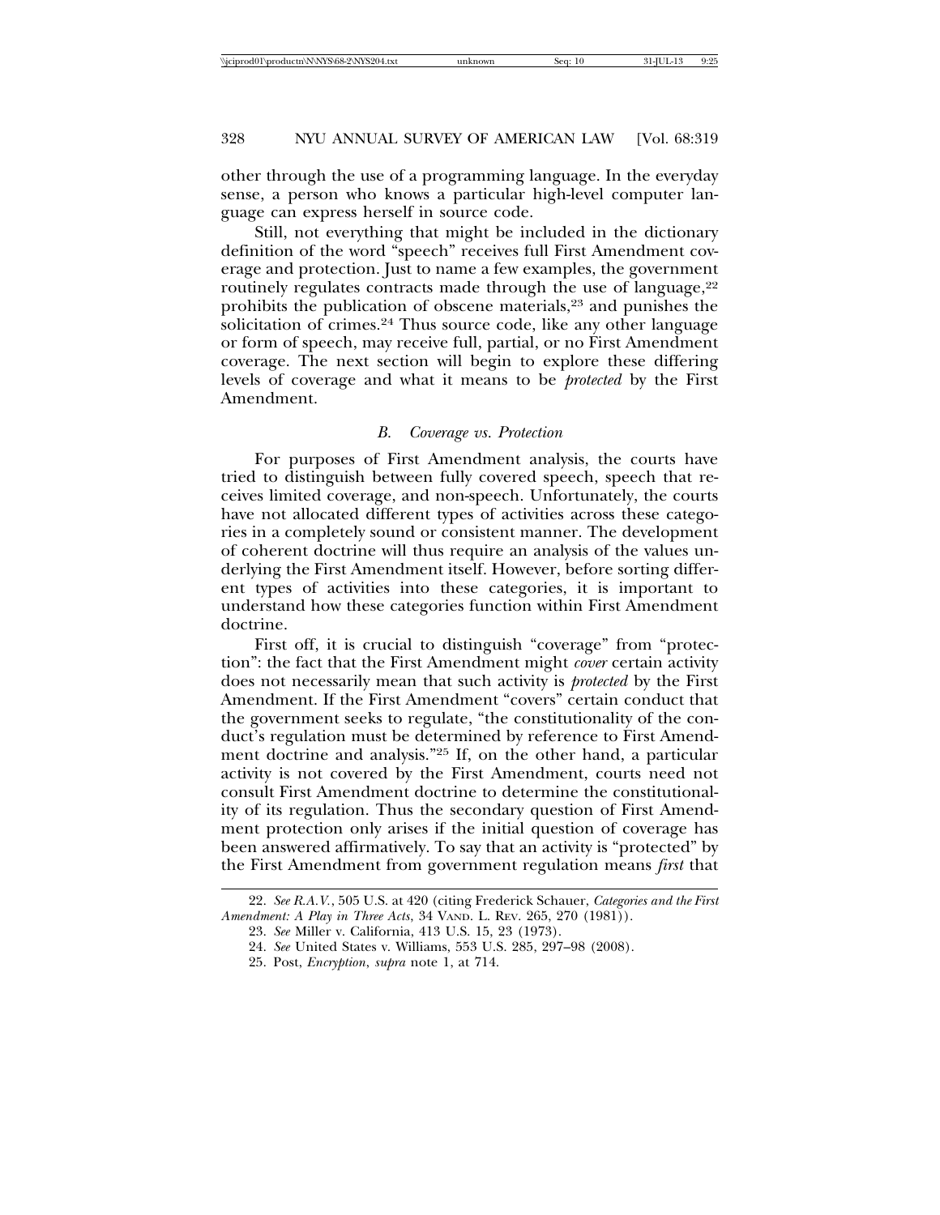other through the use of a programming language. In the everyday sense, a person who knows a particular high-level computer language can express herself in source code.

Still, not everything that might be included in the dictionary definition of the word "speech" receives full First Amendment coverage and protection. Just to name a few examples, the government routinely regulates contracts made through the use of language,[22] prohibits the publication of obscene materials,[23] and punishes the solicitation of crimes.[24] Thus source code, like any other language or form of speech, may receive full, partial, or no First Amendment coverage. The next section will begin to explore these differing levels of coverage and what it means to be *protected* by the First Amendment.

### *B. Coverage vs. Protection*

For purposes of First Amendment analysis, the courts have tried to distinguish between fully covered speech, speech that receives limited coverage, and non-speech. Unfortunately, the courts have not allocated different types of activities across these categories in a completely sound or consistent manner. The development of coherent doctrine will thus require an analysis of the values underlying the First Amendment itself. However, before sorting different types of activities into these categories, it is important to understand how these categories function within First Amendment doctrine.

First off, it is crucial to distinguish "coverage" from "protection": the fact that the First Amendment might *cover* certain activity does not necessarily mean that such activity is *protected* by the First Amendment. If the First Amendment "covers" certain conduct that the government seeks to regulate, "the constitutionality of the conduct's regulation must be determined by reference to First Amendment doctrine and analysis."[25] If, on the other hand, a particular activity is not covered by the First Amendment, courts need not consult First Amendment doctrine to determine the constitutionality of its regulation. Thus the secondary question of First Amendment protection only arises if the initial question of coverage has been answered affirmatively. To say that an activity is "protected" by the First Amendment from government regulation means *first* that

22. *See R.A.V.*, 505 U.S. at 420 (citing Frederick Schauer, *Categories and the First Amendment: A Play in Three Acts*, 34 VAND. L. REV. 265, 270 (1981)).

23. *See* Miller v. California, 413 U.S. 15, 23 (1973).

24. *See* United States v. Williams, 553 U.S. 285, 297–98 (2008).

25. Post, *Encryption*, *supra* note 1, at 714.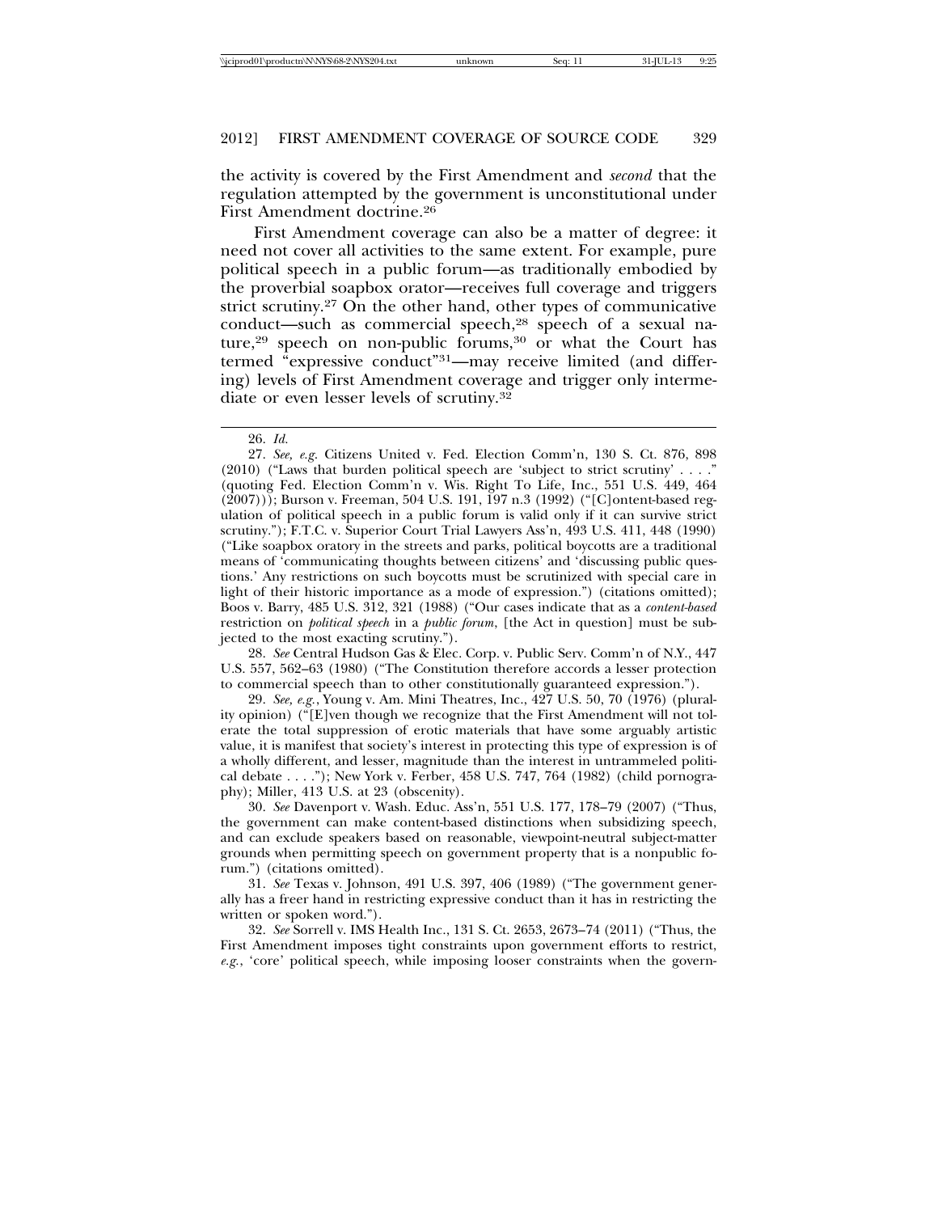the activity is covered by the First Amendment and *second* that the regulation attempted by the government is unconstitutional under First Amendment doctrine.[26]

First Amendment coverage can also be a matter of degree: it need not cover all activities to the same extent. For example, pure political speech in a public forum—as traditionally embodied by the proverbial soapbox orator—receives full coverage and triggers strict scrutiny.[27] On the other hand, other types of communicative conduct—such as commercial speech,[28] speech of a sexual nature,[29] speech on non-public forums,[30] or what the Court has termed "expressive conduct"[31]—may receive limited (and differing) levels of First Amendment coverage and trigger only intermediate or even lesser levels of scrutiny.[32]

---

26. *Id.*

27. *See, e.g.* Citizens United v. Fed. Election Comm'n, 130 S. Ct. 876, 898 (2010) ("Laws that burden political speech are 'subject to strict scrutiny' . . . ." (quoting Fed. Election Comm'n v. Wis. Right To Life, Inc., 551 U.S. 449, 464 (2007))); Burson v. Freeman, 504 U.S. 191, 197 n.3 (1992) ("[C]ontent-based regulation of political speech in a public forum is valid only if it can survive strict scrutiny."); F.T.C. v. Superior Court Trial Lawyers Ass'n, 493 U.S. 411, 448 (1990) ("Like soapbox oratory in the streets and parks, political boycotts are a traditional means of 'communicating thoughts between citizens' and 'discussing public questions.' Any restrictions on such boycotts must be scrutinized with special care in light of their historic importance as a mode of expression.") (citations omitted); Boos v. Barry, 485 U.S. 312, 321 (1988) ("Our cases indicate that as a *content-based* restriction on *political speech* in a *public forum*, [the Act in question] must be subjected to the most exacting scrutiny.").

28. *See* Central Hudson Gas & Elec. Corp. v. Public Serv. Comm'n of N.Y., 447 U.S. 557, 562–63 (1980) ("The Constitution therefore accords a lesser protection to commercial speech than to other constitutionally guaranteed expression.").

29. *See, e.g.*, Young v. Am. Mini Theatres, Inc., 427 U.S. 50, 70 (1976) (plurality opinion) ("[E]ven though we recognize that the First Amendment will not tolerate the total suppression of erotic materials that have some arguably artistic value, it is manifest that society's interest in protecting this type of expression is of a wholly different, and lesser, magnitude than the interest in untrammeled political debate . . . ."); New York v. Ferber, 458 U.S. 747, 764 (1982) (child pornography); Miller, 413 U.S. at 23 (obscenity).

30. *See* Davenport v. Wash. Educ. Ass'n, 551 U.S. 177, 178–79 (2007) ("Thus, the government can make content-based distinctions when subsidizing speech, and can exclude speakers based on reasonable, viewpoint-neutral subject-matter grounds when permitting speech on government property that is a nonpublic forum.") (citations omitted).

31. *See* Texas v. Johnson, 491 U.S. 397, 406 (1989) ("The government generally has a freer hand in restricting expressive conduct than it has in restricting the written or spoken word.").

32. *See* Sorrell v. IMS Health Inc., 131 S. Ct. 2653, 2673–74 (2011) ("Thus, the First Amendment imposes tight constraints upon government efforts to restrict, *e.g.*, 'core' political speech, while imposing looser constraints when the govern-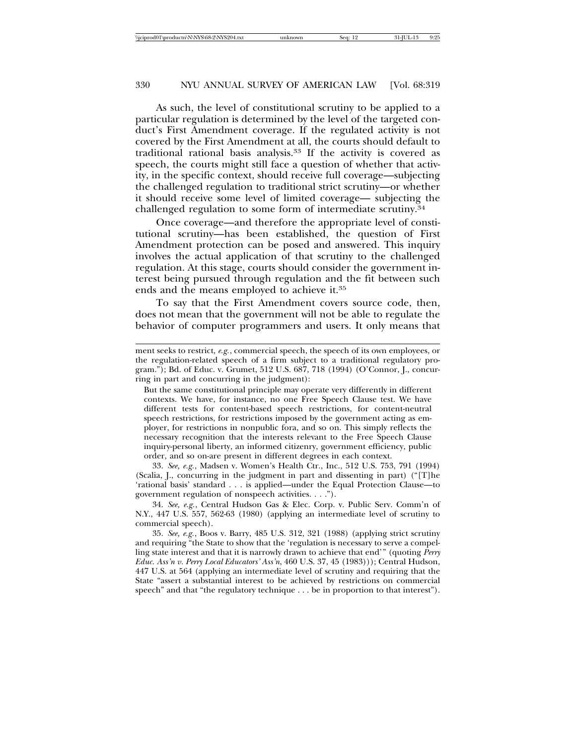As such, the level of constitutional scrutiny to be applied to a particular regulation is determined by the level of the targeted conduct's First Amendment coverage. If the regulated activity is not covered by the First Amendment at all, the courts should default to traditional rational basis analysis.[33] If the activity is covered as speech, the courts might still face a question of whether that activity, in the specific context, should receive full coverage—subjecting the challenged regulation to traditional strict scrutiny—or whether it should receive some level of limited coverage— subjecting the challenged regulation to some form of intermediate scrutiny.[34]

Once coverage—and therefore the appropriate level of constitutional scrutiny—has been established, the question of First Amendment protection can be posed and answered. This inquiry involves the actual application of that scrutiny to the challenged regulation. At this stage, courts should consider the government interest being pursued through regulation and the fit between such ends and the means employed to achieve it.[35]

To say that the First Amendment covers source code, then, does not mean that the government will not be able to regulate the behavior of computer programmers and users. It only means that

---

ment seeks to restrict, *e.g.*, commercial speech, the speech of its own employees, or the regulation-related speech of a firm subject to a traditional regulatory program."); Bd. of Educ. v. Grumet, 512 U.S. 687, 718 (1994) (O'Connor, J., concurring in part and concurring in the judgment):

> But the same constitutional principle may operate very differently in different contexts. We have, for instance, no one Free Speech Clause test. We have different tests for content-based speech restrictions, for content-neutral speech restrictions, for restrictions imposed by the government acting as employer, for restrictions in nonpublic fora, and so on. This simply reflects the necessary recognition that the interests relevant to the Free Speech Clause inquiry-personal liberty, an informed citizenry, government efficiency, public order, and so on-are present in different degrees in each context.

33. *See, e.g.*, Madsen v. Women's Health Ctr., Inc., 512 U.S. 753, 791 (1994) (Scalia, J., concurring in the judgment in part and dissenting in part) ("[T]he 'rational basis' standard . . . is applied—under the Equal Protection Clause—to government regulation of nonspeech activities. . . .").

34. *See, e.g.*, Central Hudson Gas & Elec. Corp. v. Public Serv. Comm'n of N.Y., 447 U.S. 557, 562-63 (1980) (applying an intermediate level of scrutiny to commercial speech).

35. *See, e.g.*, Boos v. Barry, 485 U.S. 312, 321 (1988) (applying strict scrutiny and requiring "the State to show that the 'regulation is necessary to serve a compelling state interest and that it is narrowly drawn to achieve that end'" (quoting *Perry Educ. Ass'n v. Perry Local Educators' Ass'n*, 460 U.S. 37, 45 (1983))); Central Hudson, 447 U.S. at 564 (applying an intermediate level of scrutiny and requiring that the State "assert a substantial interest to be achieved by restrictions on commercial speech" and that "the regulatory technique . . . be in proportion to that interest").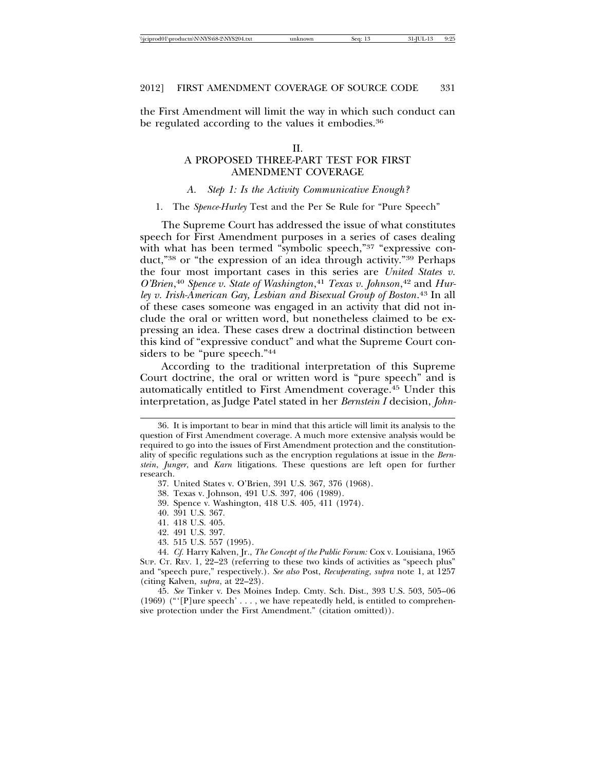the First Amendment will limit the way in which such conduct can be regulated according to the values it embodies.[36]

## II. A PROPOSED THREE-PART TEST FOR FIRST AMENDMENT COVERAGE

### A. *Step 1: Is the Activity Communicative Enough?*

#### 1. The *Spence-Hurley* Test and the Per Se Rule for "Pure Speech"

The Supreme Court has addressed the issue of what constitutes speech for First Amendment purposes in a series of cases dealing with what has been termed "symbolic speech,"[37] "expressive conduct,"[38] or "the expression of an idea through activity."[39] Perhaps the four most important cases in this series are *United States v. O'Brien*,[40] *Spence v. State of Washington*,[41] *Texas v. Johnson*,[42] and *Hurley v. Irish-American Gay, Lesbian and Bisexual Group of Boston*.[43] In all of these cases someone was engaged in an activity that did not include the oral or written word, but nonetheless claimed to be expressing an idea. These cases drew a doctrinal distinction between this kind of "expressive conduct" and what the Supreme Court considers to be "pure speech."[44]

According to the traditional interpretation of this Supreme Court doctrine, the oral or written word is "pure speech" and is automatically entitled to First Amendment coverage.[45] Under this interpretation, as Judge Patel stated in her *Bernstein I* decision, *John-*

---

36. It is important to bear in mind that this article will limit its analysis to the question of First Amendment coverage. A much more extensive analysis would be required to go into the issues of First Amendment protection and the constitutionality of specific regulations such as the encryption regulations at issue in the *Bernstein*, *Junger*, and *Karn* litigations. These questions are left open for further research.

37. United States v. O'Brien, 391 U.S. 367, 376 (1968).

38. Texas v. Johnson, 491 U.S. 397, 406 (1989).

39. Spence v. Washington, 418 U.S. 405, 411 (1974).

40. 391 U.S. 367.

41. 418 U.S. 405.

42. 491 U.S. 397.

43. 515 U.S. 557 (1995).

44. *Cf.* Harry Kalven, Jr., *The Concept of the Public Forum:* Cox v. Louisiana, 1965 SUP. CT. REV. 1, 22–23 (referring to these two kinds of activities as "speech plus" and "speech pure," respectively.). *See also* Post, *Recuperating*, *supra* note 1, at 1257 (citing Kalven, *supra*, at 22–23).

45. *See* Tinker v. Des Moines Indep. Cmty. Sch. Dist., 393 U.S. 503, 505–06 (1969) ("'[P]ure speech' . . . , we have repeatedly held, is entitled to comprehensive protection under the First Amendment." (citation omitted)).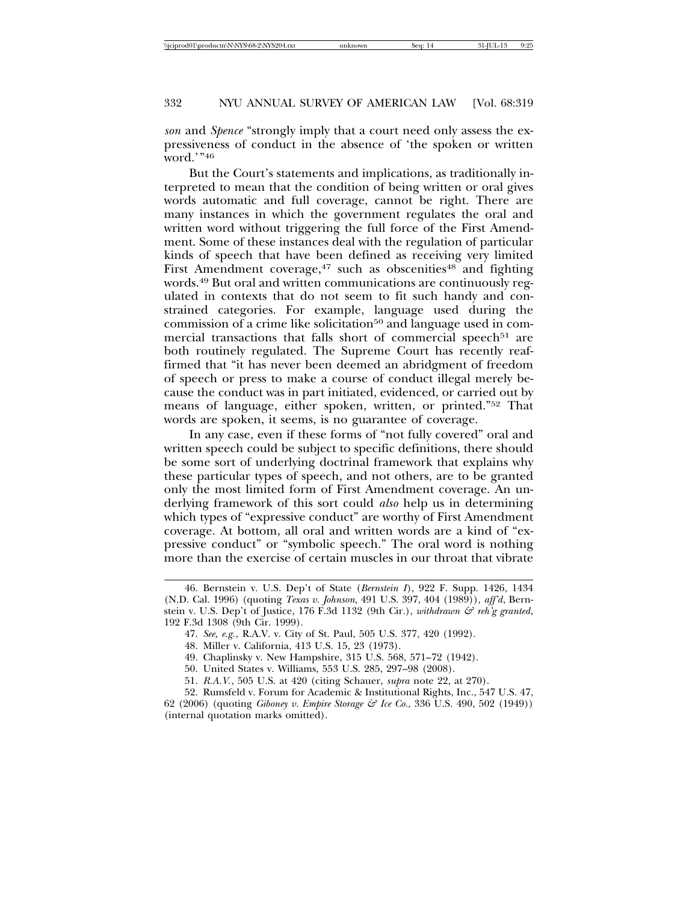*son* and *Spence* "strongly imply that a court need only assess the expressiveness of conduct in the absence of 'the spoken or written word.'"[46]

But the Court's statements and implications, as traditionally interpreted to mean that the condition of being written or oral gives words automatic and full coverage, cannot be right. There are many instances in which the government regulates the oral and written word without triggering the full force of the First Amendment. Some of these instances deal with the regulation of particular kinds of speech that have been defined as receiving very limited First Amendment coverage,[47] such as obscenities[48] and fighting words.[49] But oral and written communications are continuously regulated in contexts that do not seem to fit such handy and constrained categories. For example, language used during the commission of a crime like solicitation[50] and language used in commercial transactions that falls short of commercial speech[51] are both routinely regulated. The Supreme Court has recently reaffirmed that "it has never been deemed an abridgment of freedom of speech or press to make a course of conduct illegal merely because the conduct was in part initiated, evidenced, or carried out by means of language, either spoken, written, or printed."[52] That words are spoken, it seems, is no guarantee of coverage.

In any case, even if these forms of "not fully covered" oral and written speech could be subject to specific definitions, there should be some sort of underlying doctrinal framework that explains why these particular types of speech, and not others, are to be granted only the most limited form of First Amendment coverage. An underlying framework of this sort could *also* help us in determining which types of "expressive conduct" are worthy of First Amendment coverage. At bottom, all oral and written words are a kind of "expressive conduct" or "symbolic speech." The oral word is nothing more than the exercise of certain muscles in our throat that vibrate

---

46. Bernstein v. U.S. Dep't of State (*Bernstein I*), 922 F. Supp. 1426, 1434 (N.D. Cal. 1996) (quoting *Texas v. Johnson*, 491 U.S. 397, 404 (1989)), *aff'd*, Bernstein v. U.S. Dep't of Justice, 176 F.3d 1132 (9th Cir.), *withdrawn & reh'g granted*, 192 F.3d 1308 (9th Cir. 1999).

47. *See, e.g.*, R.A.V. v. City of St. Paul, 505 U.S. 377, 420 (1992).

48. Miller v. California, 413 U.S. 15, 23 (1973).

49. Chaplinsky v. New Hampshire, 315 U.S. 568, 571–72 (1942).

50. United States v. Williams, 553 U.S. 285, 297–98 (2008).

51. *R.A.V.*, 505 U.S. at 420 (citing Schauer, *supra* note 22, at 270).

52. Rumsfeld v. Forum for Academic & Institutional Rights, Inc., 547 U.S. 47, 62 (2006) (quoting *Giboney v. Empire Storage & Ice Co.*, 336 U.S. 490, 502 (1949)) (internal quotation marks omitted).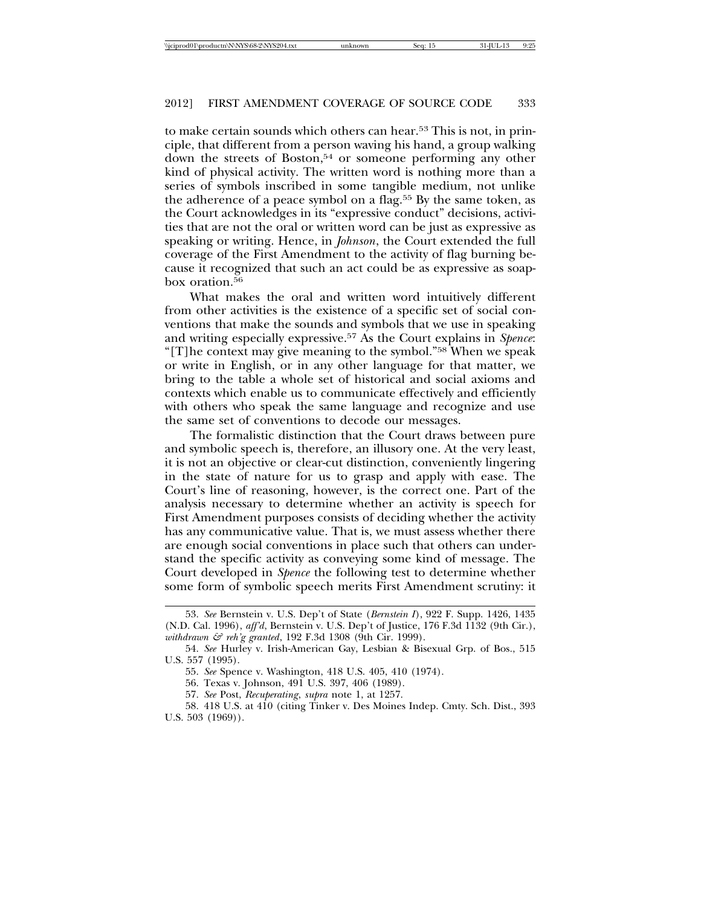to make certain sounds which others can hear.[53] This is not, in principle, that different from a person waving his hand, a group walking down the streets of Boston,[54] or someone performing any other kind of physical activity. The written word is nothing more than a series of symbols inscribed in some tangible medium, not unlike the adherence of a peace symbol on a flag.[55] By the same token, as the Court acknowledges in its "expressive conduct" decisions, activities that are not the oral or written word can be just as expressive as speaking or writing. Hence, in *Johnson*, the Court extended the full coverage of the First Amendment to the activity of flag burning because it recognized that such an act could be as expressive as soapbox oration.[56]

What makes the oral and written word intuitively different from other activities is the existence of a specific set of social conventions that make the sounds and symbols that we use in speaking and writing especially expressive.[57] As the Court explains in *Spence*: "[T]he context may give meaning to the symbol."[58] When we speak or write in English, or in any other language for that matter, we bring to the table a whole set of historical and social axioms and contexts which enable us to communicate effectively and efficiently with others who speak the same language and recognize and use the same set of conventions to decode our messages.

The formalistic distinction that the Court draws between pure and symbolic speech is, therefore, an illusory one. At the very least, it is not an objective or clear-cut distinction, conveniently lingering in the state of nature for us to grasp and apply with ease. The Court's line of reasoning, however, is the correct one. Part of the analysis necessary to determine whether an activity is speech for First Amendment purposes consists of deciding whether the activity has any communicative value. That is, we must assess whether there are enough social conventions in place such that others can understand the specific activity as conveying some kind of message. The Court developed in *Spence* the following test to determine whether some form of symbolic speech merits First Amendment scrutiny: it

---

53. *See* Bernstein v. U.S. Dep't of State (*Bernstein I*), 922 F. Supp. 1426, 1435 (N.D. Cal. 1996), *aff'd*, Bernstein v. U.S. Dep't of Justice, 176 F.3d 1132 (9th Cir.), *withdrawn & reh'g granted*, 192 F.3d 1308 (9th Cir. 1999).

54. *See* Hurley v. Irish-American Gay, Lesbian & Bisexual Grp. of Bos., 515 U.S. 557 (1995).

55. *See* Spence v. Washington, 418 U.S. 405, 410 (1974).

56. Texas v. Johnson, 491 U.S. 397, 406 (1989).

57. *See* Post, *Recuperating*, *supra* note 1, at 1257.

58. 418 U.S. at 410 (citing Tinker v. Des Moines Indep. Cmty. Sch. Dist., 393 U.S. 503 (1969)).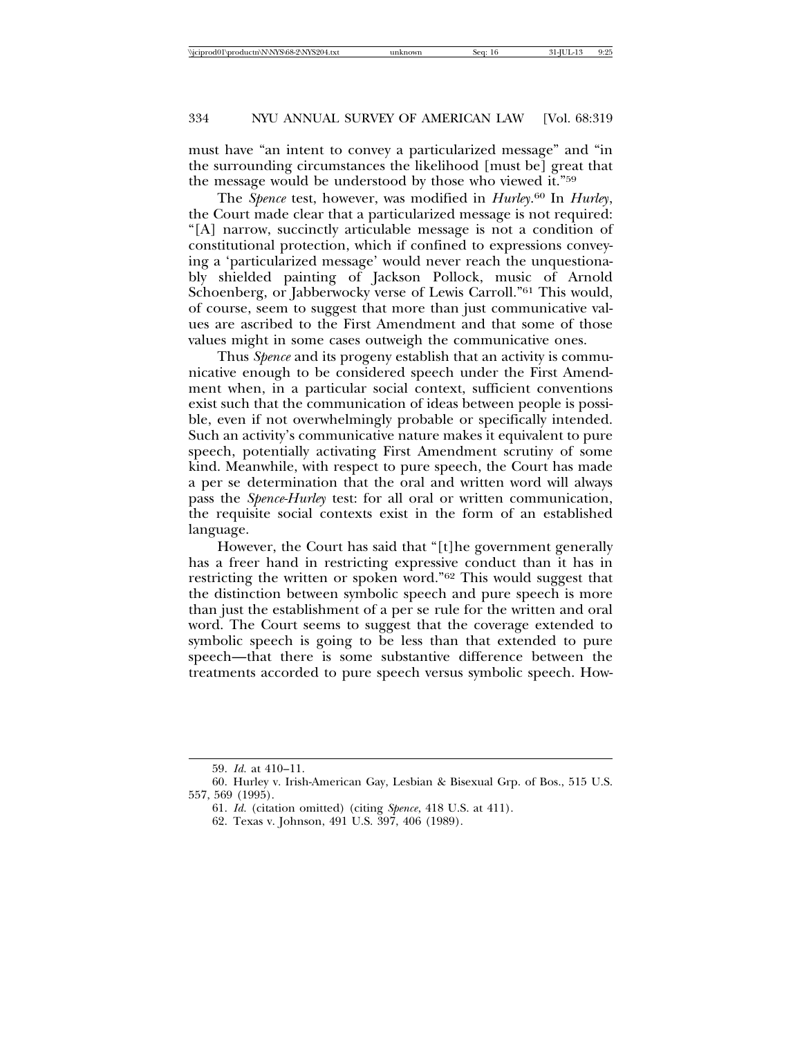must have "an intent to convey a particularized message" and "in the surrounding circumstances the likelihood [must be] great that the message would be understood by those who viewed it."[59]

The *Spence* test, however, was modified in *Hurley*.[60] In *Hurley*, the Court made clear that a particularized message is not required: "[A] narrow, succinctly articulable message is not a condition of constitutional protection, which if confined to expressions conveying a 'particularized message' would never reach the unquestionably shielded painting of Jackson Pollock, music of Arnold Schoenberg, or Jabberwocky verse of Lewis Carroll."[61] This would, of course, seem to suggest that more than just communicative values are ascribed to the First Amendment and that some of those values might in some cases outweigh the communicative ones.

Thus *Spence* and its progeny establish that an activity is communicative enough to be considered speech under the First Amendment when, in a particular social context, sufficient conventions exist such that the communication of ideas between people is possible, even if not overwhelmingly probable or specifically intended. Such an activity's communicative nature makes it equivalent to pure speech, potentially activating First Amendment scrutiny of some kind. Meanwhile, with respect to pure speech, the Court has made a per se determination that the oral and written word will always pass the *Spence-Hurley* test: for all oral or written communication, the requisite social contexts exist in the form of an established language.

However, the Court has said that "[t]he government generally has a freer hand in restricting expressive conduct than it has in restricting the written or spoken word."[62] This would suggest that the distinction between symbolic speech and pure speech is more than just the establishment of a per se rule for the written and oral word. The Court seems to suggest that the coverage extended to symbolic speech is going to be less than that extended to pure speech—that there is some substantive difference between the treatments accorded to pure speech versus symbolic speech. How-

---

59. *Id.* at 410–11.

60. Hurley v. Irish-American Gay, Lesbian & Bisexual Grp. of Bos., 515 U.S. 557, 569 (1995).

61. *Id.* (citation omitted) (citing *Spence*, 418 U.S. at 411).

62. Texas v. Johnson, 491 U.S. 397, 406 (1989).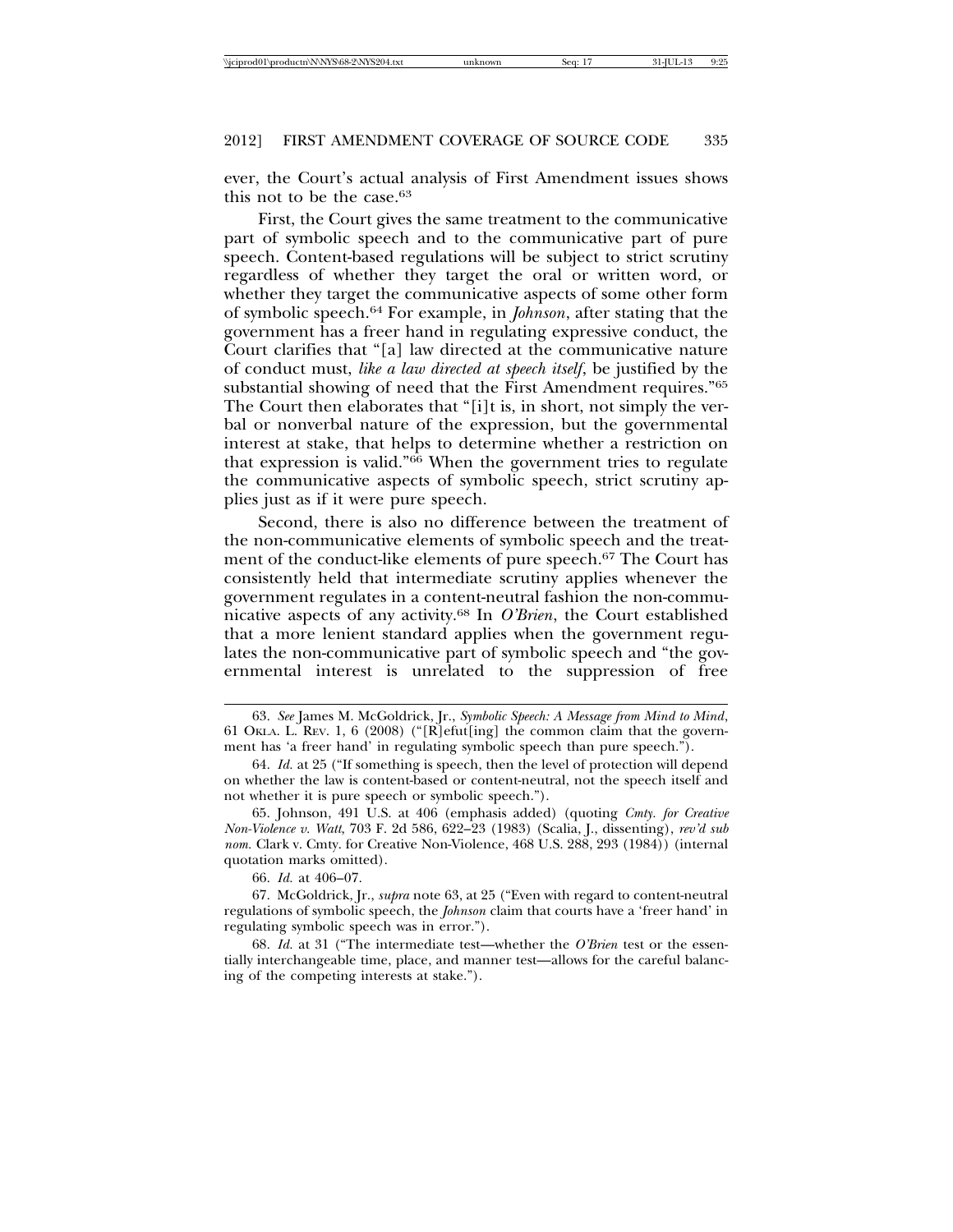ever, the Court's actual analysis of First Amendment issues shows this not to be the case.[63]

First, the Court gives the same treatment to the communicative part of symbolic speech and to the communicative part of pure speech. Content-based regulations will be subject to strict scrutiny regardless of whether they target the oral or written word, or whether they target the communicative aspects of some other form of symbolic speech.[64] For example, in *Johnson*, after stating that the government has a freer hand in regulating expressive conduct, the Court clarifies that "[a] law directed at the communicative nature of conduct must, *like a law directed at speech itself*, be justified by the substantial showing of need that the First Amendment requires."[65] The Court then elaborates that "[i]t is, in short, not simply the verbal or nonverbal nature of the expression, but the governmental interest at stake, that helps to determine whether a restriction on that expression is valid."[66] When the government tries to regulate the communicative aspects of symbolic speech, strict scrutiny applies just as if it were pure speech.

Second, there is also no difference between the treatment of the non-communicative elements of symbolic speech and the treatment of the conduct-like elements of pure speech.[67] The Court has consistently held that intermediate scrutiny applies whenever the government regulates in a content-neutral fashion the non-communicative aspects of any activity.[68] In *O'Brien*, the Court established that a more lenient standard applies when the government regulates the non-communicative part of symbolic speech and "the governmental interest is unrelated to the suppression of free

---

63. *See* James M. McGoldrick, Jr., *Symbolic Speech: A Message from Mind to Mind*, 61 OKLA. L. REV. 1, 6 (2008) ("[R]efut[ing] the common claim that the government has 'a freer hand' in regulating symbolic speech than pure speech.").

64. *Id.* at 25 ("If something is speech, then the level of protection will depend on whether the law is content-based or content-neutral, not the speech itself and not whether it is pure speech or symbolic speech.").

65. Johnson, 491 U.S. at 406 (emphasis added) (quoting *Cmty. for Creative Non-Violence v. Watt*, 703 F. 2d 586, 622–23 (1983) (Scalia, J., dissenting), *rev'd sub nom.* Clark v. Cmty. for Creative Non-Violence, 468 U.S. 288, 293 (1984)) (internal quotation marks omitted).

66. *Id.* at 406–07.

67. McGoldrick, Jr., *supra* note 63, at 25 ("Even with regard to content-neutral regulations of symbolic speech, the *Johnson* claim that courts have a 'freer hand' in regulating symbolic speech was in error.").

68. *Id.* at 31 ("The intermediate test—whether the *O'Brien* test or the essentially interchangeable time, place, and manner test—allows for the careful balancing of the competing interests at stake.").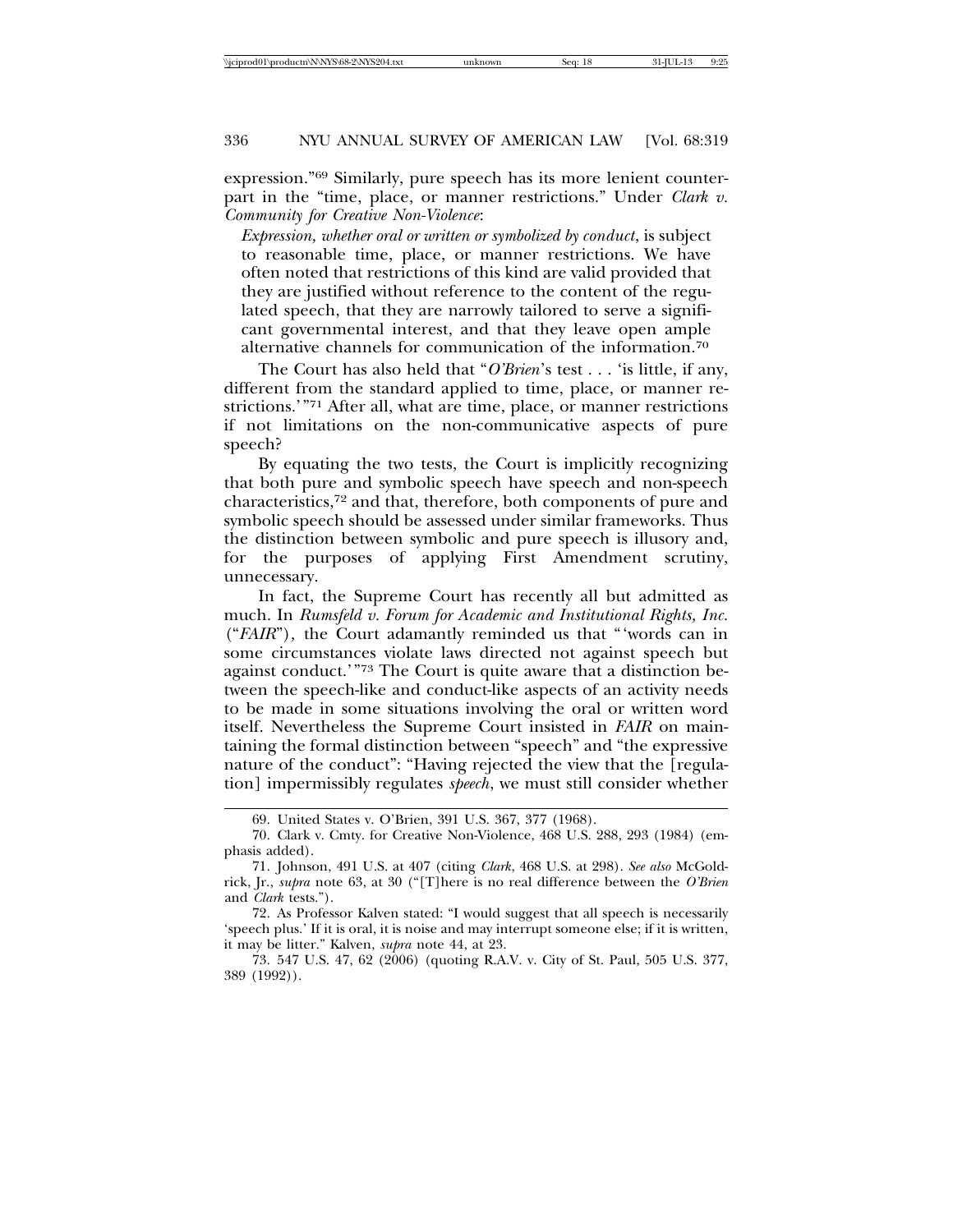expression."[69] Similarly, pure speech has its more lenient counterpart in the "time, place, or manner restrictions." Under *Clark v. Community for Creative Non-Violence*:

> *Expression, whether oral or written or symbolized by conduct*, is subject to reasonable time, place, or manner restrictions. We have often noted that restrictions of this kind are valid provided that they are justified without reference to the content of the regulated speech, that they are narrowly tailored to serve a significant governmental interest, and that they leave open ample alternative channels for communication of the information.[70]

The Court has also held that "*O'Brien*'s test . . . 'is little, if any, different from the standard applied to time, place, or manner restrictions.'"[71] After all, what are time, place, or manner restrictions if not limitations on the non-communicative aspects of pure speech?

By equating the two tests, the Court is implicitly recognizing that both pure and symbolic speech have speech and non-speech characteristics,[72] and that, therefore, both components of pure and symbolic speech should be assessed under similar frameworks. Thus the distinction between symbolic and pure speech is illusory and, for the purposes of applying First Amendment scrutiny, unnecessary.

In fact, the Supreme Court has recently all but admitted as much. In *Rumsfeld v. Forum for Academic and Institutional Rights, Inc.* ("*FAIR*"), the Court adamantly reminded us that "'words can in some circumstances violate laws directed not against speech but against conduct.'"[73] The Court is quite aware that a distinction between the speech-like and conduct-like aspects of an activity needs to be made in some situations involving the oral or written word itself. Nevertheless the Supreme Court insisted in *FAIR* on maintaining the formal distinction between "speech" and "the expressive nature of the conduct": "Having rejected the view that the [regulation] impermissibly regulates *speech*, we must still consider whether

---

69. United States v. O'Brien, 391 U.S. 367, 377 (1968).

70. Clark v. Cmty. for Creative Non-Violence, 468 U.S. 288, 293 (1984) (emphasis added).

71. Johnson, 491 U.S. at 407 (citing *Clark*, 468 U.S. at 298). *See also* McGoldrick, Jr., *supra* note 63, at 30 ("[T]here is no real difference between the *O'Brien* and *Clark* tests.").

72. As Professor Kalven stated: "I would suggest that all speech is necessarily 'speech plus.' If it is oral, it is noise and may interrupt someone else; if it is written, it may be litter." Kalven, *supra* note 44, at 23.

73. 547 U.S. 47, 62 (2006) (quoting R.A.V. v. City of St. Paul, 505 U.S. 377, 389 (1992)).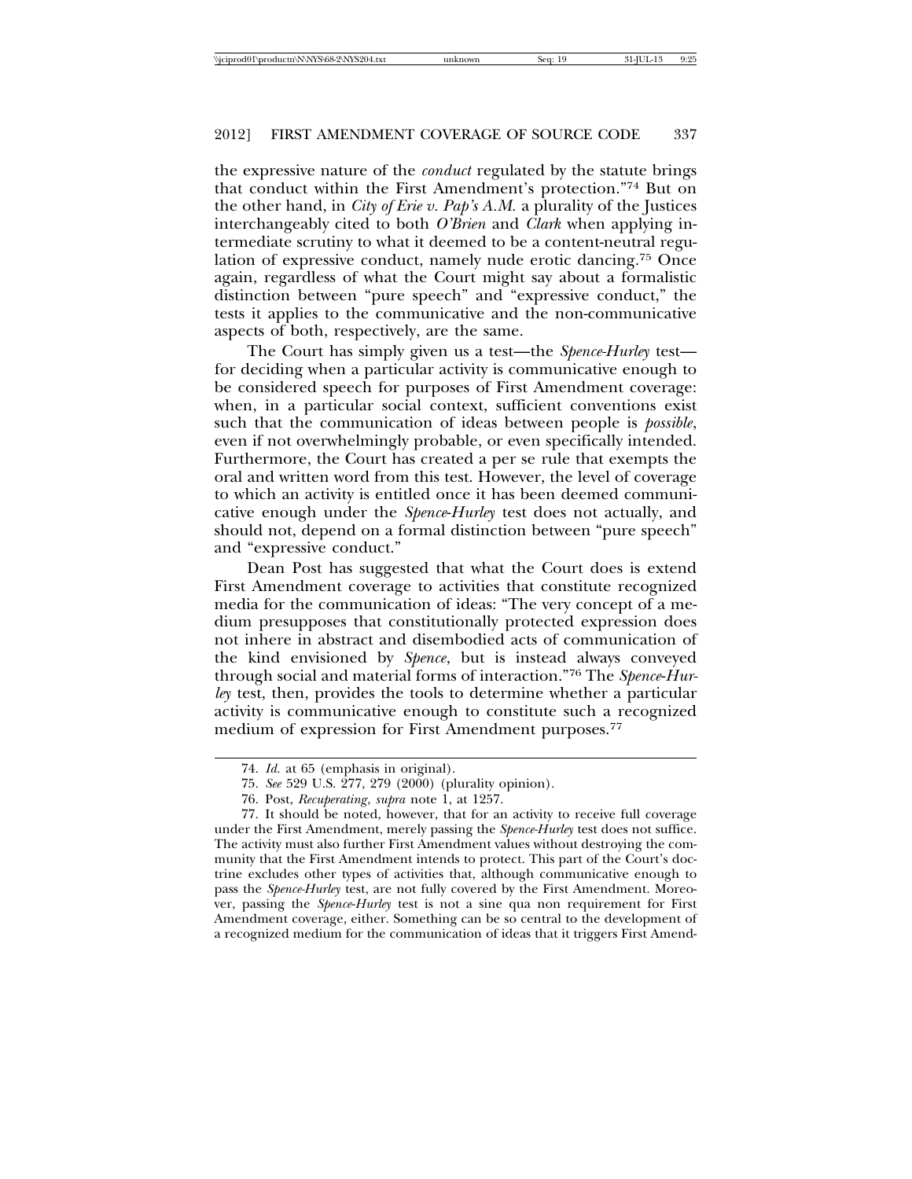the expressive nature of the *conduct* regulated by the statute brings that conduct within the First Amendment's protection."[74] But on the other hand, in *City of Erie v. Pap's A.M.* a plurality of the Justices interchangeably cited to both *O'Brien* and *Clark* when applying intermediate scrutiny to what it deemed to be a content-neutral regulation of expressive conduct, namely nude erotic dancing.[75] Once again, regardless of what the Court might say about a formalistic distinction between "pure speech" and "expressive conduct," the tests it applies to the communicative and the non-communicative aspects of both, respectively, are the same.

The Court has simply given us a test—the *Spence-Hurley* test—for deciding when a particular activity is communicative enough to be considered speech for purposes of First Amendment coverage: when, in a particular social context, sufficient conventions exist such that the communication of ideas between people is *possible*, even if not overwhelmingly probable, or even specifically intended. Furthermore, the Court has created a per se rule that exempts the oral and written word from this test. However, the level of coverage to which an activity is entitled once it has been deemed communicative enough under the *Spence-Hurley* test does not actually, and should not, depend on a formal distinction between "pure speech" and "expressive conduct."

Dean Post has suggested that what the Court does is extend First Amendment coverage to activities that constitute recognized media for the communication of ideas: "The very concept of a medium presupposes that constitutionally protected expression does not inhere in abstract and disembodied acts of communication of the kind envisioned by *Spence*, but is instead always conveyed through social and material forms of interaction."[76] The *Spence-Hurley* test, then, provides the tools to determine whether a particular activity is communicative enough to constitute such a recognized medium of expression for First Amendment purposes.[77]

---

74. *Id.* at 65 (emphasis in original).

75. *See* 529 U.S. 277, 279 (2000) (plurality opinion).

76. Post, *Recuperating*, *supra* note 1, at 1257.

77. It should be noted, however, that for an activity to receive full coverage under the First Amendment, merely passing the *Spence-Hurley* test does not suffice. The activity must also further First Amendment values without destroying the community that the First Amendment intends to protect. This part of the Court's doctrine excludes other types of activities that, although communicative enough to pass the *Spence-Hurley* test, are not fully covered by the First Amendment. Moreover, passing the *Spence-Hurley* test is not a sine qua non requirement for First Amendment coverage, either. Something can be so central to the development of a recognized medium for the communication of ideas that it triggers First Amend-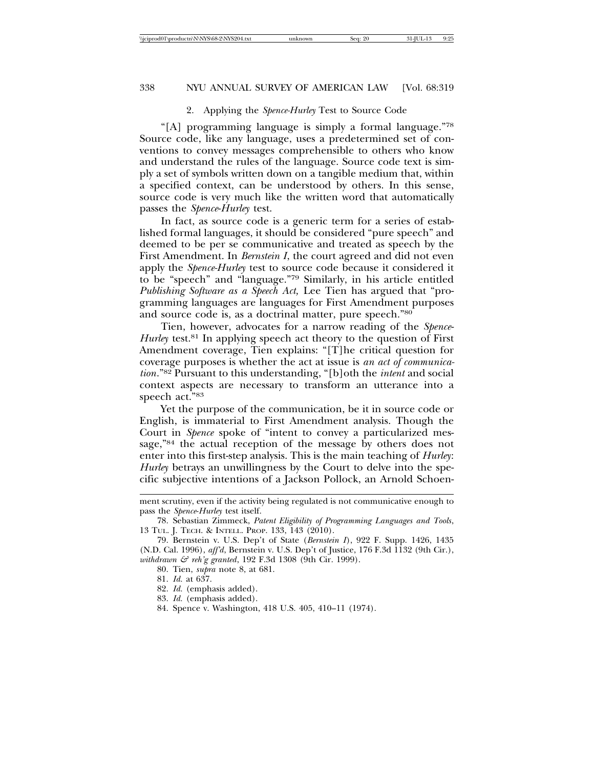### 2. Applying the *Spence-Hurley* Test to Source Code

"[A] programming language is simply a formal language."[78] Source code, like any language, uses a predetermined set of conventions to convey messages comprehensible to others who know and understand the rules of the language. Source code text is simply a set of symbols written down on a tangible medium that, within a specified context, can be understood by others. In this sense, source code is very much like the written word that automatically passes the *Spence-Hurley* test.

In fact, as source code is a generic term for a series of established formal languages, it should be considered "pure speech" and deemed to be per se communicative and treated as speech by the First Amendment. In *Bernstein I*, the court agreed and did not even apply the *Spence-Hurley* test to source code because it considered it to be "speech" and "language."[79] Similarly, in his article entitled *Publishing Software as a Speech Act,* Lee Tien has argued that "programming languages are languages for First Amendment purposes and source code is, as a doctrinal matter, pure speech."[80]

Tien, however, advocates for a narrow reading of the *Spence-Hurley* test.[81] In applying speech act theory to the question of First Amendment coverage, Tien explains: "[T]he critical question for coverage purposes is whether the act at issue is *an act of communication*."[82] Pursuant to this understanding, "[b]oth the *intent* and social context aspects are necessary to transform an utterance into a speech act."[83]

Yet the purpose of the communication, be it in source code or English, is immaterial to First Amendment analysis. Though the Court in *Spence* spoke of "intent to convey a particularized message,"[84] the actual reception of the message by others does not enter into this first-step analysis. This is the main teaching of *Hurley*: *Hurley* betrays an unwillingness by the Court to delve into the specific subjective intentions of a Jackson Pollock, an Arnold Schoen-

---

ment scrutiny, even if the activity being regulated is not communicative enough to pass the *Spence-Hurley* test itself.

78. Sebastian Zimmeck, *Patent Eligibility of Programming Languages and Tools*, 13 TUL. J. TECH. & INTELL. PROP. 133, 143 (2010).

79. Bernstein v. U.S. Dep't of State (*Bernstein I*), 922 F. Supp. 1426, 1435 (N.D. Cal. 1996), *aff'd*, Bernstein v. U.S. Dep't of Justice, 176 F.3d 1132 (9th Cir.), *withdrawn & reh'g granted*, 192 F.3d 1308 (9th Cir. 1999).

80. Tien, *supra* note 8, at 681.

81. *Id.* at 637.

82. *Id.* (emphasis added).

83. *Id.* (emphasis added).

84. Spence v. Washington, 418 U.S. 405, 410–11 (1974).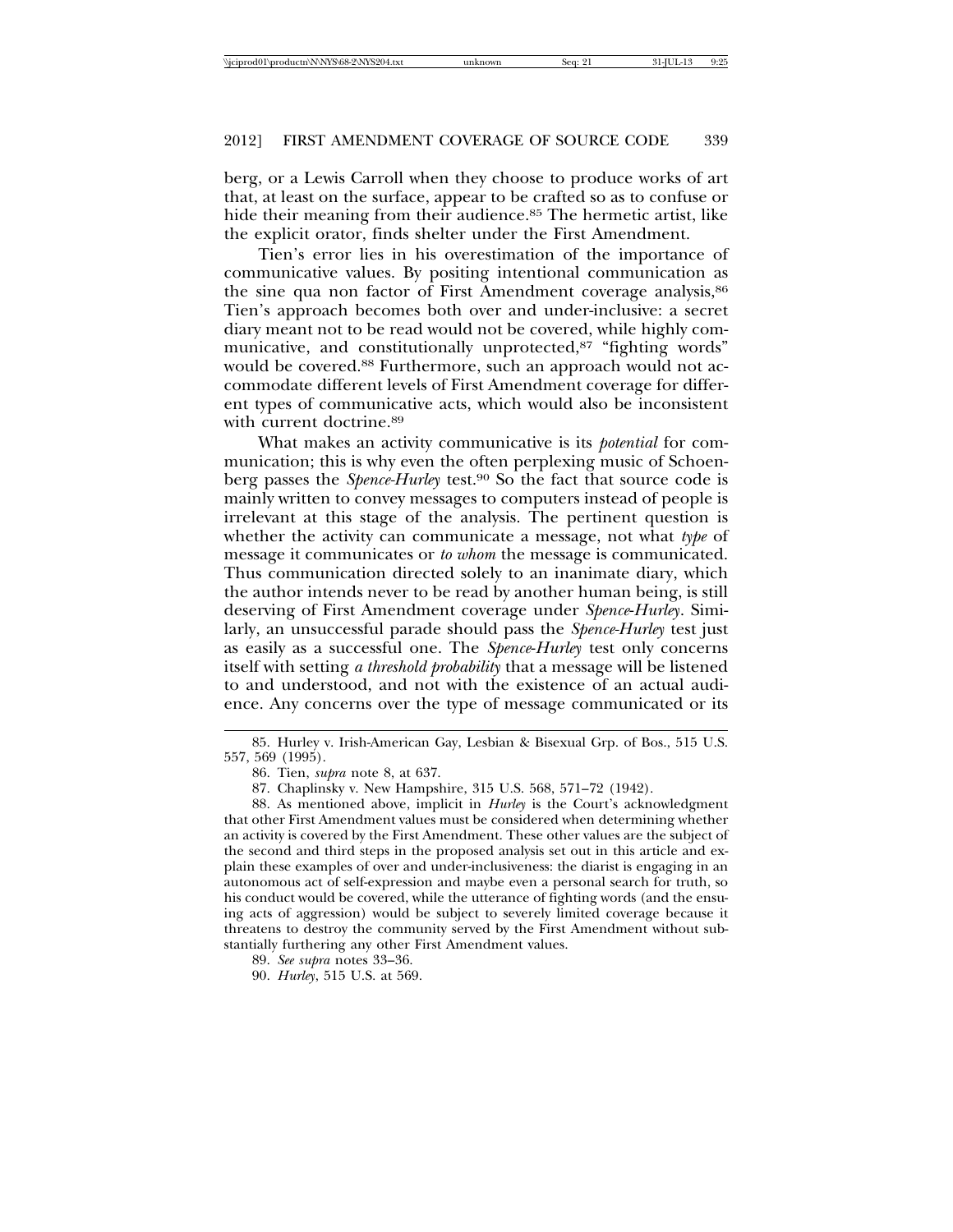berg, or a Lewis Carroll when they choose to produce works of art that, at least on the surface, appear to be crafted so as to confuse or hide their meaning from their audience.[85] The hermetic artist, like the explicit orator, finds shelter under the First Amendment.

Tien's error lies in his overestimation of the importance of communicative values. By positing intentional communication as the sine qua non factor of First Amendment coverage analysis,[86] Tien's approach becomes both over and under-inclusive: a secret diary meant not to be read would not be covered, while highly communicative, and constitutionally unprotected,[87] "fighting words" would be covered.[88] Furthermore, such an approach would not accommodate different levels of First Amendment coverage for different types of communicative acts, which would also be inconsistent with current doctrine.[89]

What makes an activity communicative is its *potential* for communication; this is why even the often perplexing music of Schoenberg passes the *Spence-Hurley* test.[90] So the fact that source code is mainly written to convey messages to computers instead of people is irrelevant at this stage of the analysis. The pertinent question is whether the activity can communicate a message, not what *type* of message it communicates or *to whom* the message is communicated. Thus communication directed solely to an inanimate diary, which the author intends never to be read by another human being, is still deserving of First Amendment coverage under *Spence-Hurley*. Similarly, an unsuccessful parade should pass the *Spence-Hurley* test just as easily as a successful one. The *Spence-Hurley* test only concerns itself with setting *a threshold probability* that a message will be listened to and understood, and not with the existence of an actual audience. Any concerns over the type of message communicated or its

---

85. Hurley v. Irish-American Gay, Lesbian & Bisexual Grp. of Bos., 515 U.S. 557, 569 (1995).

86. Tien, *supra* note 8, at 637.

87. Chaplinsky v. New Hampshire, 315 U.S. 568, 571–72 (1942).

88. As mentioned above, implicit in *Hurley* is the Court's acknowledgment that other First Amendment values must be considered when determining whether an activity is covered by the First Amendment. These other values are the subject of the second and third steps in the proposed analysis set out in this article and explain these examples of over and under-inclusiveness: the diarist is engaging in an autonomous act of self-expression and maybe even a personal search for truth, so his conduct would be covered, while the utterance of fighting words (and the ensuing acts of aggression) would be subject to severely limited coverage because it threatens to destroy the community served by the First Amendment without substantially furthering any other First Amendment values.

89. *See supra* notes 33–36.

90. *Hurley*, 515 U.S. at 569.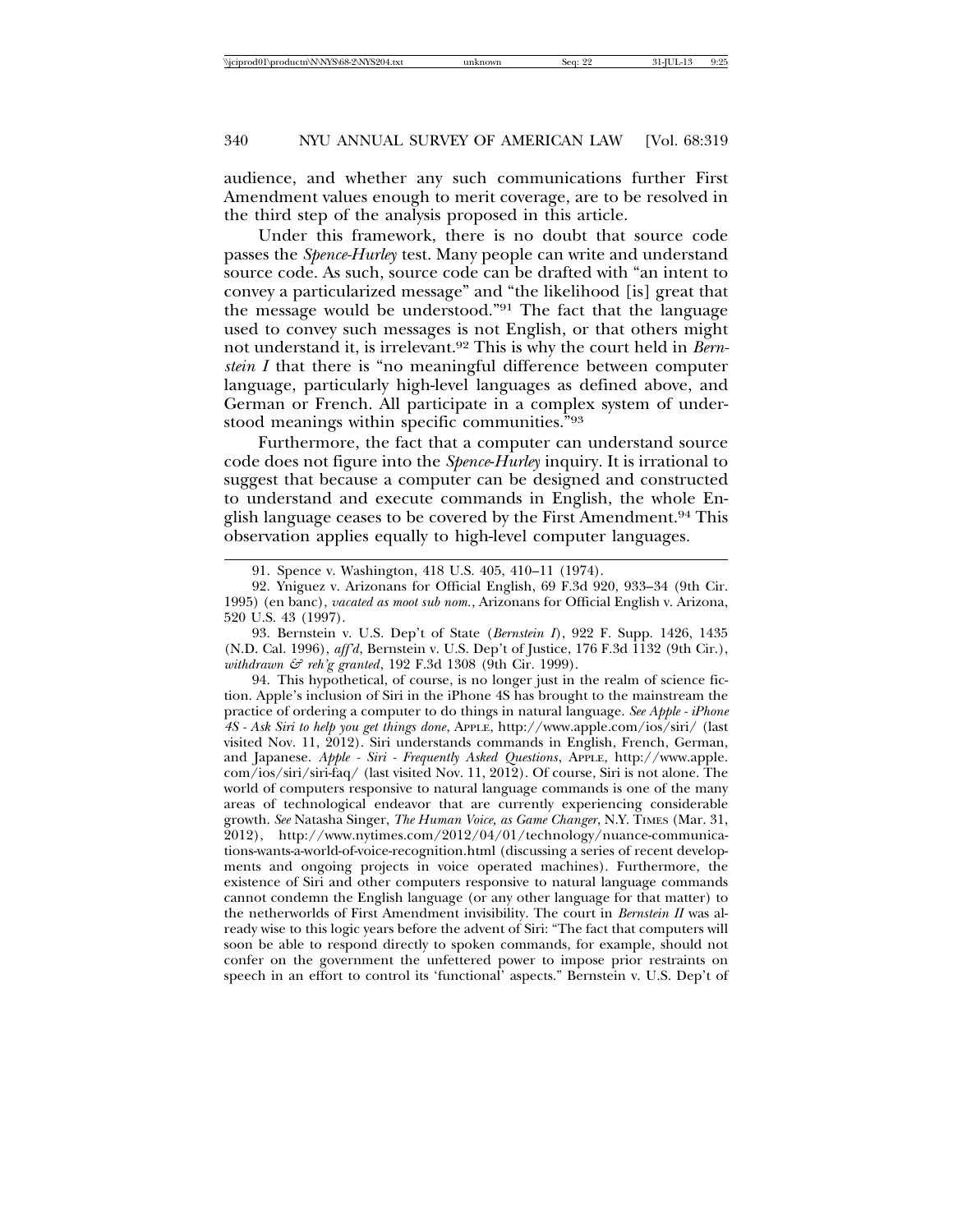audience, and whether any such communications further First Amendment values enough to merit coverage, are to be resolved in the third step of the analysis proposed in this article.

Under this framework, there is no doubt that source code passes the *Spence-Hurley* test. Many people can write and understand source code. As such, source code can be drafted with "an intent to convey a particularized message" and "the likelihood [is] great that the message would be understood."[91] The fact that the language used to convey such messages is not English, or that others might not understand it, is irrelevant.[92] This is why the court held in *Bernstein I* that there is "no meaningful difference between computer language, particularly high-level languages as defined above, and German or French. All participate in a complex system of understood meanings within specific communities."[93]

Furthermore, the fact that a computer can understand source code does not figure into the *Spence-Hurley* inquiry. It is irrational to suggest that because a computer can be designed and constructed to understand and execute commands in English, the whole English language ceases to be covered by the First Amendment.[94] This observation applies equally to high-level computer languages.

---

91. Spence v. Washington, 418 U.S. 405, 410–11 (1974).

92. Yniguez v. Arizonans for Official English, 69 F.3d 920, 933–34 (9th Cir. 1995) (en banc), *vacated as moot sub nom.*, Arizonans for Official English v. Arizona, 520 U.S. 43 (1997).

93. Bernstein v. U.S. Dep't of State (*Bernstein I*), 922 F. Supp. 1426, 1435 (N.D. Cal. 1996), *aff'd*, Bernstein v. U.S. Dep't of Justice, 176 F.3d 1132 (9th Cir.), *withdrawn & reh'g granted*, 192 F.3d 1308 (9th Cir. 1999).

94. This hypothetical, of course, is no longer just in the realm of science fiction. Apple's inclusion of Siri in the iPhone 4S has brought to the mainstream the practice of ordering a computer to do things in natural language. *See Apple - iPhone 4S - Ask Siri to help you get things done*, APPLE, http://www.apple.com/ios/siri/ (last visited Nov. 11, 2012). Siri understands commands in English, French, German, and Japanese. *Apple - Siri - Frequently Asked Questions*, APPLE, http://www.apple.com/ios/siri/siri-faq/ (last visited Nov. 11, 2012). Of course, Siri is not alone. The world of computers responsive to natural language commands is one of the many areas of technological endeavor that are currently experiencing considerable growth. *See* Natasha Singer, *The Human Voice, as Game Changer*, N.Y. TIMES (Mar. 31, 2012), http://www.nytimes.com/2012/04/01/technology/nuance-communications-wants-a-world-of-voice-recognition.html (discussing a series of recent developments and ongoing projects in voice operated machines). Furthermore, the existence of Siri and other computers responsive to natural language commands cannot condemn the English language (or any other language for that matter) to the netherworlds of First Amendment invisibility. The court in *Bernstein II* was already wise to this logic years before the advent of Siri: "The fact that computers will soon be able to respond directly to spoken commands, for example, should not confer on the government the unfettered power to impose prior restraints on speech in an effort to control its 'functional' aspects." Bernstein v. U.S. Dep't of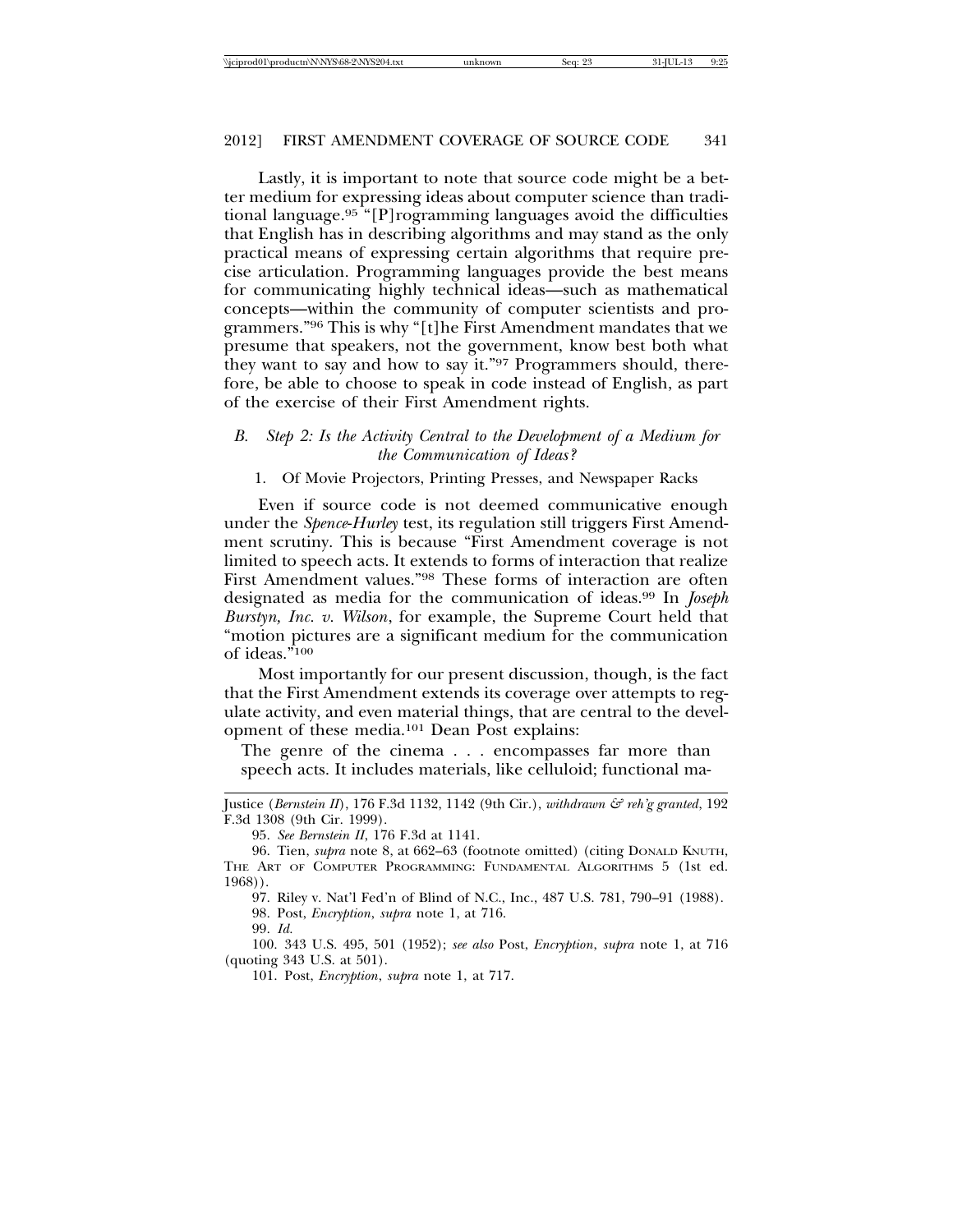Lastly, it is important to note that source code might be a better medium for expressing ideas about computer science than traditional language.[95] "[P]rogramming languages avoid the difficulties that English has in describing algorithms and may stand as the only practical means of expressing certain algorithms that require precise articulation. Programming languages provide the best means for communicating highly technical ideas—such as mathematical concepts—within the community of computer scientists and programmers."[96] This is why "[t]he First Amendment mandates that we presume that speakers, not the government, know best both what they want to say and how to say it."[97] Programmers should, therefore, be able to choose to speak in code instead of English, as part of the exercise of their First Amendment rights.

### *B. Step 2: Is the Activity Central to the Development of a Medium for the Communication of Ideas?*

#### 1. Of Movie Projectors, Printing Presses, and Newspaper Racks

Even if source code is not deemed communicative enough under the *Spence-Hurley* test, its regulation still triggers First Amendment scrutiny. This is because "First Amendment coverage is not limited to speech acts. It extends to forms of interaction that realize First Amendment values."[98] These forms of interaction are often designated as media for the communication of ideas.[99] In *Joseph Burstyn, Inc. v. Wilson*, for example, the Supreme Court held that "motion pictures are a significant medium for the communication of ideas."[100]

Most importantly for our present discussion, though, is the fact that the First Amendment extends its coverage over attempts to regulate activity, and even material things, that are central to the development of these media.[101] Dean Post explains:

> The genre of the cinema . . . encompasses far more than speech acts. It includes materials, like celluloid; functional ma-

---

Justice (*Bernstein II*), 176 F.3d 1132, 1142 (9th Cir.), *withdrawn & reh'g granted*, 192 F.3d 1308 (9th Cir. 1999).

95. *See Bernstein II*, 176 F.3d at 1141.

96. Tien, *supra* note 8, at 662–63 (footnote omitted) (citing DONALD KNUTH, THE ART OF COMPUTER PROGRAMMING: FUNDAMENTAL ALGORITHMS 5 (1st ed. 1968)).

97. Riley v. Nat'l Fed'n of Blind of N.C., Inc., 487 U.S. 781, 790–91 (1988).

98. Post, *Encryption*, *supra* note 1, at 716.

99. *Id.*

100. 343 U.S. 495, 501 (1952); *see also* Post, *Encryption*, *supra* note 1, at 716 (quoting 343 U.S. at 501).

101. Post, *Encryption*, *supra* note 1, at 717.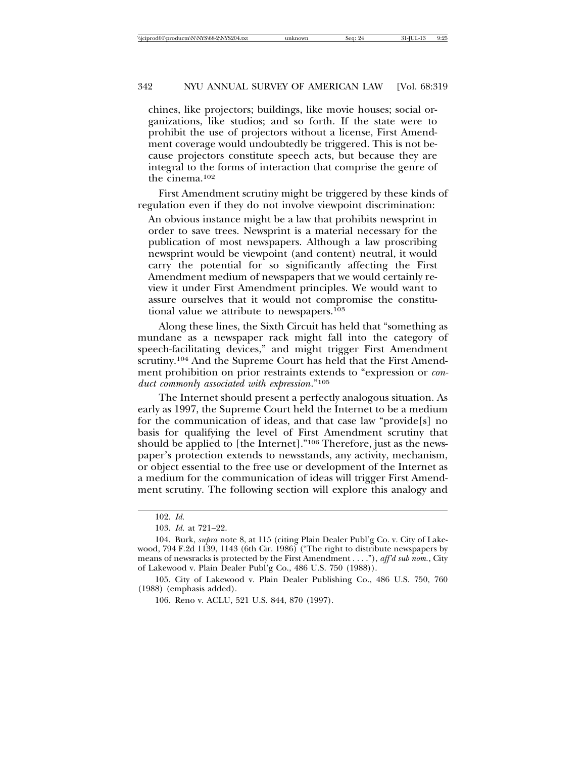chines, like projectors; buildings, like movie houses; social organizations, like studios; and so forth. If the state were to prohibit the use of projectors without a license, First Amendment coverage would undoubtedly be triggered. This is not because projectors constitute speech acts, but because they are integral to the forms of interaction that comprise the genre of the cinema.[102]

First Amendment scrutiny might be triggered by these kinds of regulation even if they do not involve viewpoint discrimination:

> An obvious instance might be a law that prohibits newsprint in order to save trees. Newsprint is a material necessary for the publication of most newspapers. Although a law proscribing newsprint would be viewpoint (and content) neutral, it would carry the potential for so significantly affecting the First Amendment medium of newspapers that we would certainly review it under First Amendment principles. We would want to assure ourselves that it would not compromise the constitutional value we attribute to newspapers.[103]

Along these lines, the Sixth Circuit has held that "something as mundane as a newspaper rack might fall into the category of speech-facilitating devices," and might trigger First Amendment scrutiny.[104] And the Supreme Court has held that the First Amendment prohibition on prior restraints extends to "expression or *conduct commonly associated with expression*."[105]

The Internet should present a perfectly analogous situation. As early as 1997, the Supreme Court held the Internet to be a medium for the communication of ideas, and that case law "provide[s] no basis for qualifying the level of First Amendment scrutiny that should be applied to [the Internet]."[106] Therefore, just as the newspaper's protection extends to newsstands, any activity, mechanism, or object essential to the free use or development of the Internet as a medium for the communication of ideas will trigger First Amendment scrutiny. The following section will explore this analogy and

---

102. *Id.*

103. *Id.* at 721–22.

104. Burk, *supra* note 8, at 115 (citing Plain Dealer Publ'g Co. v. City of Lakewood, 794 F.2d 1139, 1143 (6th Cir. 1986) ("The right to distribute newspapers by means of newsracks is protected by the First Amendment . . . ."), *aff'd sub nom.*, City of Lakewood v. Plain Dealer Publ'g Co., 486 U.S. 750 (1988)).

105. City of Lakewood v. Plain Dealer Publishing Co., 486 U.S. 750, 760 (1988) (emphasis added).

106. Reno v. ACLU, 521 U.S. 844, 870 (1997).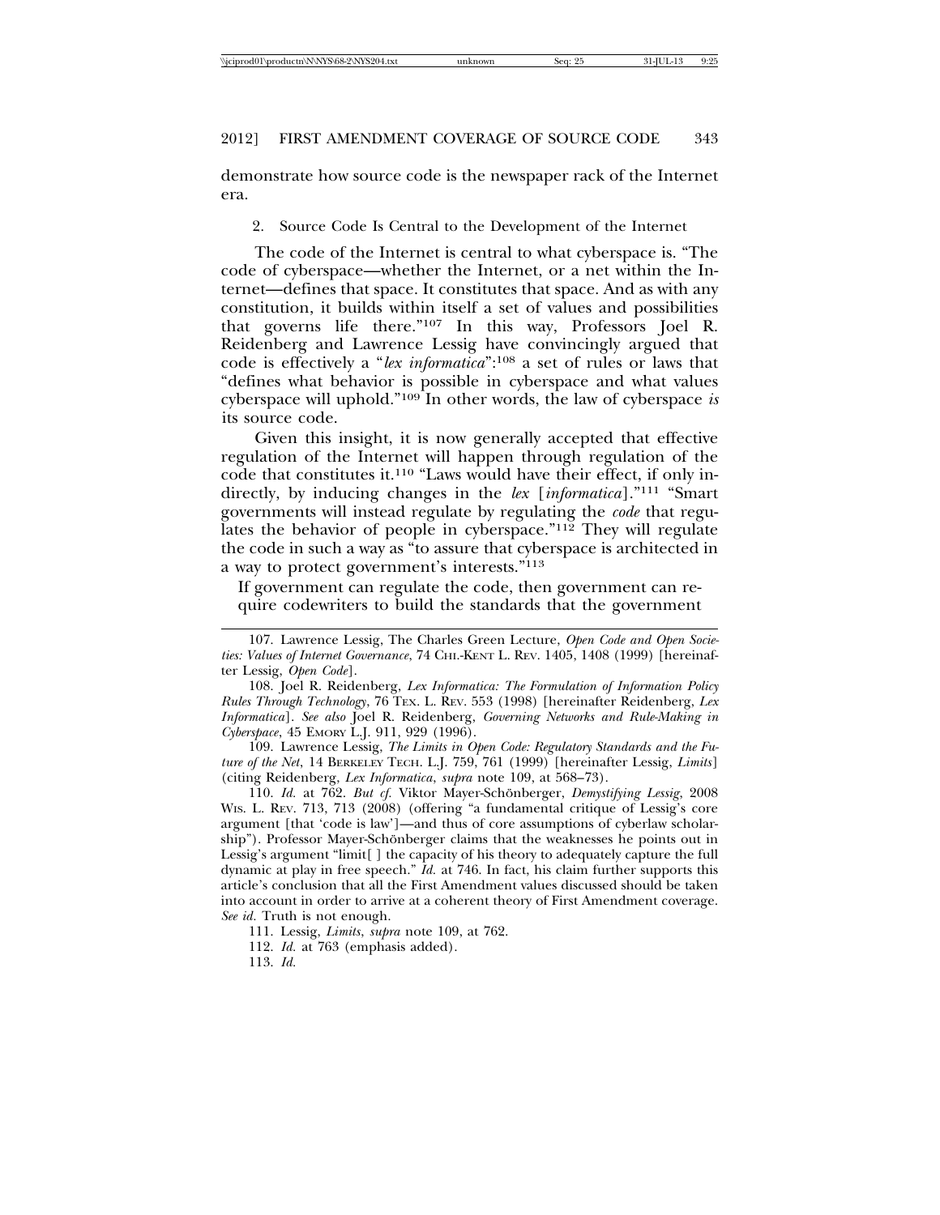demonstrate how source code is the newspaper rack of the Internet era.

### 2. Source Code Is Central to the Development of the Internet

The code of the Internet is central to what cyberspace is. "The code of cyberspace—whether the Internet, or a net within the Internet—defines that space. It constitutes that space. And as with any constitution, it builds within itself a set of values and possibilities that governs life there."[107] In this way, Professors Joel R. Reidenberg and Lawrence Lessig have convincingly argued that code is effectively a "*lex informatica*":[108] a set of rules or laws that "defines what behavior is possible in cyberspace and what values cyberspace will uphold."[109] In other words, the law of cyberspace *is* its source code.

Given this insight, it is now generally accepted that effective regulation of the Internet will happen through regulation of the code that constitutes it.[110] "Laws would have their effect, if only indirectly, by inducing changes in the *lex* [*informatica*]."[111] "Smart governments will instead regulate by regulating the *code* that regulates the behavior of people in cyberspace."[112] They will regulate the code in such a way as "to assure that cyberspace is architected in a way to protect government's interests."[113]

> If government can regulate the code, then government can require codewriters to build the standards that the government

---

107. Lawrence Lessig, The Charles Green Lecture, *Open Code and Open Societies: Values of Internet Governance*, 74 CHI.-KENT L. REV. 1405, 1408 (1999) [hereinafter Lessig, *Open Code*].

108. Joel R. Reidenberg, *Lex Informatica: The Formulation of Information Policy Rules Through Technology*, 76 TEX. L. REV. 553 (1998) [hereinafter Reidenberg, *Lex Informatica*]. *See also* Joel R. Reidenberg, *Governing Networks and Rule-Making in Cyberspace*, 45 EMORY L.J. 911, 929 (1996).

109. Lawrence Lessig, *The Limits in Open Code: Regulatory Standards and the Future of the Net*, 14 BERKELEY TECH. L.J. 759, 761 (1999) [hereinafter Lessig, *Limits*] (citing Reidenberg, *Lex Informatica*, *supra* note 109, at 568–73).

110. *Id.* at 762. *But cf.* Viktor Mayer-Schönberger, *Demystifying Lessig*, 2008 WIS. L. REV. 713, 713 (2008) (offering "a fundamental critique of Lessig's core argument [that 'code is law']—and thus of core assumptions of cyberlaw scholarship"). Professor Mayer-Schönberger claims that the weaknesses he points out in Lessig's argument "limit[ ] the capacity of his theory to adequately capture the full dynamic at play in free speech." *Id.* at 746. In fact, his claim further supports this article's conclusion that all the First Amendment values discussed should be taken into account in order to arrive at a coherent theory of First Amendment coverage. *See id.* Truth is not enough.

111. Lessig, *Limits*, *supra* note 109, at 762.

112. *Id.* at 763 (emphasis added).

113. *Id.*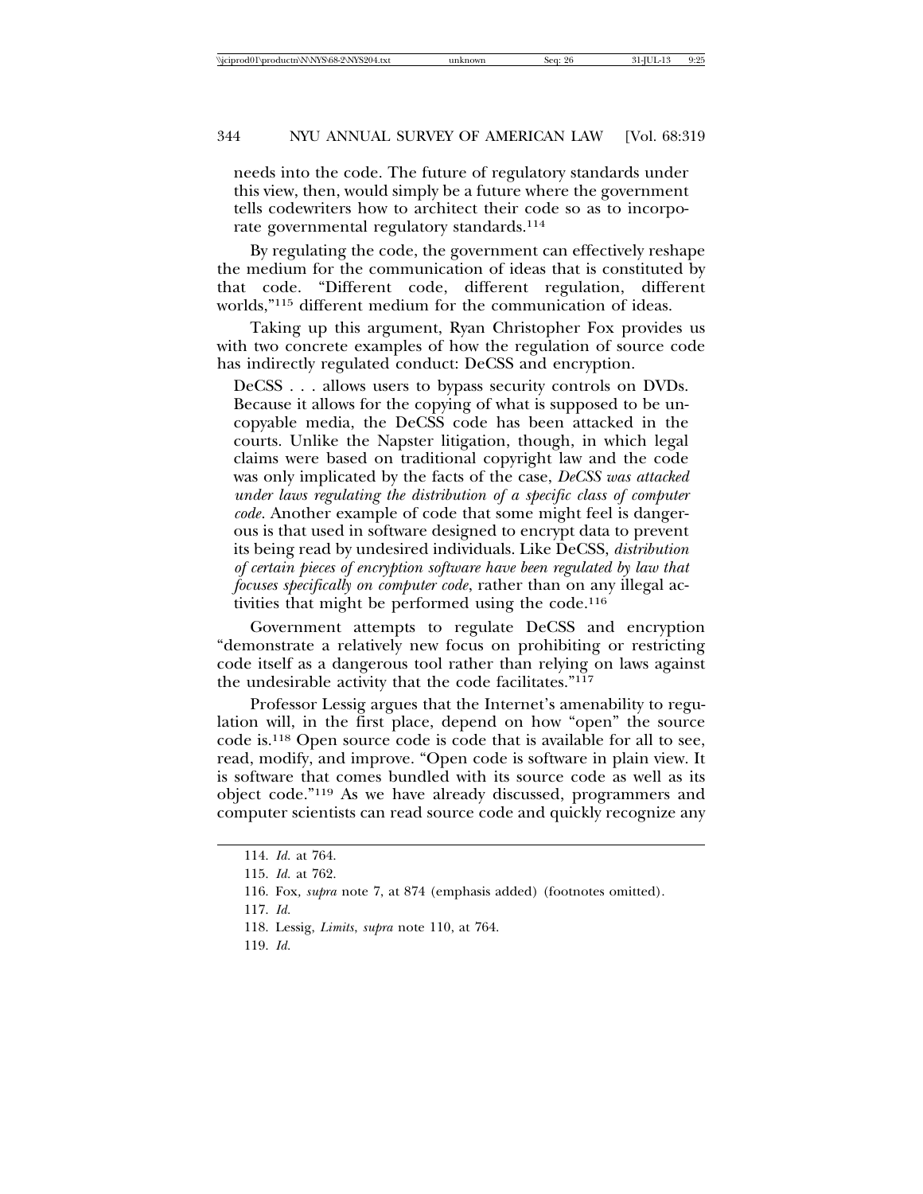needs into the code. The future of regulatory standards under this view, then, would simply be a future where the government tells codewriters how to architect their code so as to incorporate governmental regulatory standards.[114]

By regulating the code, the government can effectively reshape the medium for the communication of ideas that is constituted by that code. "Different code, different regulation, different worlds,"[115] different medium for the communication of ideas.

Taking up this argument, Ryan Christopher Fox provides us with two concrete examples of how the regulation of source code has indirectly regulated conduct: DeCSS and encryption.

> DeCSS . . . allows users to bypass security controls on DVDs. Because it allows for the copying of what is supposed to be uncopyable media, the DeCSS code has been attacked in the courts. Unlike the Napster litigation, though, in which legal claims were based on traditional copyright law and the code was only implicated by the facts of the case, *DeCSS was attacked under laws regulating the distribution of a specific class of computer code*. Another example of code that some might feel is dangerous is that used in software designed to encrypt data to prevent its being read by undesired individuals. Like DeCSS, *distribution of certain pieces of encryption software have been regulated by law that focuses specifically on computer code*, rather than on any illegal activities that might be performed using the code.[116]

Government attempts to regulate DeCSS and encryption "demonstrate a relatively new focus on prohibiting or restricting code itself as a dangerous tool rather than relying on laws against the undesirable activity that the code facilitates."[117]

Professor Lessig argues that the Internet's amenability to regulation will, in the first place, depend on how "open" the source code is.[118] Open source code is code that is available for all to see, read, modify, and improve. "Open code is software in plain view. It is software that comes bundled with its source code as well as its object code."[119] As we have already discussed, programmers and computer scientists can read source code and quickly recognize any

---

114. *Id.* at 764.

115. *Id.* at 762.

116. Fox*, supra* note 7, at 874 (emphasis added) (footnotes omitted).

117. *Id.*

118. Lessig, *Limits*, *supra* note 110, at 764.

119. *Id.*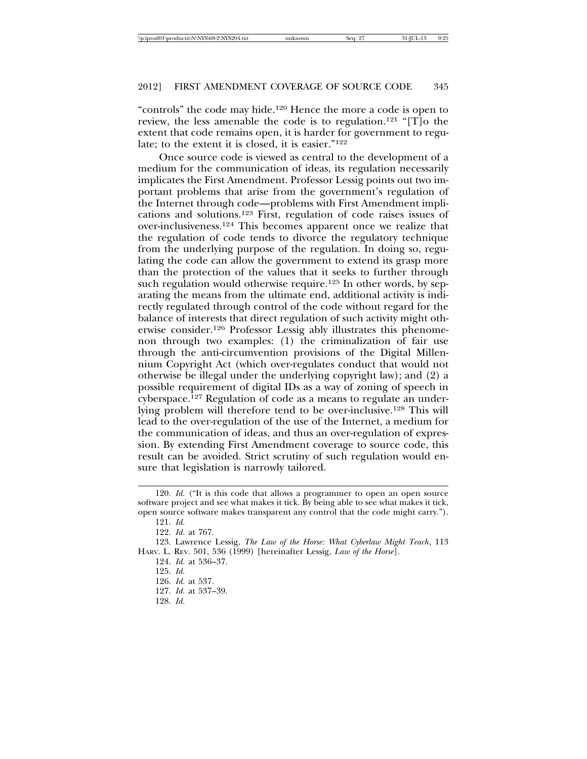"controls" the code may hide.[120] Hence the more a code is open to review, the less amenable the code is to regulation.[121] "[T]o the extent that code remains open, it is harder for government to regulate; to the extent it is closed, it is easier."[122]

Once source code is viewed as central to the development of a medium for the communication of ideas, its regulation necessarily implicates the First Amendment. Professor Lessig points out two important problems that arise from the government's regulation of the Internet through code—problems with First Amendment implications and solutions.[123] First, regulation of code raises issues of over-inclusiveness.[124] This becomes apparent once we realize that the regulation of code tends to divorce the regulatory technique from the underlying purpose of the regulation. In doing so, regulating the code can allow the government to extend its grasp more than the protection of the values that it seeks to further through such regulation would otherwise require.[125] In other words, by separating the means from the ultimate end, additional activity is indirectly regulated through control of the code without regard for the balance of interests that direct regulation of such activity might otherwise consider.[126] Professor Lessig ably illustrates this phenomenon through two examples: (1) the criminalization of fair use through the anti-circumvention provisions of the Digital Millennium Copyright Act (which over-regulates conduct that would not otherwise be illegal under the underlying copyright law); and (2) a possible requirement of digital IDs as a way of zoning of speech in cyberspace.[127] Regulation of code as a means to regulate an underlying problem will therefore tend to be over-inclusive.[128] This will lead to the over-regulation of the use of the Internet, a medium for the communication of ideas, and thus an over-regulation of expression. By extending First Amendment coverage to source code, this result can be avoided. Strict scrutiny of such regulation would ensure that legislation is narrowly tailored.

---

120. *Id.* ("It is this code that allows a programmer to open an open source software project and see what makes it tick. By being able to see what makes it tick, open source software makes transparent any control that the code might carry.").

121. *Id.*

122. *Id.* at 767.

123. Lawrence Lessig, *The Law of the Horse: What Cyberlaw Might Teach*, 113 HARV. L. REV. 501, 536 (1999) [hereinafter Lessig, *Law of the Horse*].

124. *Id.* at 536–37.

125. *Id.*

126. *Id.* at 537.

127. *Id.* at 537–39.

128. *Id.*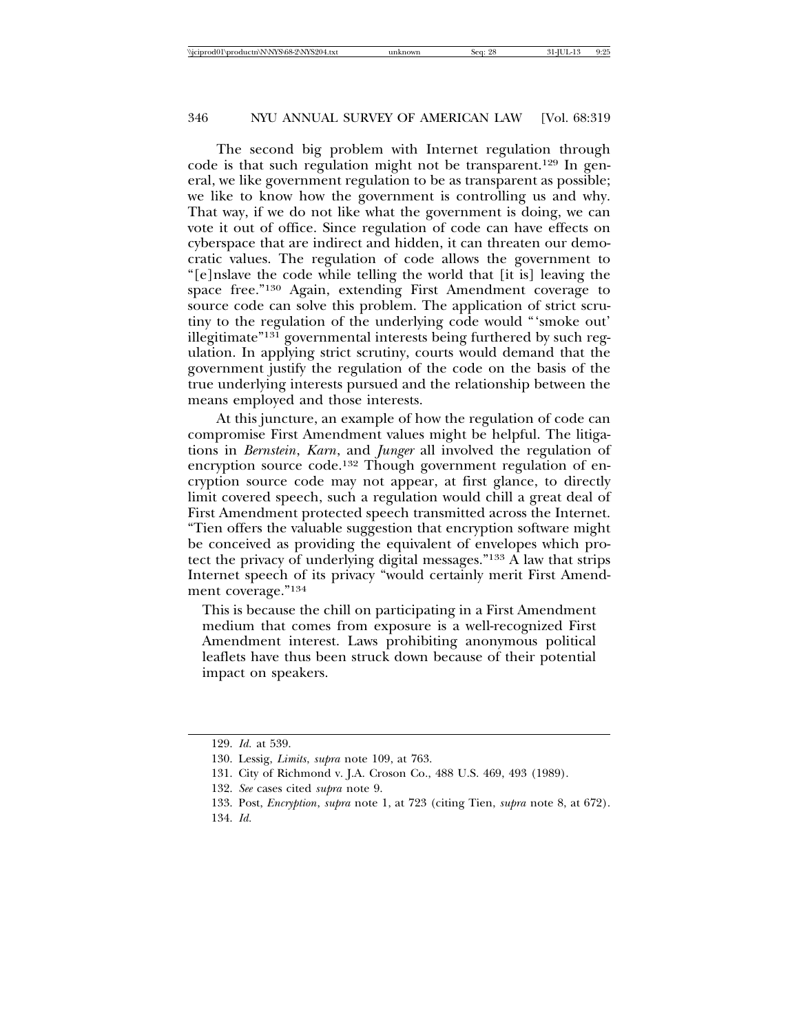The second big problem with Internet regulation through code is that such regulation might not be transparent.[129] In general, we like government regulation to be as transparent as possible; we like to know how the government is controlling us and why. That way, if we do not like what the government is doing, we can vote it out of office. Since regulation of code can have effects on cyberspace that are indirect and hidden, it can threaten our democratic values. The regulation of code allows the government to "[e]nslave the code while telling the world that [it is] leaving the space free."[130] Again, extending First Amendment coverage to source code can solve this problem. The application of strict scrutiny to the regulation of the underlying code would "'smoke out' illegitimate"[131] governmental interests being furthered by such regulation. In applying strict scrutiny, courts would demand that the government justify the regulation of the code on the basis of the true underlying interests pursued and the relationship between the means employed and those interests.

At this juncture, an example of how the regulation of code can compromise First Amendment values might be helpful. The litigations in *Bernstein*, *Karn*, and *Junger* all involved the regulation of encryption source code.[132] Though government regulation of encryption source code may not appear, at first glance, to directly limit covered speech, such a regulation would chill a great deal of First Amendment protected speech transmitted across the Internet. "Tien offers the valuable suggestion that encryption software might be conceived as providing the equivalent of envelopes which protect the privacy of underlying digital messages."[133] A law that strips Internet speech of its privacy "would certainly merit First Amendment coverage."[134]

> This is because the chill on participating in a First Amendment medium that comes from exposure is a well-recognized First Amendment interest. Laws prohibiting anonymous political leaflets have thus been struck down because of their potential impact on speakers.

---

129. *Id.* at 539.

130. Lessig, *Limits*, *supra* note 109, at 763.

131. City of Richmond v. J.A. Croson Co., 488 U.S. 469, 493 (1989).

132. *See* cases cited *supra* note 9.

133. Post, *Encryption*, *supra* note 1, at 723 (citing Tien, *supra* note 8, at 672).

134. *Id.*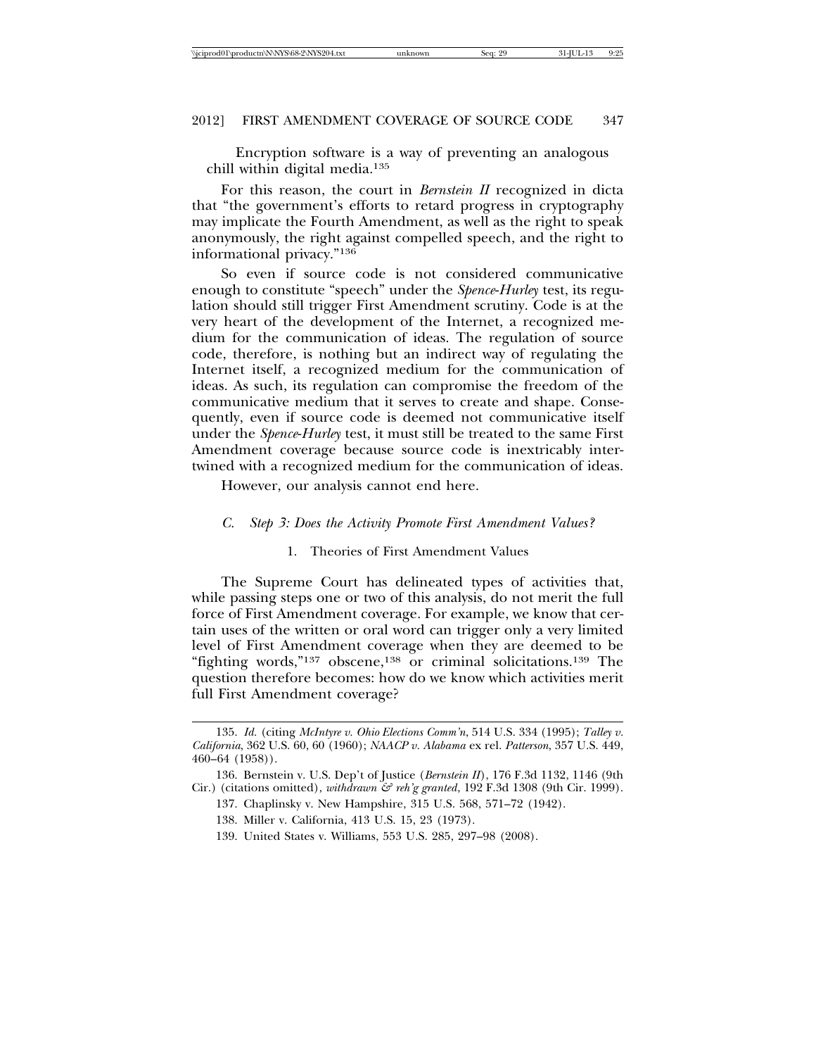Encryption software is a way of preventing an analogous chill within digital media.[135]

For this reason, the court in *Bernstein II* recognized in dicta that "the government's efforts to retard progress in cryptography may implicate the Fourth Amendment, as well as the right to speak anonymously, the right against compelled speech, and the right to informational privacy."[136]

So even if source code is not considered communicative enough to constitute "speech" under the *Spence-Hurley* test, its regulation should still trigger First Amendment scrutiny. Code is at the very heart of the development of the Internet, a recognized medium for the communication of ideas. The regulation of source code, therefore, is nothing but an indirect way of regulating the Internet itself, a recognized medium for the communication of ideas. As such, its regulation can compromise the freedom of the communicative medium that it serves to create and shape. Consequently, even if source code is deemed not communicative itself under the *Spence-Hurley* test, it must still be treated to the same First Amendment coverage because source code is inextricably intertwined with a recognized medium for the communication of ideas.

However, our analysis cannot end here.

### *C. Step 3: Does the Activity Promote First Amendment Values?*

#### 1. Theories of First Amendment Values

The Supreme Court has delineated types of activities that, while passing steps one or two of this analysis, do not merit the full force of First Amendment coverage. For example, we know that certain uses of the written or oral word can trigger only a very limited level of First Amendment coverage when they are deemed to be "fighting words,"[137] obscene,[138] or criminal solicitations.[139] The question therefore becomes: how do we know which activities merit full First Amendment coverage?

---

135. *Id.* (citing *McIntyre v. Ohio Elections Comm'n*, 514 U.S. 334 (1995); *Talley v. California*, 362 U.S. 60, 60 (1960); *NAACP v. Alabama* ex rel. *Patterson*, 357 U.S. 449, 460–64 (1958)).

136. Bernstein v. U.S. Dep't of Justice (*Bernstein II*), 176 F.3d 1132, 1146 (9th Cir.) (citations omitted), *withdrawn & reh'g granted*, 192 F.3d 1308 (9th Cir. 1999).

137. Chaplinsky v. New Hampshire, 315 U.S. 568, 571–72 (1942).

138. Miller v. California, 413 U.S. 15, 23 (1973).

139. United States v. Williams, 553 U.S. 285, 297–98 (2008).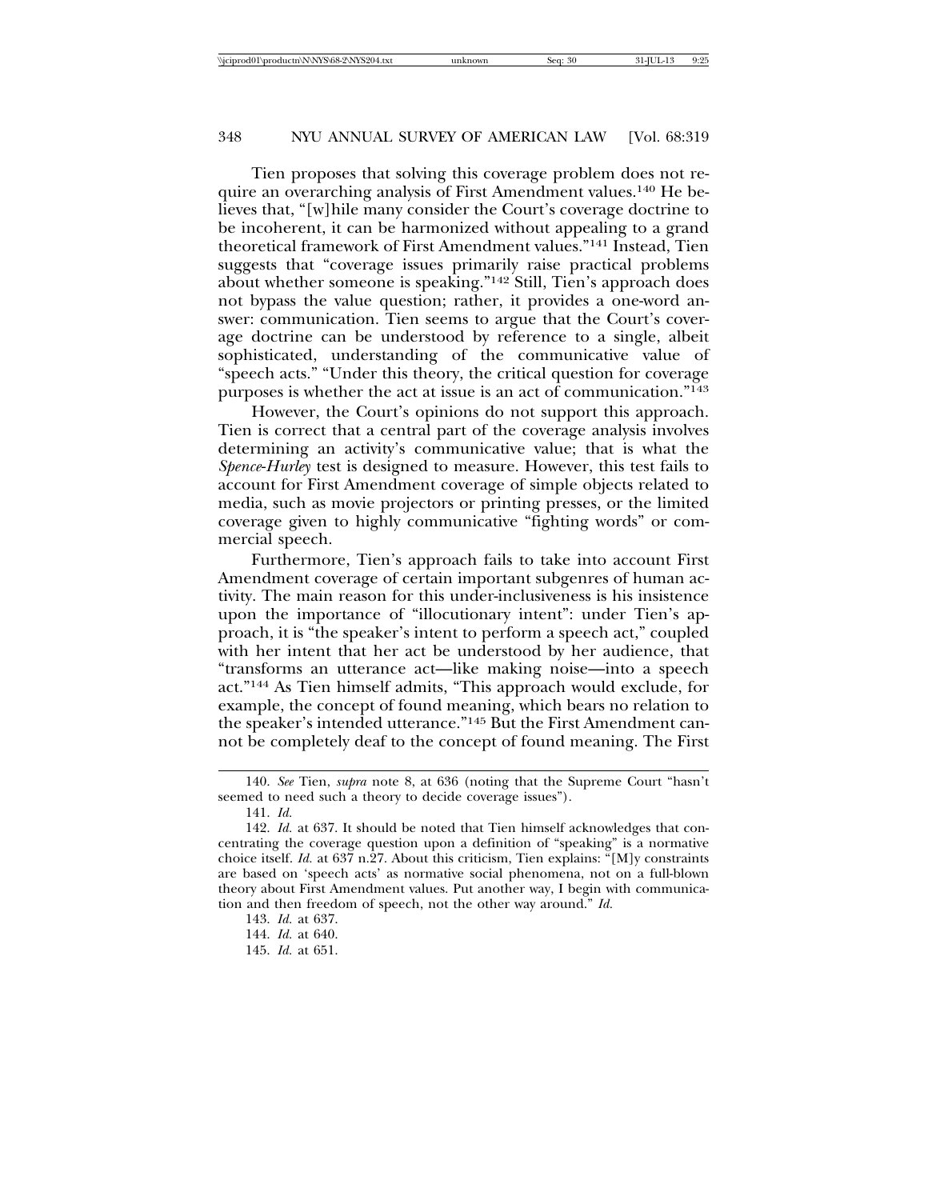Tien proposes that solving this coverage problem does not require an overarching analysis of First Amendment values.[140] He believes that, "[w]hile many consider the Court's coverage doctrine to be incoherent, it can be harmonized without appealing to a grand theoretical framework of First Amendment values."[141] Instead, Tien suggests that "coverage issues primarily raise practical problems about whether someone is speaking."[142] Still, Tien's approach does not bypass the value question; rather, it provides a one-word answer: communication. Tien seems to argue that the Court's coverage doctrine can be understood by reference to a single, albeit sophisticated, understanding of the communicative value of "speech acts." "Under this theory, the critical question for coverage purposes is whether the act at issue is an act of communication."[143]

However, the Court's opinions do not support this approach. Tien is correct that a central part of the coverage analysis involves determining an activity's communicative value; that is what the *Spence-Hurley* test is designed to measure. However, this test fails to account for First Amendment coverage of simple objects related to media, such as movie projectors or printing presses, or the limited coverage given to highly communicative "fighting words" or commercial speech.

Furthermore, Tien's approach fails to take into account First Amendment coverage of certain important subgenres of human activity. The main reason for this under-inclusiveness is his insistence upon the importance of "illocutionary intent": under Tien's approach, it is "the speaker's intent to perform a speech act," coupled with her intent that her act be understood by her audience, that "transforms an utterance act—like making noise—into a speech act."[144] As Tien himself admits, "This approach would exclude, for example, the concept of found meaning, which bears no relation to the speaker's intended utterance."[145] But the First Amendment cannot be completely deaf to the concept of found meaning. The First

---

140. *See* Tien, *supra* note 8, at 636 (noting that the Supreme Court "hasn't seemed to need such a theory to decide coverage issues").

141. *Id.*

142. *Id.* at 637. It should be noted that Tien himself acknowledges that concentrating the coverage question upon a definition of "speaking" is a normative choice itself. *Id.* at 637 n.27. About this criticism, Tien explains: "[M]y constraints are based on 'speech acts' as normative social phenomena, not on a full-blown theory about First Amendment values. Put another way, I begin with communication and then freedom of speech, not the other way around." *Id.*

143. *Id.* at 637.

144. *Id.* at 640.

145. *Id.* at 651.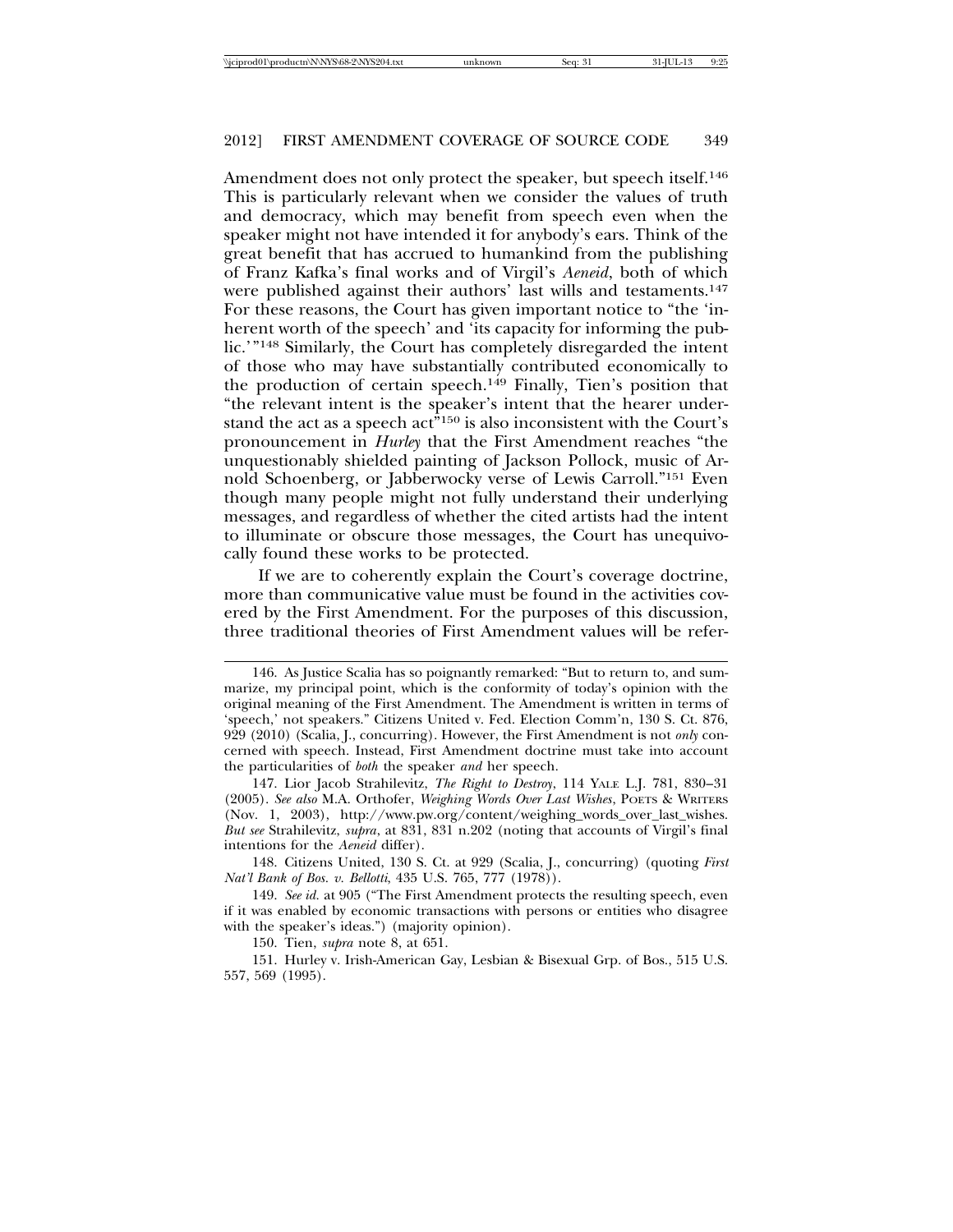Amendment does not only protect the speaker, but speech itself.[146] This is particularly relevant when we consider the values of truth and democracy, which may benefit from speech even when the speaker might not have intended it for anybody's ears. Think of the great benefit that has accrued to humankind from the publishing of Franz Kafka's final works and of Virgil's *Aeneid*, both of which were published against their authors' last wills and testaments.[147] For these reasons, the Court has given important notice to "the 'inherent worth of the speech' and 'its capacity for informing the public.'"[148] Similarly, the Court has completely disregarded the intent of those who may have substantially contributed economically to the production of certain speech.[149] Finally, Tien's position that "the relevant intent is the speaker's intent that the hearer understand the act as a speech act"[150] is also inconsistent with the Court's pronouncement in *Hurley* that the First Amendment reaches "the unquestionably shielded painting of Jackson Pollock, music of Arnold Schoenberg, or Jabberwocky verse of Lewis Carroll."[151] Even though many people might not fully understand their underlying messages, and regardless of whether the cited artists had the intent to illuminate or obscure those messages, the Court has unequivocally found these works to be protected.

If we are to coherently explain the Court's coverage doctrine, more than communicative value must be found in the activities covered by the First Amendment. For the purposes of this discussion, three traditional theories of First Amendment values will be refer-

---

146. As Justice Scalia has so poignantly remarked: "But to return to, and summarize, my principal point, which is the conformity of today's opinion with the original meaning of the First Amendment. The Amendment is written in terms of 'speech,' not speakers." Citizens United v. Fed. Election Comm'n, 130 S. Ct. 876, 929 (2010) (Scalia, J., concurring). However, the First Amendment is not *only* concerned with speech. Instead, First Amendment doctrine must take into account the particularities of *both* the speaker *and* her speech.

147. Lior Jacob Strahilevitz, *The Right to Destroy*, 114 YALE L.J. 781, 830–31 (2005). *See also* M.A. Orthofer, *Weighing Words Over Last Wishes*, POETS & WRITERS (Nov. 1, 2003), http://www.pw.org/content/weighing_words_over_last_wishes. *But see* Strahilevitz, *supra*, at 831, 831 n.202 (noting that accounts of Virgil's final intentions for the *Aeneid* differ).

148. Citizens United, 130 S. Ct. at 929 (Scalia, J., concurring) (quoting *First Nat'l Bank of Bos. v. Bellotti*, 435 U.S. 765, 777 (1978)).

149. *See id.* at 905 ("The First Amendment protects the resulting speech, even if it was enabled by economic transactions with persons or entities who disagree with the speaker's ideas.") (majority opinion).

150. Tien, *supra* note 8, at 651.

151. Hurley v. Irish-American Gay, Lesbian & Bisexual Grp. of Bos., 515 U.S. 557, 569 (1995).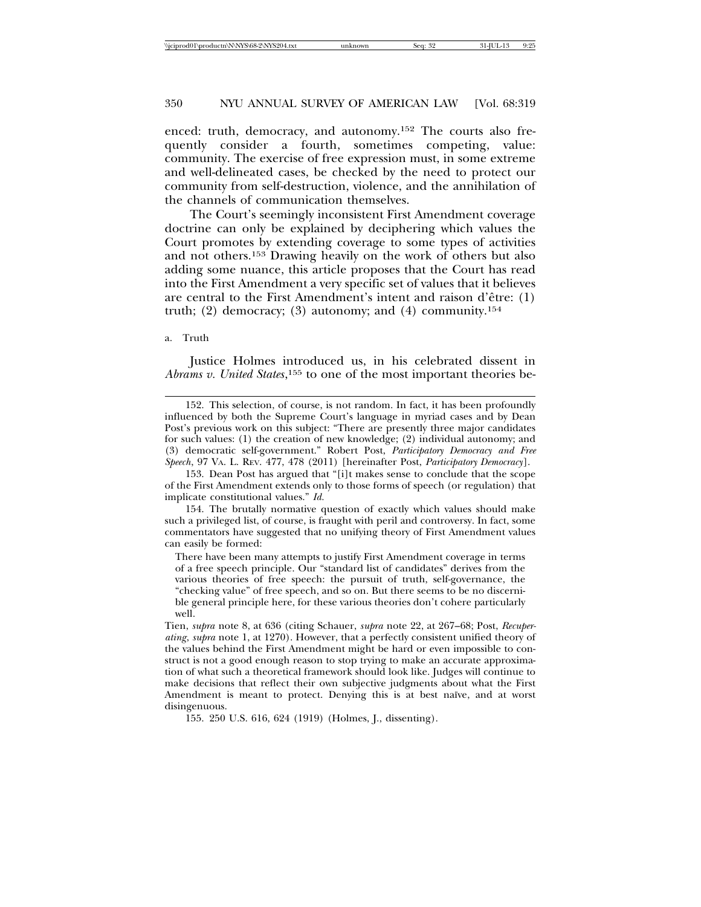enced: truth, democracy, and autonomy.[152] The courts also frequently consider a fourth, sometimes competing, value: community. The exercise of free expression must, in some extreme and well-delineated cases, be checked by the need to protect our community from self-destruction, violence, and the annihilation of the channels of communication themselves.

The Court's seemingly inconsistent First Amendment coverage doctrine can only be explained by deciphering which values the Court promotes by extending coverage to some types of activities and not others.[153] Drawing heavily on the work of others but also adding some nuance, this article proposes that the Court has read into the First Amendment a very specific set of values that it believes are central to the First Amendment's intent and raison d'être: (1) truth; (2) democracy; (3) autonomy; and (4) community.[154]

a. Truth

Justice Holmes introduced us, in his celebrated dissent in *Abrams v. United States*,[155] to one of the most important theories be-

---

152. This selection, of course, is not random. In fact, it has been profoundly influenced by both the Supreme Court's language in myriad cases and by Dean Post's previous work on this subject: "There are presently three major candidates for such values: (1) the creation of new knowledge; (2) individual autonomy; and (3) democratic self-government." Robert Post, *Participatory Democracy and Free Speech*, 97 VA. L. REV. 477, 478 (2011) [hereinafter Post, *Participatory Democracy*].

153. Dean Post has argued that "[i]t makes sense to conclude that the scope of the First Amendment extends only to those forms of speech (or regulation) that implicate constitutional values." *Id.*

154. The brutally normative question of exactly which values should make such a privileged list, of course, is fraught with peril and controversy. In fact, some commentators have suggested that no unifying theory of First Amendment values can easily be formed:

> There have been many attempts to justify First Amendment coverage in terms of a free speech principle. Our "standard list of candidates" derives from the various theories of free speech: the pursuit of truth, self-governance, the "checking value" of free speech, and so on. But there seems to be no discernible general principle here, for these various theories don't cohere particularly well.

Tien, *supra* note 8, at 636 (citing Schauer, *supra* note 22, at 267–68; Post, *Recuperating*, *supra* note 1, at 1270). However, that a perfectly consistent unified theory of the values behind the First Amendment might be hard or even impossible to construct is not a good enough reason to stop trying to make an accurate approximation of what such a theoretical framework should look like. Judges will continue to make decisions that reflect their own subjective judgments about what the First Amendment is meant to protect. Denying this is at best naïve, and at worst disingenuous.

155. 250 U.S. 616, 624 (1919) (Holmes, J., dissenting).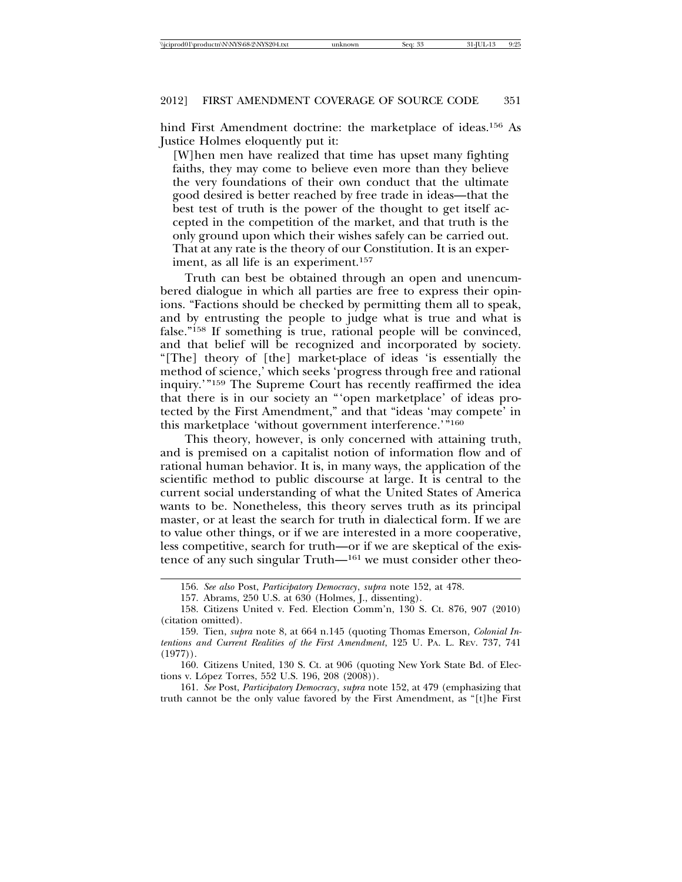hind First Amendment doctrine: the marketplace of ideas.[156] As Justice Holmes eloquently put it:

> [W]hen men have realized that time has upset many fighting faiths, they may come to believe even more than they believe the very foundations of their own conduct that the ultimate good desired is better reached by free trade in ideas—that the best test of truth is the power of the thought to get itself accepted in the competition of the market, and that truth is the only ground upon which their wishes safely can be carried out. That at any rate is the theory of our Constitution. It is an experiment, as all life is an experiment.[157]

Truth can best be obtained through an open and unencumbered dialogue in which all parties are free to express their opinions. "Factions should be checked by permitting them all to speak, and by entrusting the people to judge what is true and what is false."[158] If something is true, rational people will be convinced, and that belief will be recognized and incorporated by society. "[The] theory of [the] market-place of ideas 'is essentially the method of science,' which seeks 'progress through free and rational inquiry.'"[159] The Supreme Court has recently reaffirmed the idea that there is in our society an "'open marketplace' of ideas protected by the First Amendment," and that "ideas 'may compete' in this marketplace 'without government interference.'"[160]

This theory, however, is only concerned with attaining truth, and is premised on a capitalist notion of information flow and of rational human behavior. It is, in many ways, the application of the scientific method to public discourse at large. It is central to the current social understanding of what the United States of America wants to be. Nonetheless, this theory serves truth as its principal master, or at least the search for truth in dialectical form. If we are to value other things, or if we are interested in a more cooperative, less competitive, search for truth—or if we are skeptical of the existence of any such singular Truth—[161] we must consider other theo-

---

156. *See also* Post, *Participatory Democracy*, *supra* note 152, at 478.

157. Abrams, 250 U.S. at 630 (Holmes, J., dissenting).

158. Citizens United v. Fed. Election Comm'n, 130 S. Ct. 876, 907 (2010) (citation omitted).

159. Tien, *supra* note 8, at 664 n.145 (quoting Thomas Emerson, *Colonial Intentions and Current Realities of the First Amendment*, 125 U. PA. L. REV. 737, 741 (1977)).

160. Citizens United, 130 S. Ct. at 906 (quoting New York State Bd. of Elections v. López Torres, 552 U.S. 196, 208 (2008)).

161. *See* Post, *Participatory Democracy*, *supra* note 152, at 479 (emphasizing that truth cannot be the only value favored by the First Amendment, as "[t]he First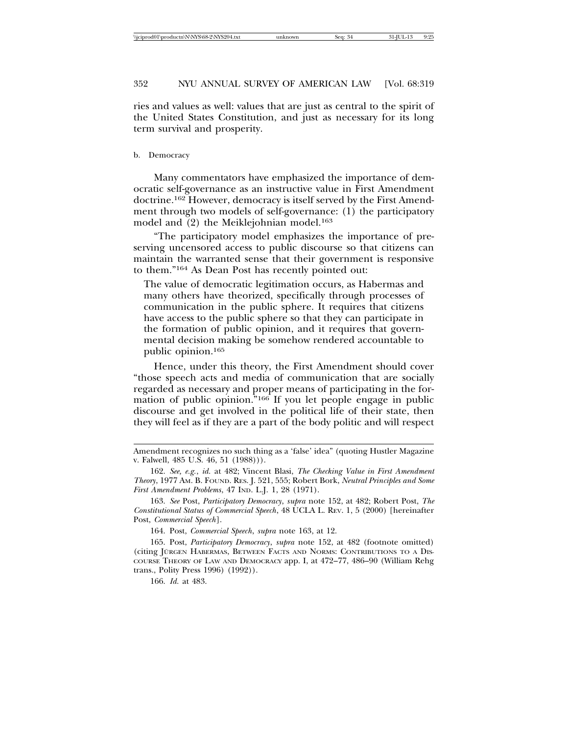ries and values as well: values that are just as central to the spirit of the United States Constitution, and just as necessary for its long term survival and prosperity.

b. Democracy

Many commentators have emphasized the importance of democratic self-governance as an instructive value in First Amendment doctrine.[162] However, democracy is itself served by the First Amendment through two models of self-governance: (1) the participatory model and (2) the Meiklejohnian model.[163]

"The participatory model emphasizes the importance of preserving uncensored access to public discourse so that citizens can maintain the warranted sense that their government is responsive to them."[164] As Dean Post has recently pointed out:

> The value of democratic legitimation occurs, as Habermas and many others have theorized, specifically through processes of communication in the public sphere. It requires that citizens have access to the public sphere so that they can participate in the formation of public opinion, and it requires that governmental decision making be somehow rendered accountable to public opinion.[165]

Hence, under this theory, the First Amendment should cover "those speech acts and media of communication that are socially regarded as necessary and proper means of participating in the formation of public opinion."[166] If you let people engage in public discourse and get involved in the political life of their state, then they will feel as if they are a part of the body politic and will respect

---

Amendment recognizes no such thing as a 'false' idea" (quoting Hustler Magazine v. Falwell, 485 U.S. 46, 51 (1988))).

162. *See, e.g.*, *id.* at 482; Vincent Blasi, *The Checking Value in First Amendment Theory*, 1977 AM. B. FOUND. RES. J. 521, 555; Robert Bork, *Neutral Principles and Some First Amendment Problems*, 47 IND. L.J. 1, 28 (1971).

163. *See* Post, *Participatory Democracy*, *supra* note 152, at 482; Robert Post, *The Constitutional Status of Commercial Speech*, 48 UCLA L. REV. 1, 5 (2000) [hereinafter Post, *Commercial Speech*].

164. Post, *Commercial Speech*, *supra* note 163, at 12.

165. Post, *Participatory Democracy*, *supra* note 152, at 482 (footnote omitted) (citing JÜRGEN HABERMAS, BETWEEN FACTS AND NORMS: CONTRIBUTIONS TO A DISCOURSE THEORY OF LAW AND DEMOCRACY app. I, at 472–77, 486–90 (William Rehg trans., Polity Press 1996) (1992)).

166. *Id.* at 483.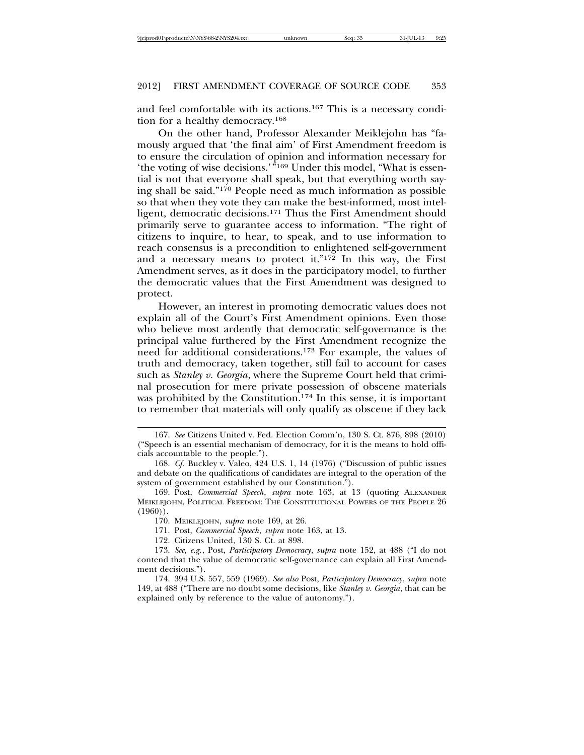and feel comfortable with its actions.[167] This is a necessary condition for a healthy democracy.[168]

On the other hand, Professor Alexander Meiklejohn has "famously argued that 'the final aim' of First Amendment freedom is to ensure the circulation of opinion and information necessary for 'the voting of wise decisions.'"[169] Under this model, "What is essential is not that everyone shall speak, but that everything worth saying shall be said."[170] People need as much information as possible so that when they vote they can make the best-informed, most intelligent, democratic decisions.[171] Thus the First Amendment should primarily serve to guarantee access to information. "The right of citizens to inquire, to hear, to speak, and to use information to reach consensus is a precondition to enlightened self-government and a necessary means to protect it."[172] In this way, the First Amendment serves, as it does in the participatory model, to further the democratic values that the First Amendment was designed to protect.

However, an interest in promoting democratic values does not explain all of the Court's First Amendment opinions. Even those who believe most ardently that democratic self-governance is the principal value furthered by the First Amendment recognize the need for additional considerations.[173] For example, the values of truth and democracy, taken together, still fail to account for cases such as *Stanley v. Georgia*, where the Supreme Court held that criminal prosecution for mere private possession of obscene materials was prohibited by the Constitution.[174] In this sense, it is important to remember that materials will only qualify as obscene if they lack

---

167. *See* Citizens United v. Fed. Election Comm'n, 130 S. Ct. 876, 898 (2010) ("Speech is an essential mechanism of democracy, for it is the means to hold officials accountable to the people.").

168. *Cf.* Buckley v. Valeo, 424 U.S. 1, 14 (1976) ("Discussion of public issues and debate on the qualifications of candidates are integral to the operation of the system of government established by our Constitution.").

169. Post, *Commercial Speech*, *supra* note 163, at 13 (quoting ALEXANDER MEIKLEJOHN, POLITICAL FREEDOM: THE CONSTITUTIONAL POWERS OF THE PEOPLE 26 (1960)).

170. MEIKLEJOHN, *supra* note 169, at 26.

171. Post, *Commercial Speech*, *supra* note 163, at 13.

172. Citizens United, 130 S. Ct. at 898.

173. *See, e.g.*, Post, *Participatory Democracy*, *supra* note 152, at 488 ("I do not contend that the value of democratic self-governance can explain all First Amendment decisions.").

174. 394 U.S. 557, 559 (1969). *See also* Post, *Participatory Democracy*, *supra* note 149, at 488 ("There are no doubt some decisions, like *Stanley v. Georgia*, that can be explained only by reference to the value of autonomy.").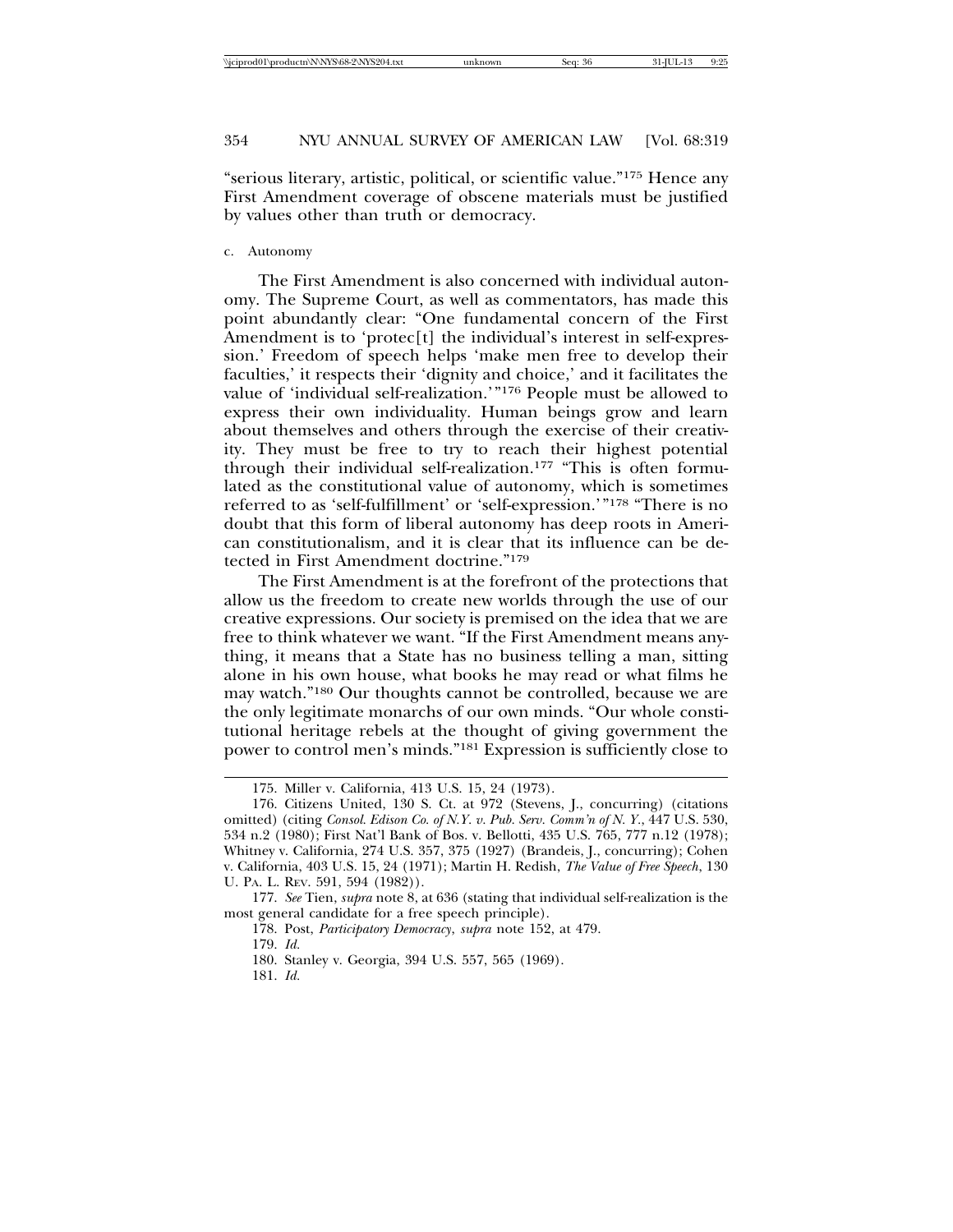"serious literary, artistic, political, or scientific value."[175] Hence any First Amendment coverage of obscene materials must be justified by values other than truth or democracy.

c. Autonomy

The First Amendment is also concerned with individual autonomy. The Supreme Court, as well as commentators, has made this point abundantly clear: "One fundamental concern of the First Amendment is to 'protec[t] the individual's interest in self-expression.' Freedom of speech helps 'make men free to develop their faculties,' it respects their 'dignity and choice,' and it facilitates the value of 'individual self-realization.'"[176] People must be allowed to express their own individuality. Human beings grow and learn about themselves and others through the exercise of their creativity. They must be free to try to reach their highest potential through their individual self-realization.[177] "This is often formulated as the constitutional value of autonomy, which is sometimes referred to as 'self-fulfillment' or 'self-expression.'"[178] "There is no doubt that this form of liberal autonomy has deep roots in American constitutionalism, and it is clear that its influence can be detected in First Amendment doctrine."[179]

The First Amendment is at the forefront of the protections that allow us the freedom to create new worlds through the use of our creative expressions. Our society is premised on the idea that we are free to think whatever we want. "If the First Amendment means anything, it means that a State has no business telling a man, sitting alone in his own house, what books he may read or what films he may watch."[180] Our thoughts cannot be controlled, because we are the only legitimate monarchs of our own minds. "Our whole constitutional heritage rebels at the thought of giving government the power to control men's minds."[181] Expression is sufficiently close to

---

175. Miller v. California, 413 U.S. 15, 24 (1973).

176. Citizens United, 130 S. Ct. at 972 (Stevens, J., concurring) (citations omitted) (citing *Consol. Edison Co. of N.Y. v. Pub. Serv. Comm'n of N. Y.*, 447 U.S. 530, 534 n.2 (1980); First Nat'l Bank of Bos. v. Bellotti, 435 U.S. 765, 777 n.12 (1978); Whitney v. California, 274 U.S. 357, 375 (1927) (Brandeis, J., concurring); Cohen v. California, 403 U.S. 15, 24 (1971); Martin H. Redish, *The Value of Free Speech*, 130 U. PA. L. REV. 591, 594 (1982)).

177. *See* Tien, *supra* note 8, at 636 (stating that individual self-realization is the most general candidate for a free speech principle).

178. Post, *Participatory Democracy*, *supra* note 152, at 479.

179. *Id.*

180. Stanley v. Georgia, 394 U.S. 557, 565 (1969).

181. *Id.*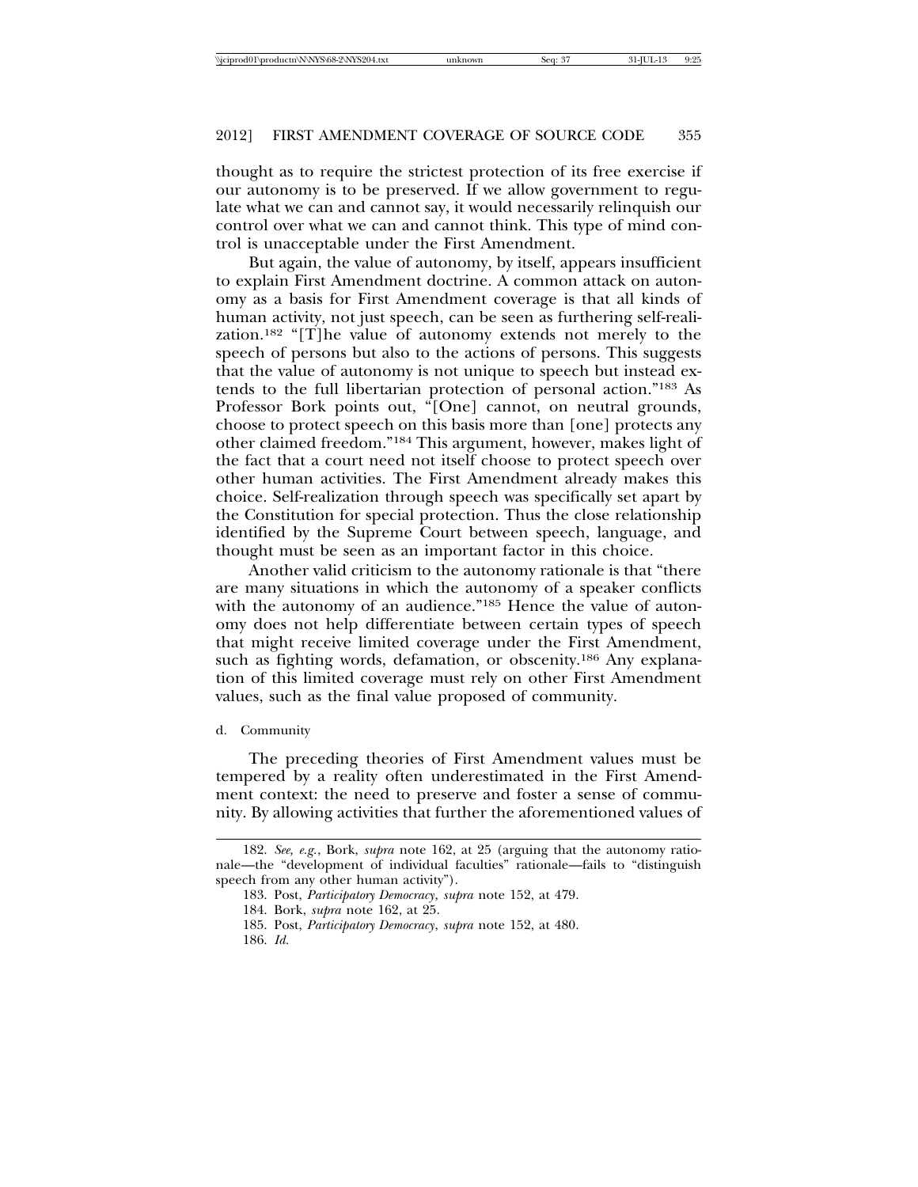thought as to require the strictest protection of its free exercise if our autonomy is to be preserved. If we allow government to regulate what we can and cannot say, it would necessarily relinquish our control over what we can and cannot think. This type of mind control is unacceptable under the First Amendment.

But again, the value of autonomy, by itself, appears insufficient to explain First Amendment doctrine. A common attack on autonomy as a basis for First Amendment coverage is that all kinds of human activity, not just speech, can be seen as furthering self-realization.[182] "[T]he value of autonomy extends not merely to the speech of persons but also to the actions of persons. This suggests that the value of autonomy is not unique to speech but instead extends to the full libertarian protection of personal action."[183] As Professor Bork points out, "[One] cannot, on neutral grounds, choose to protect speech on this basis more than [one] protects any other claimed freedom."[184] This argument, however, makes light of the fact that a court need not itself choose to protect speech over other human activities. The First Amendment already makes this choice. Self-realization through speech was specifically set apart by the Constitution for special protection. Thus the close relationship identified by the Supreme Court between speech, language, and thought must be seen as an important factor in this choice.

Another valid criticism to the autonomy rationale is that "there are many situations in which the autonomy of a speaker conflicts with the autonomy of an audience."[185] Hence the value of autonomy does not help differentiate between certain types of speech that might receive limited coverage under the First Amendment, such as fighting words, defamation, or obscenity.[186] Any explanation of this limited coverage must rely on other First Amendment values, such as the final value proposed of community.

d. Community

The preceding theories of First Amendment values must be tempered by a reality often underestimated in the First Amendment context: the need to preserve and foster a sense of community. By allowing activities that further the aforementioned values of

---

182. *See, e.g.*, Bork, *supra* note 162, at 25 (arguing that the autonomy rationale—the "development of individual faculties" rationale—fails to "distinguish speech from any other human activity").

183. Post, *Participatory Democracy*, *supra* note 152, at 479.

184. Bork, *supra* note 162, at 25.

185. Post, *Participatory Democracy*, *supra* note 152, at 480.

186. *Id.*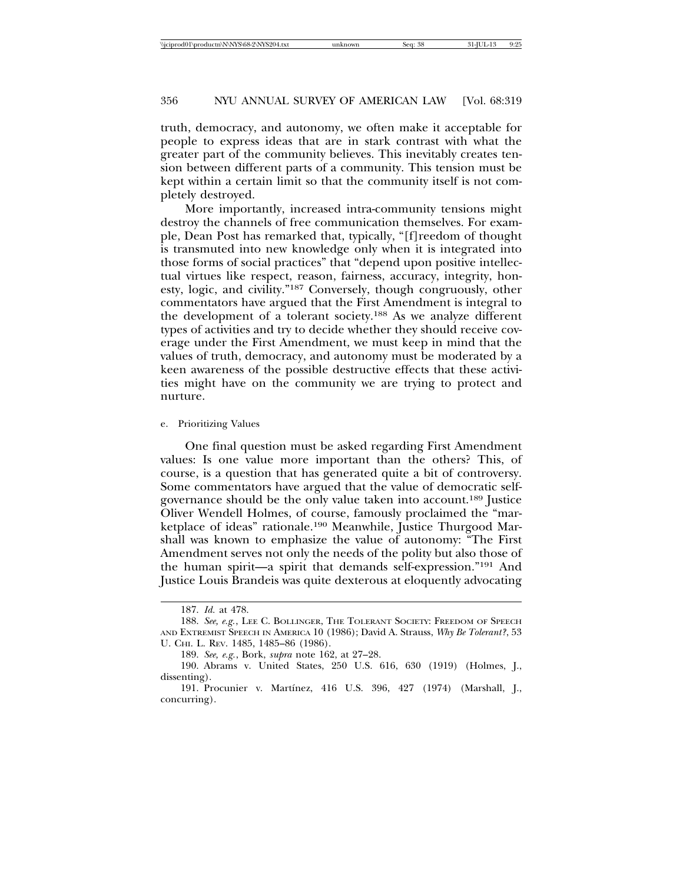truth, democracy, and autonomy, we often make it acceptable for people to express ideas that are in stark contrast with what the greater part of the community believes. This inevitably creates tension between different parts of a community. This tension must be kept within a certain limit so that the community itself is not completely destroyed.

More importantly, increased intra-community tensions might destroy the channels of free communication themselves. For example, Dean Post has remarked that, typically, "[f]reedom of thought is transmuted into new knowledge only when it is integrated into those forms of social practices" that "depend upon positive intellectual virtues like respect, reason, fairness, accuracy, integrity, honesty, logic, and civility."[187] Conversely, though congruously, other commentators have argued that the First Amendment is integral to the development of a tolerant society.[188] As we analyze different types of activities and try to decide whether they should receive coverage under the First Amendment, we must keep in mind that the values of truth, democracy, and autonomy must be moderated by a keen awareness of the possible destructive effects that these activities might have on the community we are trying to protect and nurture.

e. Prioritizing Values

One final question must be asked regarding First Amendment values: Is one value more important than the others? This, of course, is a question that has generated quite a bit of controversy. Some commentators have argued that the value of democratic self-governance should be the only value taken into account.[189] Justice Oliver Wendell Holmes, of course, famously proclaimed the "marketplace of ideas" rationale.[190] Meanwhile, Justice Thurgood Marshall was known to emphasize the value of autonomy: "The First Amendment serves not only the needs of the polity but also those of the human spirit—a spirit that demands self-expression."[191] And Justice Louis Brandeis was quite dexterous at eloquently advocating

---

187. *Id.* at 478.

188. *See, e.g.*, Lee C. Bollinger, The Tolerant Society: Freedom of Speech and Extremist Speech in America 10 (1986); David A. Strauss, *Why Be Tolerant?*, 53 U. Chi. L. Rev. 1485, 1485–86 (1986).

189. *See, e.g.*, Bork, *supra* note 162, at 27–28.

190. Abrams v. United States, 250 U.S. 616, 630 (1919) (Holmes, J., dissenting).

191. Procunier v. Martínez, 416 U.S. 396, 427 (1974) (Marshall, J., concurring).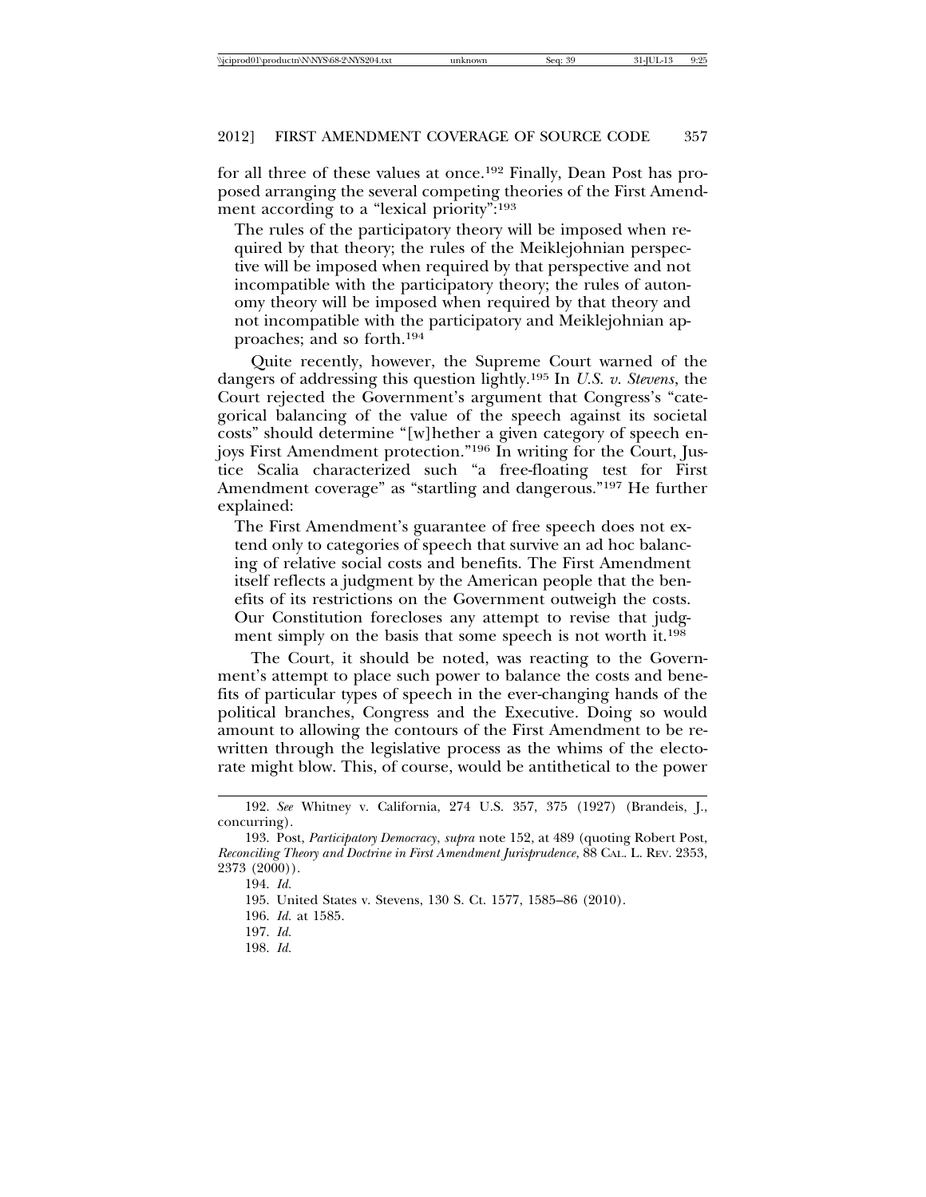for all three of these values at once.[192] Finally, Dean Post has proposed arranging the several competing theories of the First Amendment according to a "lexical priority":[193]

> The rules of the participatory theory will be imposed when required by that theory; the rules of the Meiklejohnian perspective will be imposed when required by that perspective and not incompatible with the participatory theory; the rules of autonomy theory will be imposed when required by that theory and not incompatible with the participatory and Meiklejohnian approaches; and so forth.[194]

Quite recently, however, the Supreme Court warned of the dangers of addressing this question lightly.[195] In *U.S. v. Stevens*, the Court rejected the Government's argument that Congress's "categorical balancing of the value of the speech against its societal costs" should determine "[w]hether a given category of speech enjoys First Amendment protection."[196] In writing for the Court, Justice Scalia characterized such "a free-floating test for First Amendment coverage" as "startling and dangerous."[197] He further explained:

> The First Amendment's guarantee of free speech does not extend only to categories of speech that survive an ad hoc balancing of relative social costs and benefits. The First Amendment itself reflects a judgment by the American people that the benefits of its restrictions on the Government outweigh the costs. Our Constitution forecloses any attempt to revise that judgment simply on the basis that some speech is not worth it.[198]

The Court, it should be noted, was reacting to the Government's attempt to place such power to balance the costs and benefits of particular types of speech in the ever-changing hands of the political branches, Congress and the Executive. Doing so would amount to allowing the contours of the First Amendment to be rewritten through the legislative process as the whims of the electorate might blow. This, of course, would be antithetical to the power

---

192. *See* Whitney v. California, 274 U.S. 357, 375 (1927) (Brandeis, J., concurring).

193. Post, *Participatory Democracy*, *supra* note 152, at 489 (quoting Robert Post, *Reconciling Theory and Doctrine in First Amendment Jurisprudence*, 88 CAL. L. REV. 2353, 2373 (2000)).

194. *Id.*

195. United States v. Stevens, 130 S. Ct. 1577, 1585–86 (2010).

196. *Id.* at 1585.

197. *Id.*

198. *Id.*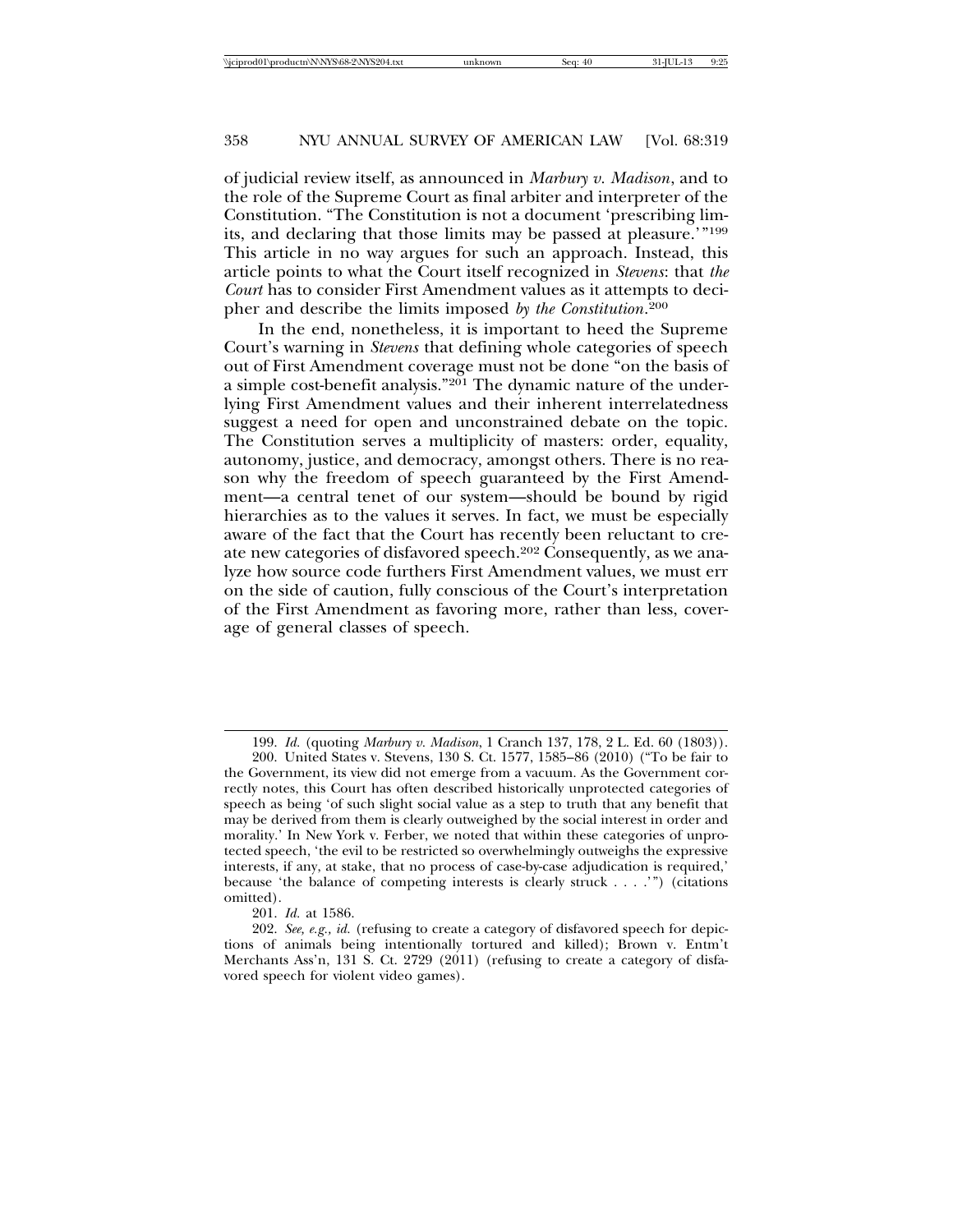of judicial review itself, as announced in *Marbury v. Madison*, and to the role of the Supreme Court as final arbiter and interpreter of the Constitution. "The Constitution is not a document 'prescribing limits, and declaring that those limits may be passed at pleasure.'"[199] This article in no way argues for such an approach. Instead, this article points to what the Court itself recognized in *Stevens*: that *the Court* has to consider First Amendment values as it attempts to decipher and describe the limits imposed *by the Constitution*.[200]

In the end, nonetheless, it is important to heed the Supreme Court's warning in *Stevens* that defining whole categories of speech out of First Amendment coverage must not be done "on the basis of a simple cost-benefit analysis."[201] The dynamic nature of the underlying First Amendment values and their inherent interrelatedness suggest a need for open and unconstrained debate on the topic. The Constitution serves a multiplicity of masters: order, equality, autonomy, justice, and democracy, amongst others. There is no reason why the freedom of speech guaranteed by the First Amendment—a central tenet of our system—should be bound by rigid hierarchies as to the values it serves. In fact, we must be especially aware of the fact that the Court has recently been reluctant to create new categories of disfavored speech.[202] Consequently, as we analyze how source code furthers First Amendment values, we must err on the side of caution, fully conscious of the Court's interpretation of the First Amendment as favoring more, rather than less, coverage of general classes of speech.

---

199. *Id.* (quoting *Marbury v. Madison*, 1 Cranch 137, 178, 2 L. Ed. 60 (1803)).

200. United States v. Stevens, 130 S. Ct. 1577, 1585–86 (2010) ("To be fair to the Government, its view did not emerge from a vacuum. As the Government correctly notes, this Court has often described historically unprotected categories of speech as being 'of such slight social value as a step to truth that any benefit that may be derived from them is clearly outweighed by the social interest in order and morality.' In New York v. Ferber, we noted that within these categories of unprotected speech, 'the evil to be restricted so overwhelmingly outweighs the expressive interests, if any, at stake, that no process of case-by-case adjudication is required,' because 'the balance of competing interests is clearly struck . . . .'") (citations omitted).

201. *Id.* at 1586.

202. *See, e.g.*, *id.* (refusing to create a category of disfavored speech for depictions of animals being intentionally tortured and killed); Brown v. Entm't Merchants Ass'n, 131 S. Ct. 2729 (2011) (refusing to create a category of disfavored speech for violent video games).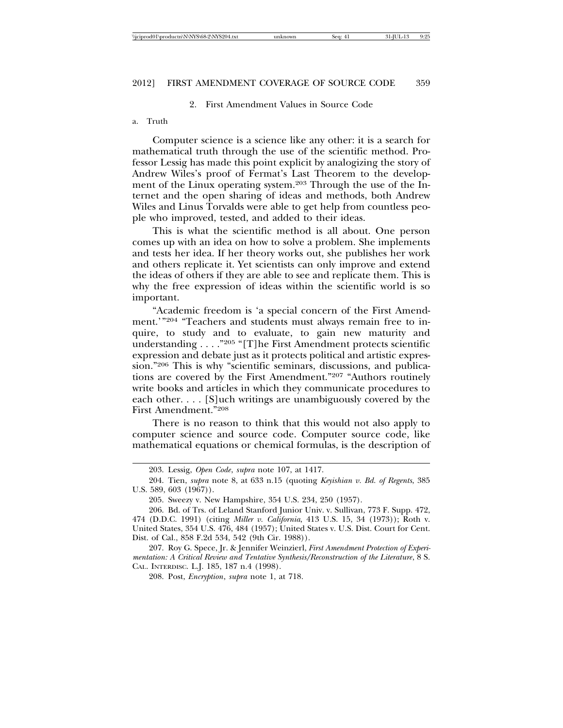### 2. First Amendment Values in Source Code

#### a. Truth

Computer science is a science like any other: it is a search for mathematical truth through the use of the scientific method. Professor Lessig has made this point explicit by analogizing the story of Andrew Wiles's proof of Fermat's Last Theorem to the development of the Linux operating system.[203] Through the use of the Internet and the open sharing of ideas and methods, both Andrew Wiles and Linus Torvalds were able to get help from countless people who improved, tested, and added to their ideas.

This is what the scientific method is all about. One person comes up with an idea on how to solve a problem. She implements and tests her idea. If her theory works out, she publishes her work and others replicate it. Yet scientists can only improve and extend the ideas of others if they are able to see and replicate them. This is why the free expression of ideas within the scientific world is so important.

"Academic freedom is 'a special concern of the First Amendment.'"[204] "Teachers and students must always remain free to inquire, to study and to evaluate, to gain new maturity and understanding . . . ."[205] "[T]he First Amendment protects scientific expression and debate just as it protects political and artistic expression."[206] This is why "scientific seminars, discussions, and publications are covered by the First Amendment."[207] "Authors routinely write books and articles in which they communicate procedures to each other. . . . [S]uch writings are unambiguously covered by the First Amendment."[208]

There is no reason to think that this would not also apply to computer science and source code. Computer source code, like mathematical equations or chemical formulas, is the description of

---

203. Lessig, *Open Code*, *supra* note 107, at 1417.

204. Tien, *supra* note 8, at 633 n.15 (quoting *Keyishian v. Bd. of Regents*, 385 U.S. 589, 603 (1967)).

205. Sweezy v. New Hampshire, 354 U.S. 234, 250 (1957).

206. Bd. of Trs. of Leland Stanford Junior Univ. v. Sullivan, 773 F. Supp. 472, 474 (D.D.C. 1991) (citing *Miller v. California*, 413 U.S. 15, 34 (1973)); Roth v. United States, 354 U.S. 476, 484 (1957); United States v. U.S. Dist. Court for Cent. Dist. of Cal., 858 F.2d 534, 542 (9th Cir. 1988)).

207. Roy G. Spece, Jr. & Jennifer Weinzierl, *First Amendment Protection of Experimentation: A Critical Review and Tentative Synthesis/Reconstruction of the Literature*, 8 S. CAL. INTERDISC. L.J. 185, 187 n.4 (1998).

208. Post, *Encryption*, *supra* note 1, at 718.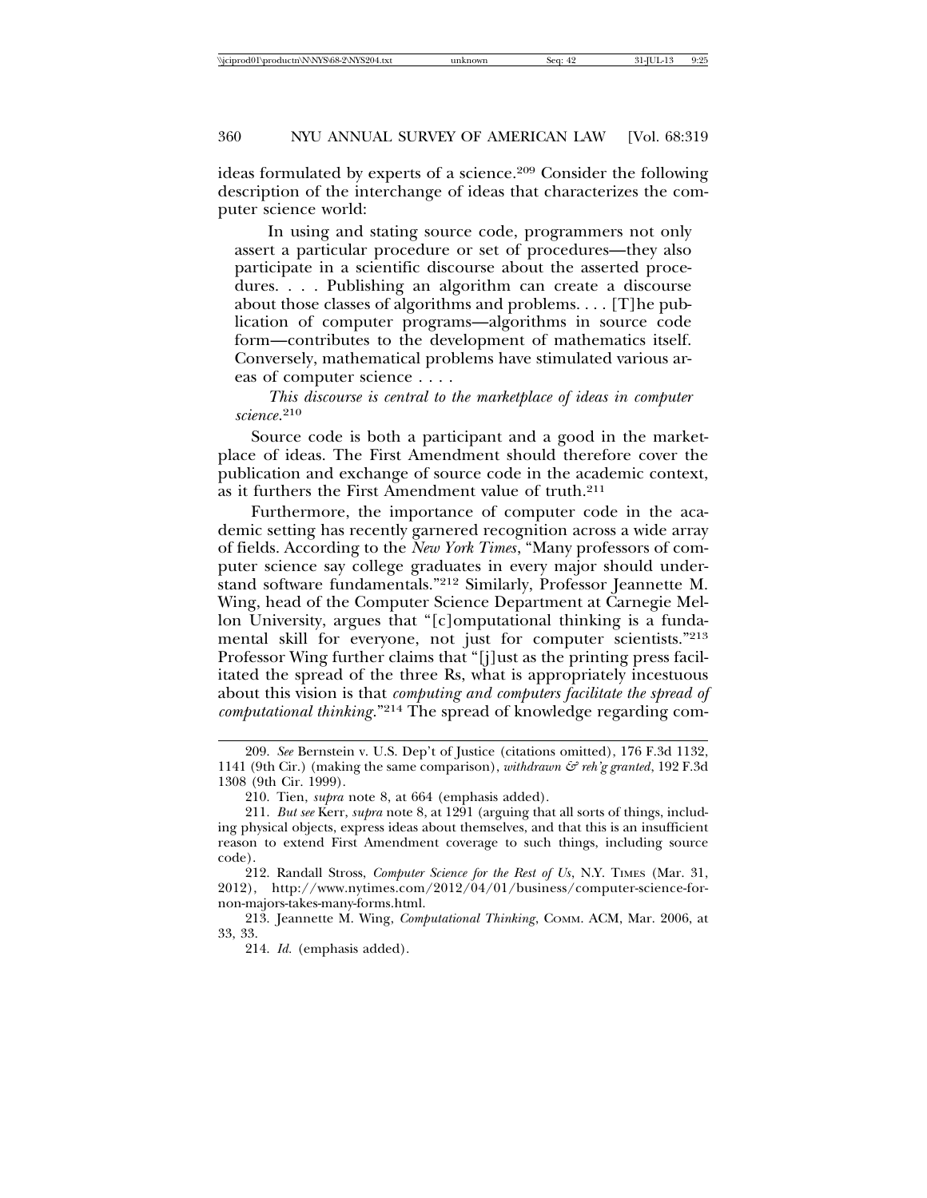ideas formulated by experts of a science.[209] Consider the following description of the interchange of ideas that characterizes the computer science world:

> In using and stating source code, programmers not only assert a particular procedure or set of procedures—they also participate in a scientific discourse about the asserted procedures. . . . Publishing an algorithm can create a discourse about those classes of algorithms and problems. . . . [T]he publication of computer programs—algorithms in source code form—contributes to the development of mathematics itself. Conversely, mathematical problems have stimulated various areas of computer science . . . .
>
> *This discourse is central to the marketplace of ideas in computer science*.[210]

Source code is both a participant and a good in the marketplace of ideas. The First Amendment should therefore cover the publication and exchange of source code in the academic context, as it furthers the First Amendment value of truth.[211]

Furthermore, the importance of computer code in the academic setting has recently garnered recognition across a wide array of fields. According to the *New York Times*, "Many professors of computer science say college graduates in every major should understand software fundamentals."[212] Similarly, Professor Jeannette M. Wing, head of the Computer Science Department at Carnegie Mellon University, argues that "[c]omputational thinking is a fundamental skill for everyone, not just for computer scientists."[213] Professor Wing further claims that "[j]ust as the printing press facilitated the spread of the three Rs, what is appropriately incestuous about this vision is that *computing and computers facilitate the spread of computational thinking*."[214] The spread of knowledge regarding com-

---

209. *See* Bernstein v. U.S. Dep't of Justice (citations omitted), 176 F.3d 1132, 1141 (9th Cir.) (making the same comparison), *withdrawn & reh'g granted*, 192 F.3d 1308 (9th Cir. 1999).

210. Tien, *supra* note 8, at 664 (emphasis added).

211. *But see* Kerr, *supra* note 8, at 1291 (arguing that all sorts of things, including physical objects, express ideas about themselves, and that this is an insufficient reason to extend First Amendment coverage to such things, including source code).

212. Randall Stross, *Computer Science for the Rest of Us*, N.Y. TIMES (Mar. 31, 2012), http://www.nytimes.com/2012/04/01/business/computer-science-for-non-majors-takes-many-forms.html.

213. Jeannette M. Wing, *Computational Thinking*, COMM. ACM, Mar. 2006, at 33, 33.

214. *Id.* (emphasis added).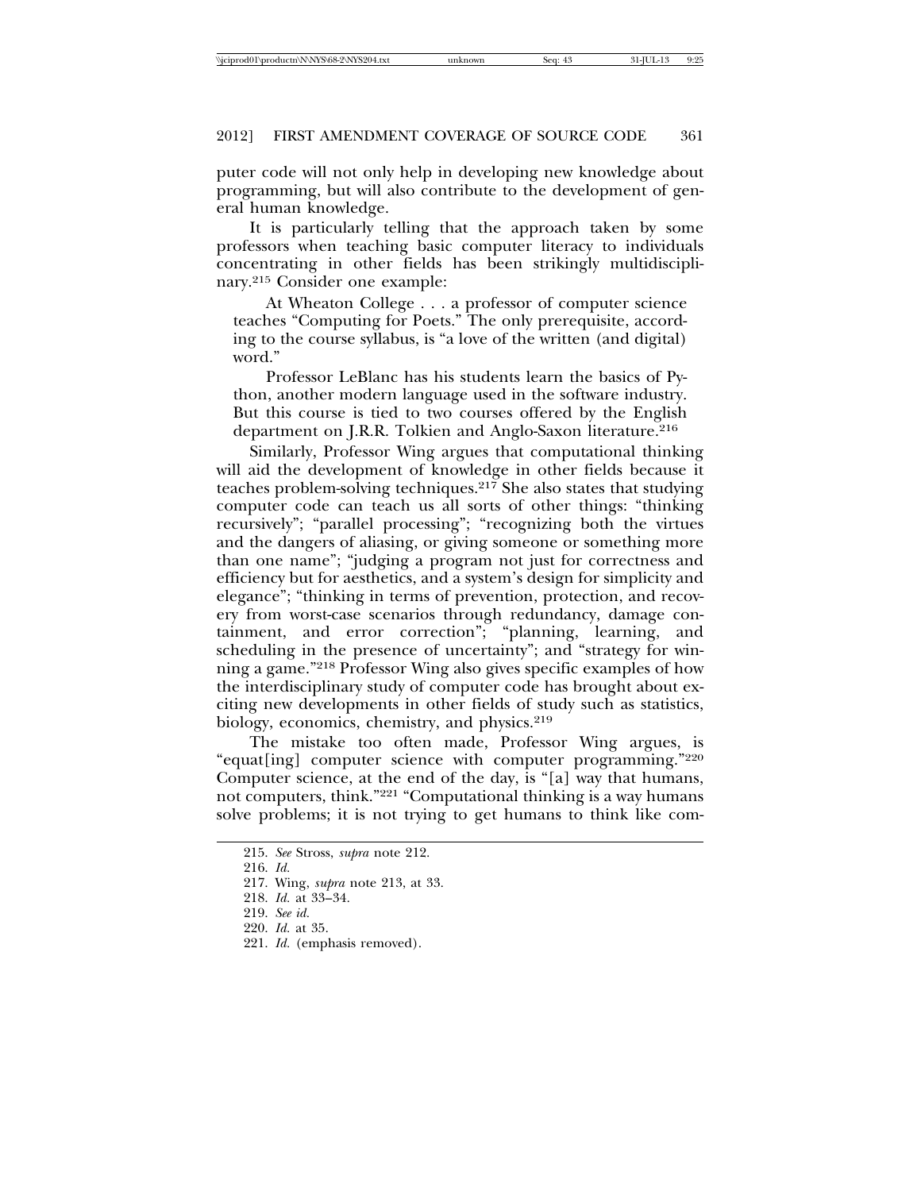puter code will not only help in developing new knowledge about programming, but will also contribute to the development of general human knowledge.

It is particularly telling that the approach taken by some professors when teaching basic computer literacy to individuals concentrating in other fields has been strikingly multidisciplinary.[215] Consider one example:

> At Wheaton College . . . a professor of computer science teaches "Computing for Poets." The only prerequisite, according to the course syllabus, is "a love of the written (and digital) word."
>
> Professor LeBlanc has his students learn the basics of Python, another modern language used in the software industry. But this course is tied to two courses offered by the English department on J.R.R. Tolkien and Anglo-Saxon literature.[216]

Similarly, Professor Wing argues that computational thinking will aid the development of knowledge in other fields because it teaches problem-solving techniques.[217] She also states that studying computer code can teach us all sorts of other things: "thinking recursively"; "parallel processing"; "recognizing both the virtues and the dangers of aliasing, or giving someone or something more than one name"; "judging a program not just for correctness and efficiency but for aesthetics, and a system's design for simplicity and elegance"; "thinking in terms of prevention, protection, and recovery from worst-case scenarios through redundancy, damage containment, and error correction"; "planning, learning, and scheduling in the presence of uncertainty"; and "strategy for winning a game."[218] Professor Wing also gives specific examples of how the interdisciplinary study of computer code has brought about exciting new developments in other fields of study such as statistics, biology, economics, chemistry, and physics.[219]

The mistake too often made, Professor Wing argues, is "equat[ing] computer science with computer programming."[220] Computer science, at the end of the day, is "[a] way that humans, not computers, think."[221] "Computational thinking is a way humans solve problems; it is not trying to get humans to think like com-

---

215. *See* Stross, *supra* note 212.

216. *Id.*

217. Wing, *supra* note 213, at 33.

218. *Id.* at 33–34.

219. *See id.*

220. *Id.* at 35.

221. *Id.* (emphasis removed).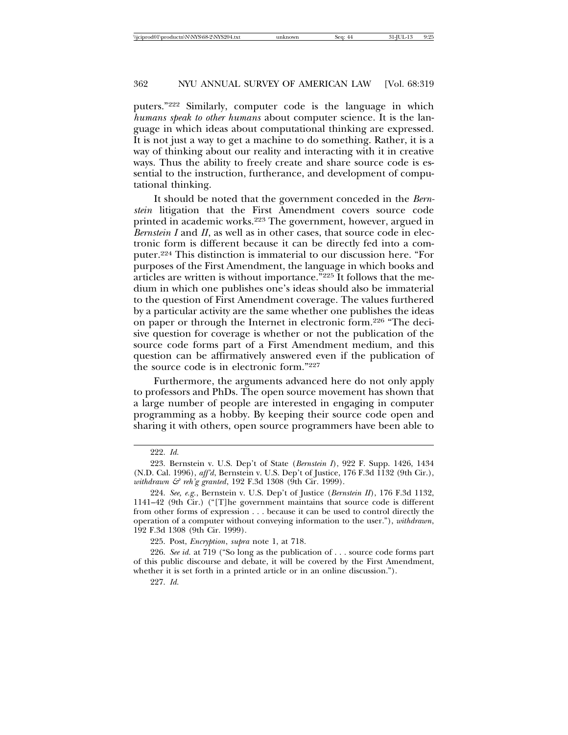puters."[222] Similarly, computer code is the language in which *humans speak to other humans* about computer science. It is the language in which ideas about computational thinking are expressed. It is not just a way to get a machine to do something. Rather, it is a way of thinking about our reality and interacting with it in creative ways. Thus the ability to freely create and share source code is essential to the instruction, furtherance, and development of computational thinking.

It should be noted that the government conceded in the *Bernstein* litigation that the First Amendment covers source code printed in academic works.[223] The government, however, argued in *Bernstein I* and *II*, as well as in other cases, that source code in electronic form is different because it can be directly fed into a computer.[224] This distinction is immaterial to our discussion here. "For purposes of the First Amendment, the language in which books and articles are written is without importance."[225] It follows that the medium in which one publishes one's ideas should also be immaterial to the question of First Amendment coverage. The values furthered by a particular activity are the same whether one publishes the ideas on paper or through the Internet in electronic form.[226] "The decisive question for coverage is whether or not the publication of the source code forms part of a First Amendment medium, and this question can be affirmatively answered even if the publication of the source code is in electronic form."[227]

Furthermore, the arguments advanced here do not only apply to professors and PhDs. The open source movement has shown that a large number of people are interested in engaging in computer programming as a hobby. By keeping their source code open and sharing it with others, open source programmers have been able to

---

222. *Id.*

223. Bernstein v. U.S. Dep't of State (*Bernstein I*), 922 F. Supp. 1426, 1434 (N.D. Cal. 1996), *aff'd*, Bernstein v. U.S. Dep't of Justice, 176 F.3d 1132 (9th Cir.), *withdrawn & reh'g granted*, 192 F.3d 1308 (9th Cir. 1999).

224. *See, e.g.*, Bernstein v. U.S. Dep't of Justice (*Bernstein II*), 176 F.3d 1132, 1141–42 (9th Cir.) ("[T]he government maintains that source code is different from other forms of expression . . . because it can be used to control directly the operation of a computer without conveying information to the user."), *withdrawn*, 192 F.3d 1308 (9th Cir. 1999).

225. Post, *Encryption*, *supra* note 1, at 718.

226. *See id.* at 719 ("So long as the publication of . . . source code forms part of this public discourse and debate, it will be covered by the First Amendment, whether it is set forth in a printed article or in an online discussion.").

227. *Id.*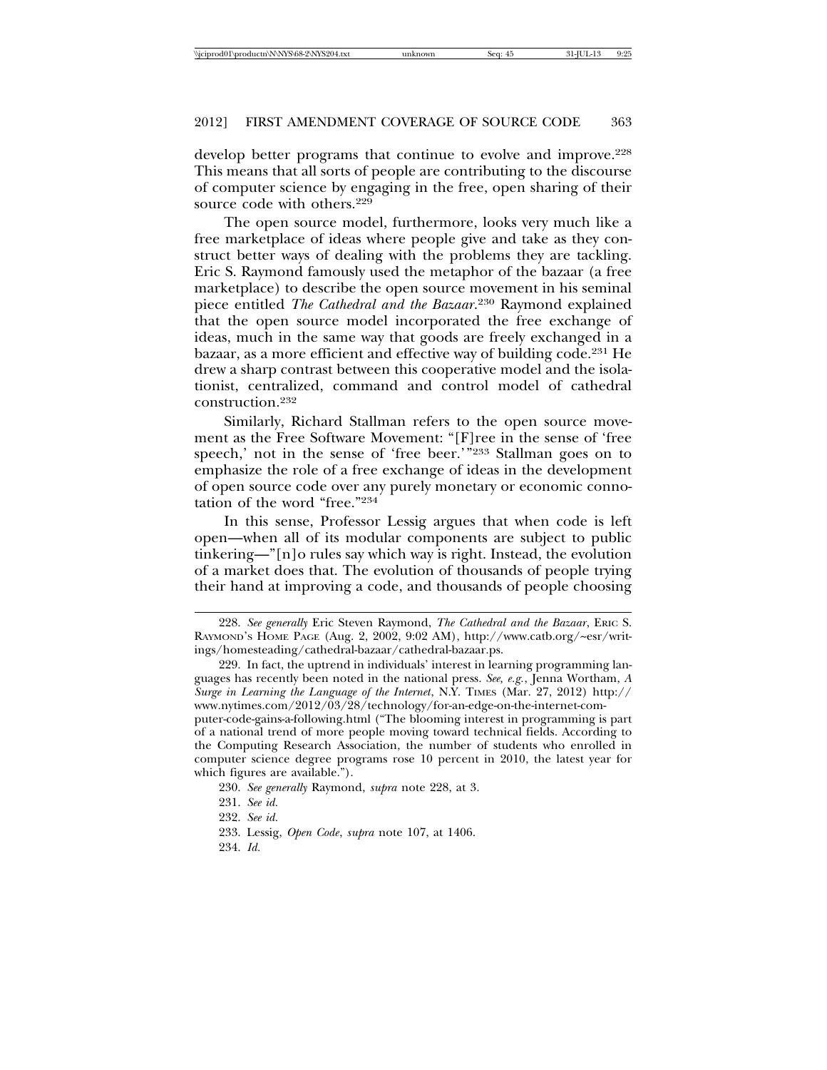develop better programs that continue to evolve and improve.[228] This means that all sorts of people are contributing to the discourse of computer science by engaging in the free, open sharing of their source code with others.[229]

The open source model, furthermore, looks very much like a free marketplace of ideas where people give and take as they construct better ways of dealing with the problems they are tackling. Eric S. Raymond famously used the metaphor of the bazaar (a free marketplace) to describe the open source movement in his seminal piece entitled *The Cathedral and the Bazaar*.[230] Raymond explained that the open source model incorporated the free exchange of ideas, much in the same way that goods are freely exchanged in a bazaar, as a more efficient and effective way of building code.[231] He drew a sharp contrast between this cooperative model and the isolationist, centralized, command and control model of cathedral construction.[232]

Similarly, Richard Stallman refers to the open source movement as the Free Software Movement: "[F]ree in the sense of 'free speech,' not in the sense of 'free beer.'"[233] Stallman goes on to emphasize the role of a free exchange of ideas in the development of open source code over any purely monetary or economic connotation of the word "free."[234]

In this sense, Professor Lessig argues that when code is left open—when all of its modular components are subject to public tinkering—"[n]o rules say which way is right. Instead, the evolution of a market does that. The evolution of thousands of people trying their hand at improving a code, and thousands of people choosing

---

228. *See generally* Eric Steven Raymond, *The Cathedral and the Bazaar*, ERIC S. RAYMOND'S HOME PAGE (Aug. 2, 2002, 9:02 AM), http://www.catb.org/~esr/writings/homesteading/cathedral-bazaar/cathedral-bazaar.ps.

229. In fact, the uptrend in individuals' interest in learning programming languages has recently been noted in the national press. *See, e.g.*, Jenna Wortham, *A Surge in Learning the Language of the Internet*, N.Y. TIMES (Mar. 27, 2012) http://www.nytimes.com/2012/03/28/technology/for-an-edge-on-the-internet-computer-code-gains-a-following.html ("The blooming interest in programming is part of a national trend of more people moving toward technical fields. According to the Computing Research Association, the number of students who enrolled in computer science degree programs rose 10 percent in 2010, the latest year for which figures are available.").

230. *See generally* Raymond, *supra* note 228, at 3.

231. *See id.*

232. *See id.*

233. Lessig, *Open Code*, *supra* note 107, at 1406.

234. *Id.*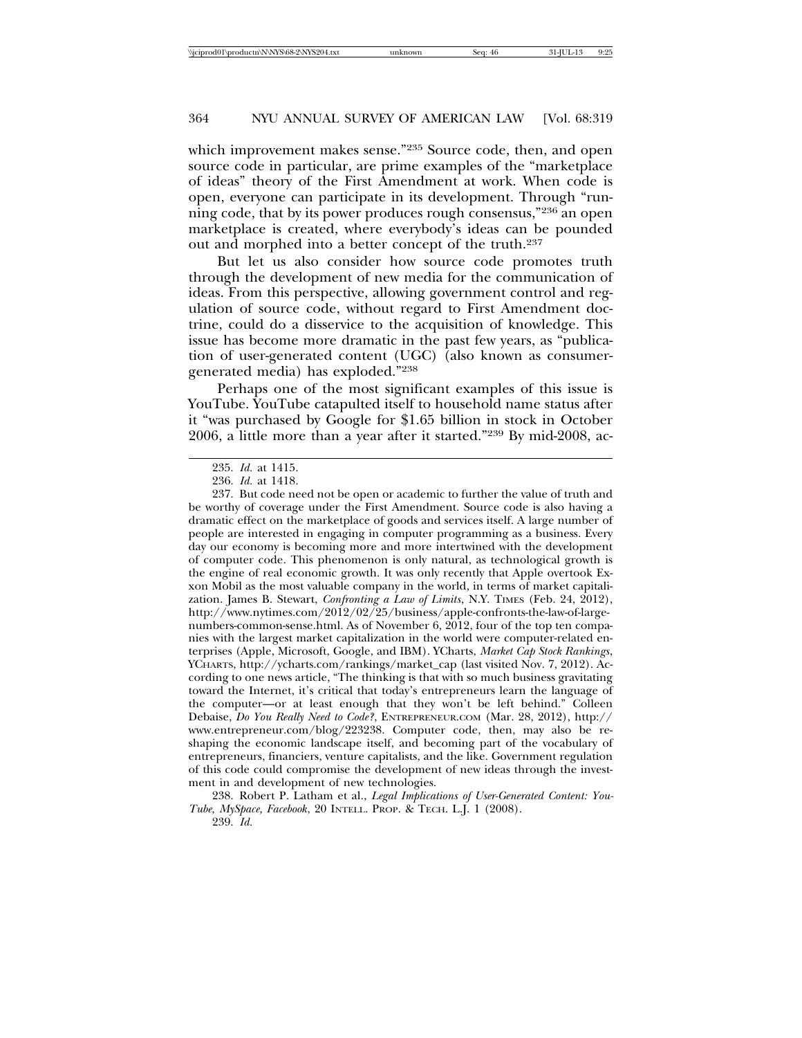which improvement makes sense."[235] Source code, then, and open source code in particular, are prime examples of the "marketplace of ideas" theory of the First Amendment at work. When code is open, everyone can participate in its development. Through "running code, that by its power produces rough consensus,"[236] an open marketplace is created, where everybody's ideas can be pounded out and morphed into a better concept of the truth.[237]

But let us also consider how source code promotes truth through the development of new media for the communication of ideas. From this perspective, allowing government control and regulation of source code, without regard to First Amendment doctrine, could do a disservice to the acquisition of knowledge. This issue has become more dramatic in the past few years, as "publication of user-generated content (UGC) (also known as consumer-generated media) has exploded."[238]

Perhaps one of the most significant examples of this issue is YouTube. YouTube catapulted itself to household name status after it "was purchased by Google for $1.65 billion in stock in October 2006, a little more than a year after it started."[239] By mid-2008, ac-

---

235. *Id.* at 1415.

236. *Id.* at 1418.

237. But code need not be open or academic to further the value of truth and be worthy of coverage under the First Amendment. Source code is also having a dramatic effect on the marketplace of goods and services itself. A large number of people are interested in engaging in computer programming as a business. Every day our economy is becoming more and more intertwined with the development of computer code. This phenomenon is only natural, as technological growth is the engine of real economic growth. It was only recently that Apple overtook Exxon Mobil as the most valuable company in the world, in terms of market capitalization. James B. Stewart, *Confronting a Law of Limits*, N.Y. TIMES (Feb. 24, 2012), http://www.nytimes.com/2012/02/25/business/apple-confronts-the-law-of-large-numbers-common-sense.html. As of November 6, 2012, four of the top ten companies with the largest market capitalization in the world were computer-related enterprises (Apple, Microsoft, Google, and IBM). YCharts, *Market Cap Stock Rankings*, YCHARTS, http://ycharts.com/rankings/market_cap (last visited Nov. 7, 2012). According to one news article, "The thinking is that with so much business gravitating toward the Internet, it's critical that today's entrepreneurs learn the language of the computer—or at least enough that they won't be left behind." Colleen Debaise, *Do You Really Need to Code?*, ENTREPRENEUR.COM (Mar. 28, 2012), http://www.entrepreneur.com/blog/223238. Computer code, then, may also be reshaping the economic landscape itself, and becoming part of the vocabulary of entrepreneurs, financiers, venture capitalists, and the like. Government regulation of this code could compromise the development of new ideas through the investment in and development of new technologies.

238. Robert P. Latham et al., *Legal Implications of User-Generated Content: YouTube, MySpace, Facebook*, 20 INTELL. PROP. & TECH. L.J. 1 (2008).

239. *Id.*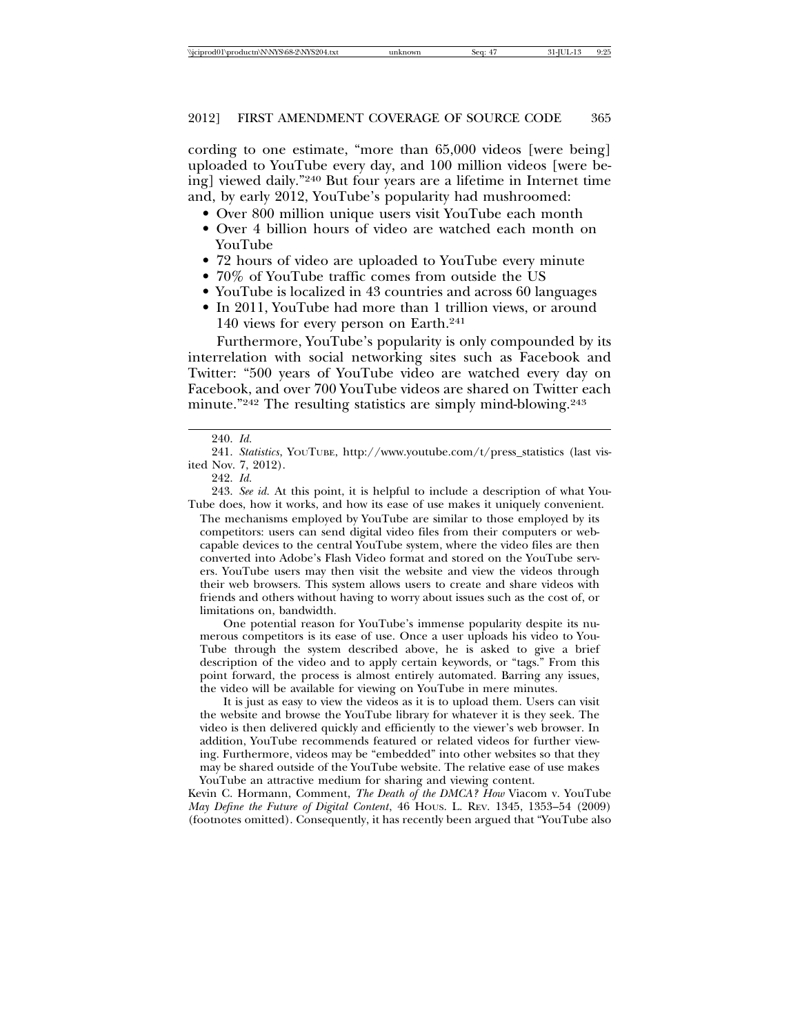cording to one estimate, "more than 65,000 videos [were being] uploaded to YouTube every day, and 100 million videos [were being] viewed daily."[240] But four years are a lifetime in Internet time and, by early 2012, YouTube's popularity had mushroomed:

- Over 800 million unique users visit YouTube each month
- Over 4 billion hours of video are watched each month on YouTube
- 72 hours of video are uploaded to YouTube every minute
- 70% of YouTube traffic comes from outside the US
- YouTube is localized in 43 countries and across 60 languages
- In 2011, YouTube had more than 1 trillion views, or around 140 views for every person on Earth.[241]

Furthermore, YouTube's popularity is only compounded by its interrelation with social networking sites such as Facebook and Twitter: "500 years of YouTube video are watched every day on Facebook, and over 700 YouTube videos are shared on Twitter each minute."[242] The resulting statistics are simply mind-blowing.[243]

---

240. *Id.*

241. *Statistics*, YOUTUBE, http://www.youtube.com/t/press_statistics (last visited Nov. 7, 2012).

242. *Id.*

243. *See id.* At this point, it is helpful to include a description of what YouTube does, how it works, and how its ease of use makes it uniquely convenient.

> The mechanisms employed by YouTube are similar to those employed by its competitors: users can send digital video files from their computers or web-capable devices to the central YouTube system, where the video files are then converted into Adobe's Flash Video format and stored on the YouTube servers. YouTube users may then visit the website and view the videos through their web browsers. This system allows users to create and share videos with friends and others without having to worry about issues such as the cost of, or limitations on, bandwidth.
>
> One potential reason for YouTube's immense popularity despite its numerous competitors is its ease of use. Once a user uploads his video to YouTube through the system described above, he is asked to give a brief description of the video and to apply certain keywords, or "tags." From this point forward, the process is almost entirely automated. Barring any issues, the video will be available for viewing on YouTube in mere minutes.
>
> It is just as easy to view the videos as it is to upload them. Users can visit the website and browse the YouTube library for whatever it is they seek. The video is then delivered quickly and efficiently to the viewer's web browser. In addition, YouTube recommends featured or related videos for further viewing. Furthermore, videos may be "embedded" into other websites so that they may be shared outside of the YouTube website. The relative ease of use makes YouTube an attractive medium for sharing and viewing content.

Kevin C. Hormann, Comment, *The Death of the DMCA? How* Viacom v. YouTube *May Define the Future of Digital Content*, 46 HOUS. L. REV. 1345, 1353–54 (2009) (footnotes omitted). Consequently, it has recently been argued that "YouTube also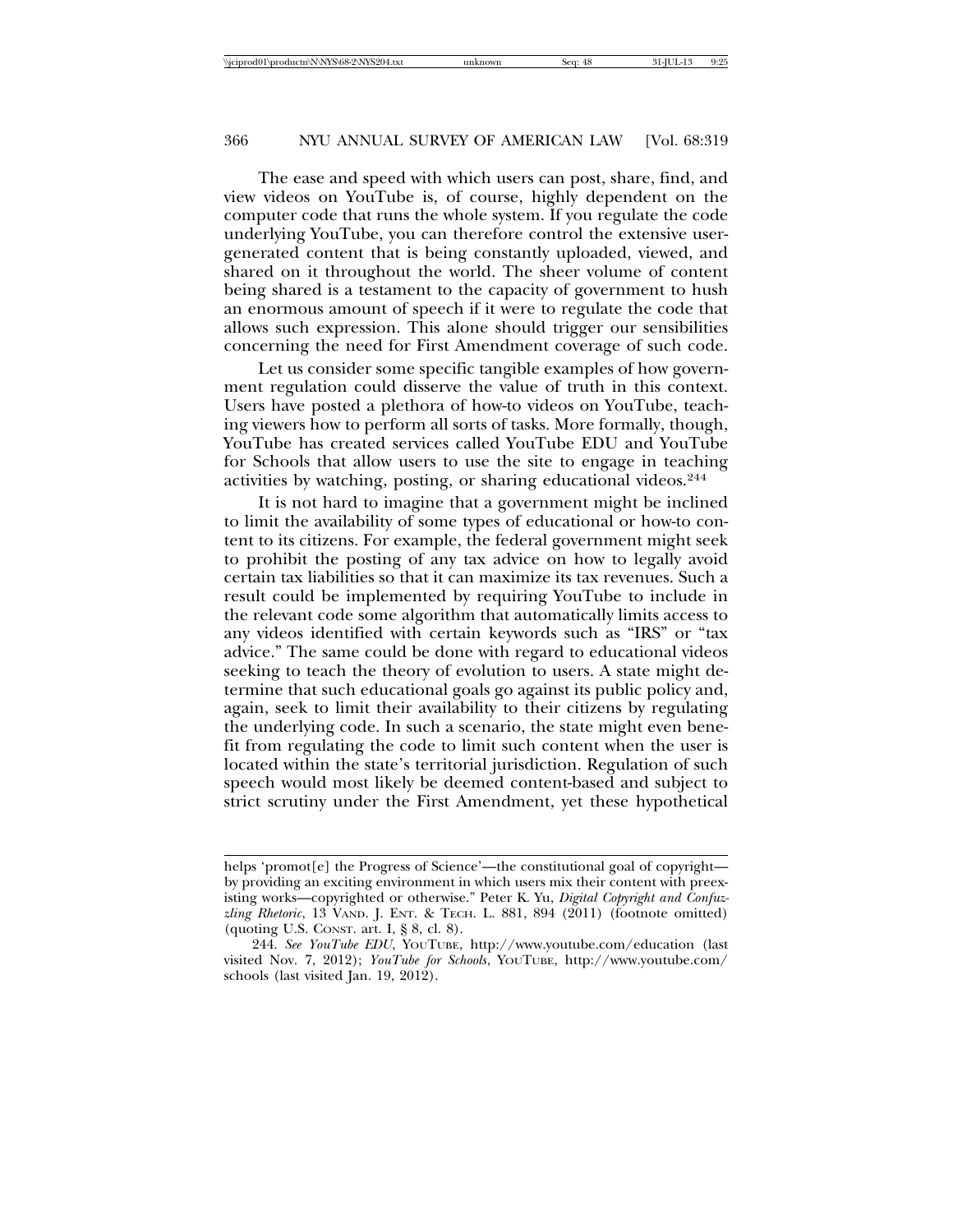The ease and speed with which users can post, share, find, and view videos on YouTube is, of course, highly dependent on the computer code that runs the whole system. If you regulate the code underlying YouTube, you can therefore control the extensive user-generated content that is being constantly uploaded, viewed, and shared on it throughout the world. The sheer volume of content being shared is a testament to the capacity of government to hush an enormous amount of speech if it were to regulate the code that allows such expression. This alone should trigger our sensibilities concerning the need for First Amendment coverage of such code.

Let us consider some specific tangible examples of how government regulation could disserve the value of truth in this context. Users have posted a plethora of how-to videos on YouTube, teaching viewers how to perform all sorts of tasks. More formally, though, YouTube has created services called YouTube EDU and YouTube for Schools that allow users to use the site to engage in teaching activities by watching, posting, or sharing educational videos.[244]

It is not hard to imagine that a government might be inclined to limit the availability of some types of educational or how-to content to its citizens. For example, the federal government might seek to prohibit the posting of any tax advice on how to legally avoid certain tax liabilities so that it can maximize its tax revenues. Such a result could be implemented by requiring YouTube to include in the relevant code some algorithm that automatically limits access to any videos identified with certain keywords such as "IRS" or "tax advice." The same could be done with regard to educational videos seeking to teach the theory of evolution to users. A state might determine that such educational goals go against its public policy and, again, seek to limit their availability to their citizens by regulating the underlying code. In such a scenario, the state might even benefit from regulating the code to limit such content when the user is located within the state's territorial jurisdiction. Regulation of such speech would most likely be deemed content-based and subject to strict scrutiny under the First Amendment, yet these hypothetical

---

helps 'promot[e] the Progress of Science'—the constitutional goal of copyright—by providing an exciting environment in which users mix their content with preexisting works—copyrighted or otherwise." Peter K. Yu, *Digital Copyright and Confuzzling Rhetoric*, 13 VAND. J. ENT. & TECH. L. 881, 894 (2011) (footnote omitted) (quoting U.S. CONST. art. I, § 8, cl. 8).

244. *See YouTube EDU*, YOUTUBE, http://www.youtube.com/education (last visited Nov. 7, 2012); *YouTube for Schools*, YOUTUBE, http://www.youtube.com/schools (last visited Jan. 19, 2012).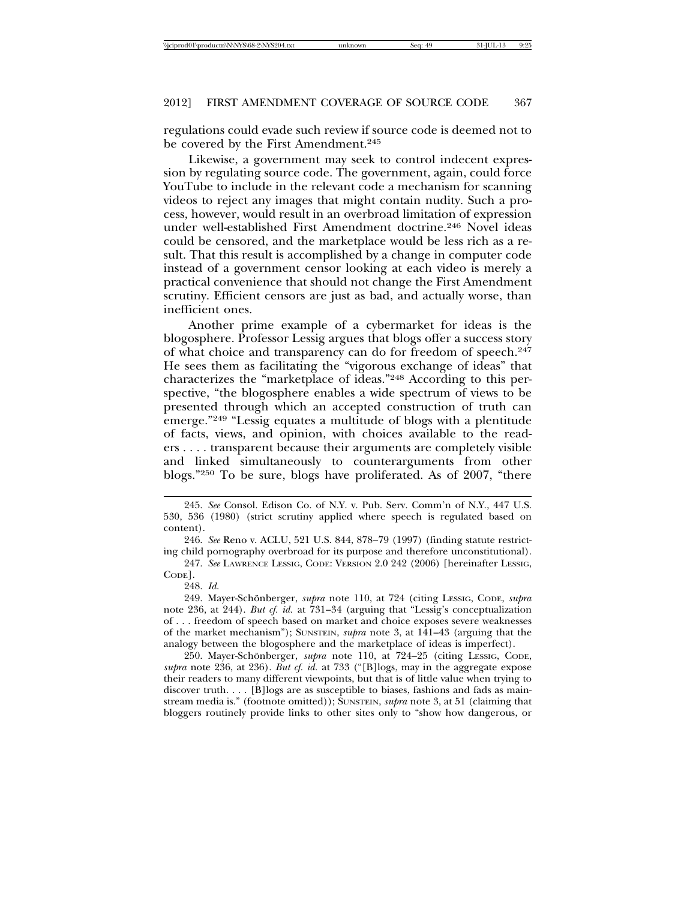regulations could evade such review if source code is deemed not to be covered by the First Amendment.[245]

Likewise, a government may seek to control indecent expression by regulating source code. The government, again, could force YouTube to include in the relevant code a mechanism for scanning videos to reject any images that might contain nudity. Such a process, however, would result in an overbroad limitation of expression under well-established First Amendment doctrine.[246] Novel ideas could be censored, and the marketplace would be less rich as a result. That this result is accomplished by a change in computer code instead of a government censor looking at each video is merely a practical convenience that should not change the First Amendment scrutiny. Efficient censors are just as bad, and actually worse, than inefficient ones.

Another prime example of a cybermarket for ideas is the blogosphere. Professor Lessig argues that blogs offer a success story of what choice and transparency can do for freedom of speech.[247] He sees them as facilitating the "vigorous exchange of ideas" that characterizes the "marketplace of ideas."[248] According to this perspective, "the blogosphere enables a wide spectrum of views to be presented through which an accepted construction of truth can emerge."[249] "Lessig equates a multitude of blogs with a plentitude of facts, views, and opinion, with choices available to the readers . . . . transparent because their arguments are completely visible and linked simultaneously to counterarguments from other blogs."[250] To be sure, blogs have proliferated. As of 2007, "there

---

245. *See* Consol. Edison Co. of N.Y. v. Pub. Serv. Comm'n of N.Y., 447 U.S. 530, 536 (1980) (strict scrutiny applied where speech is regulated based on content).

246. *See* Reno v. ACLU, 521 U.S. 844, 878–79 (1997) (finding statute restricting child pornography overbroad for its purpose and therefore unconstitutional).

247. *See* LAWRENCE LESSIG, CODE: VERSION 2.0 242 (2006) [hereinafter LESSIG, CODE].

248. *Id.*

249. Mayer-Schönberger, *supra* note 110, at 724 (citing LESSIG, CODE, *supra* note 236, at 244). *But cf. id.* at 731–34 (arguing that "Lessig's conceptualization of . . . freedom of speech based on market and choice exposes severe weaknesses of the market mechanism"); SUNSTEIN, *supra* note 3, at 141–43 (arguing that the analogy between the blogosphere and the marketplace of ideas is imperfect).

250. Mayer-Schönberger, *supra* note 110, at 724–25 (citing LESSIG, CODE, *supra* note 236, at 236). *But cf. id.* at 733 ("[B]logs, may in the aggregate expose their readers to many different viewpoints, but that is of little value when trying to discover truth. . . . [B]logs are as susceptible to biases, fashions and fads as mainstream media is." (footnote omitted)); SUNSTEIN, *supra* note 3, at 51 (claiming that bloggers routinely provide links to other sites only to "show how dangerous, or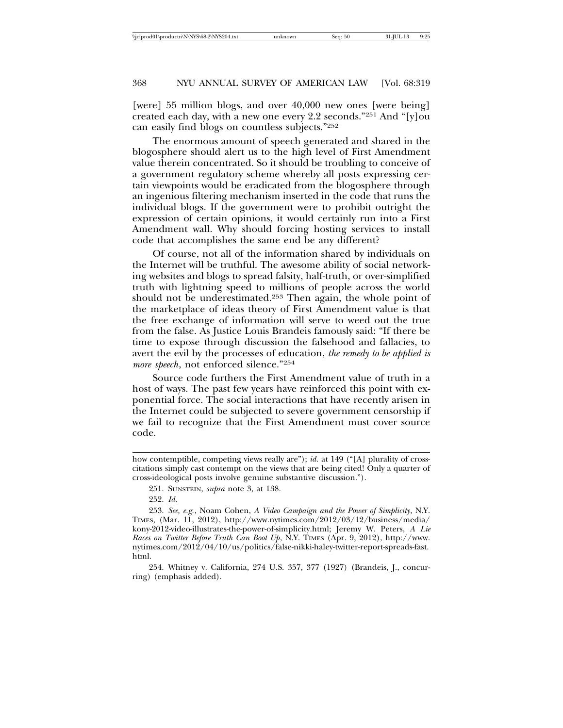[were] 55 million blogs, and over 40,000 new ones [were being] created each day, with a new one every 2.2 seconds."[251] And "[y]ou can easily find blogs on countless subjects."[252]

The enormous amount of speech generated and shared in the blogosphere should alert us to the high level of First Amendment value therein concentrated. So it should be troubling to conceive of a government regulatory scheme whereby all posts expressing certain viewpoints would be eradicated from the blogosphere through an ingenious filtering mechanism inserted in the code that runs the individual blogs. If the government were to prohibit outright the expression of certain opinions, it would certainly run into a First Amendment wall. Why should forcing hosting services to install code that accomplishes the same end be any different?

Of course, not all of the information shared by individuals on the Internet will be truthful. The awesome ability of social networking websites and blogs to spread falsity, half-truth, or over-simplified truth with lightning speed to millions of people across the world should not be underestimated.[253] Then again, the whole point of the marketplace of ideas theory of First Amendment value is that the free exchange of information will serve to weed out the true from the false. As Justice Louis Brandeis famously said: "If there be time to expose through discussion the falsehood and fallacies, to avert the evil by the processes of education, *the remedy to be applied is more speech*, not enforced silence."[254]

Source code furthers the First Amendment value of truth in a host of ways. The past few years have reinforced this point with exponential force. The social interactions that have recently arisen in the Internet could be subjected to severe government censorship if we fail to recognize that the First Amendment must cover source code.

---

how contemptible, competing views really are"); *id.* at 149 ("[A] plurality of cross-citations simply cast contempt on the views that are being cited! Only a quarter of cross-ideological posts involve genuine substantive discussion.").

251. SUNSTEIN, *supra* note 3, at 138.

252. *Id.*

253. *See, e.g.*, Noam Cohen, *A Video Campaign and the Power of Simplicity*, N.Y. TIMES, (Mar. 11, 2012), http://www.nytimes.com/2012/03/12/business/media/kony-2012-video-illustrates-the-power-of-simplicity.html; Jeremy W. Peters, *A Lie Races on Twitter Before Truth Can Boot Up*, N.Y. TIMES (Apr. 9, 2012), http://www.nytimes.com/2012/04/10/us/politics/false-nikki-haley-twitter-report-spreads-fast.html.

254. Whitney v. California, 274 U.S. 357, 377 (1927) (Brandeis, J., concurring) (emphasis added).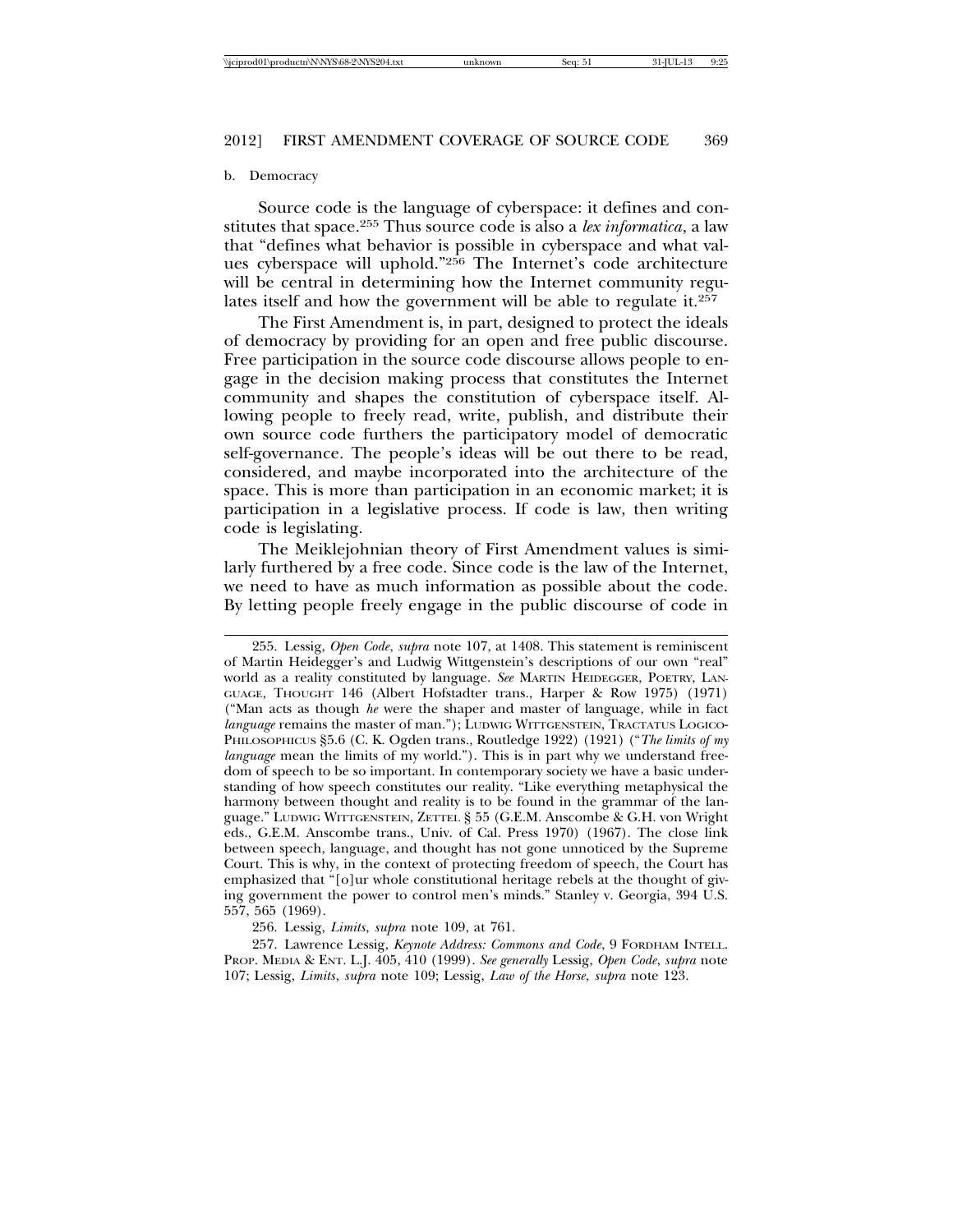b. Democracy

Source code is the language of cyberspace: it defines and constitutes that space.[255] Thus source code is also a *lex informatica*, a law that "defines what behavior is possible in cyberspace and what values cyberspace will uphold."[256] The Internet's code architecture will be central in determining how the Internet community regulates itself and how the government will be able to regulate it.[257]

The First Amendment is, in part, designed to protect the ideals of democracy by providing for an open and free public discourse. Free participation in the source code discourse allows people to engage in the decision making process that constitutes the Internet community and shapes the constitution of cyberspace itself. Allowing people to freely read, write, publish, and distribute their own source code furthers the participatory model of democratic self-governance. The people's ideas will be out there to be read, considered, and maybe incorporated into the architecture of the space. This is more than participation in an economic market; it is participation in a legislative process. If code is law, then writing code is legislating.

The Meiklejohnian theory of First Amendment values is similarly furthered by a free code. Since code is the law of the Internet, we need to have as much information as possible about the code. By letting people freely engage in the public discourse of code in

---

255. Lessig, *Open Code*, *supra* note 107, at 1408. This statement is reminiscent of Martin Heidegger's and Ludwig Wittgenstein's descriptions of our own "real" world as a reality constituted by language. *See* MARTIN HEIDEGGER, POETRY, LANGUAGE, THOUGHT 146 (Albert Hofstadter trans., Harper & Row 1975) (1971) ("Man acts as though *he* were the shaper and master of language, while in fact *language* remains the master of man."); LUDWIG WITTGENSTEIN, TRACTATUS LOGICO-PHILOSOPHICUS §5.6 (C. K. Ogden trans., Routledge 1922) (1921) ("*The limits of my language* mean the limits of my world."). This is in part why we understand freedom of speech to be so important. In contemporary society we have a basic understanding of how speech constitutes our reality. "Like everything metaphysical the harmony between thought and reality is to be found in the grammar of the language." LUDWIG WITTGENSTEIN, ZETTEL § 55 (G.E.M. Anscombe & G.H. von Wright eds., G.E.M. Anscombe trans., Univ. of Cal. Press 1970) (1967). The close link between speech, language, and thought has not gone unnoticed by the Supreme Court. This is why, in the context of protecting freedom of speech, the Court has emphasized that "[o]ur whole constitutional heritage rebels at the thought of giving government the power to control men's minds." Stanley v. Georgia, 394 U.S. 557, 565 (1969).

256. Lessig, *Limits*, *supra* note 109, at 761.

257. Lawrence Lessig, *Keynote Address: Commons and Code*, 9 FORDHAM INTELL. PROP. MEDIA & ENT. L.J. 405, 410 (1999). *See generally* Lessig, *Open Code*, *supra* note 107; Lessig, *Limits*, *supra* note 109; Lessig, *Law of the Horse*, *supra* note 123.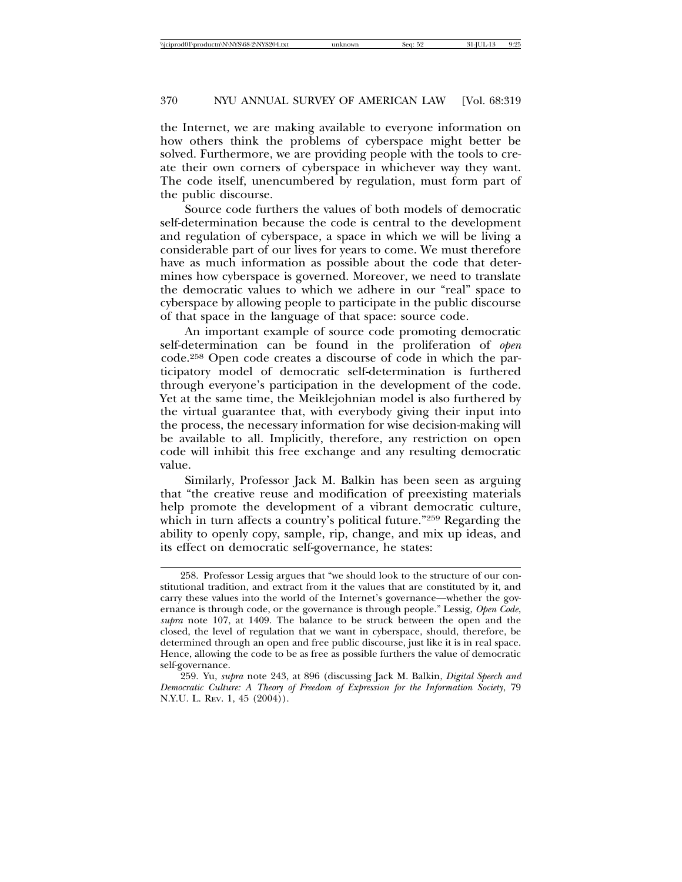the Internet, we are making available to everyone information on how others think the problems of cyberspace might better be solved. Furthermore, we are providing people with the tools to create their own corners of cyberspace in whichever way they want. The code itself, unencumbered by regulation, must form part of the public discourse.

Source code furthers the values of both models of democratic self-determination because the code is central to the development and regulation of cyberspace, a space in which we will be living a considerable part of our lives for years to come. We must therefore have as much information as possible about the code that determines how cyberspace is governed. Moreover, we need to translate the democratic values to which we adhere in our "real" space to cyberspace by allowing people to participate in the public discourse of that space in the language of that space: source code.

An important example of source code promoting democratic self-determination can be found in the proliferation of *open* code.[258] Open code creates a discourse of code in which the participatory model of democratic self-determination is furthered through everyone's participation in the development of the code. Yet at the same time, the Meiklejohnian model is also furthered by the virtual guarantee that, with everybody giving their input into the process, the necessary information for wise decision-making will be available to all. Implicitly, therefore, any restriction on open code will inhibit this free exchange and any resulting democratic value.

Similarly, Professor Jack M. Balkin has been seen as arguing that "the creative reuse and modification of preexisting materials help promote the development of a vibrant democratic culture, which in turn affects a country's political future."[259] Regarding the ability to openly copy, sample, rip, change, and mix up ideas, and its effect on democratic self-governance, he states:

---

258. Professor Lessig argues that "we should look to the structure of our constitutional tradition, and extract from it the values that are constituted by it, and carry these values into the world of the Internet's governance—whether the governance is through code, or the governance is through people." Lessig, *Open Code*, *supra* note 107, at 1409. The balance to be struck between the open and the closed, the level of regulation that we want in cyberspace, should, therefore, be determined through an open and free public discourse, just like it is in real space. Hence, allowing the code to be as free as possible furthers the value of democratic self-governance.

259. Yu, *supra* note 243, at 896 (discussing Jack M. Balkin, *Digital Speech and Democratic Culture: A Theory of Freedom of Expression for the Information Society*, 79 N.Y.U. L. REV. 1, 45 (2004)).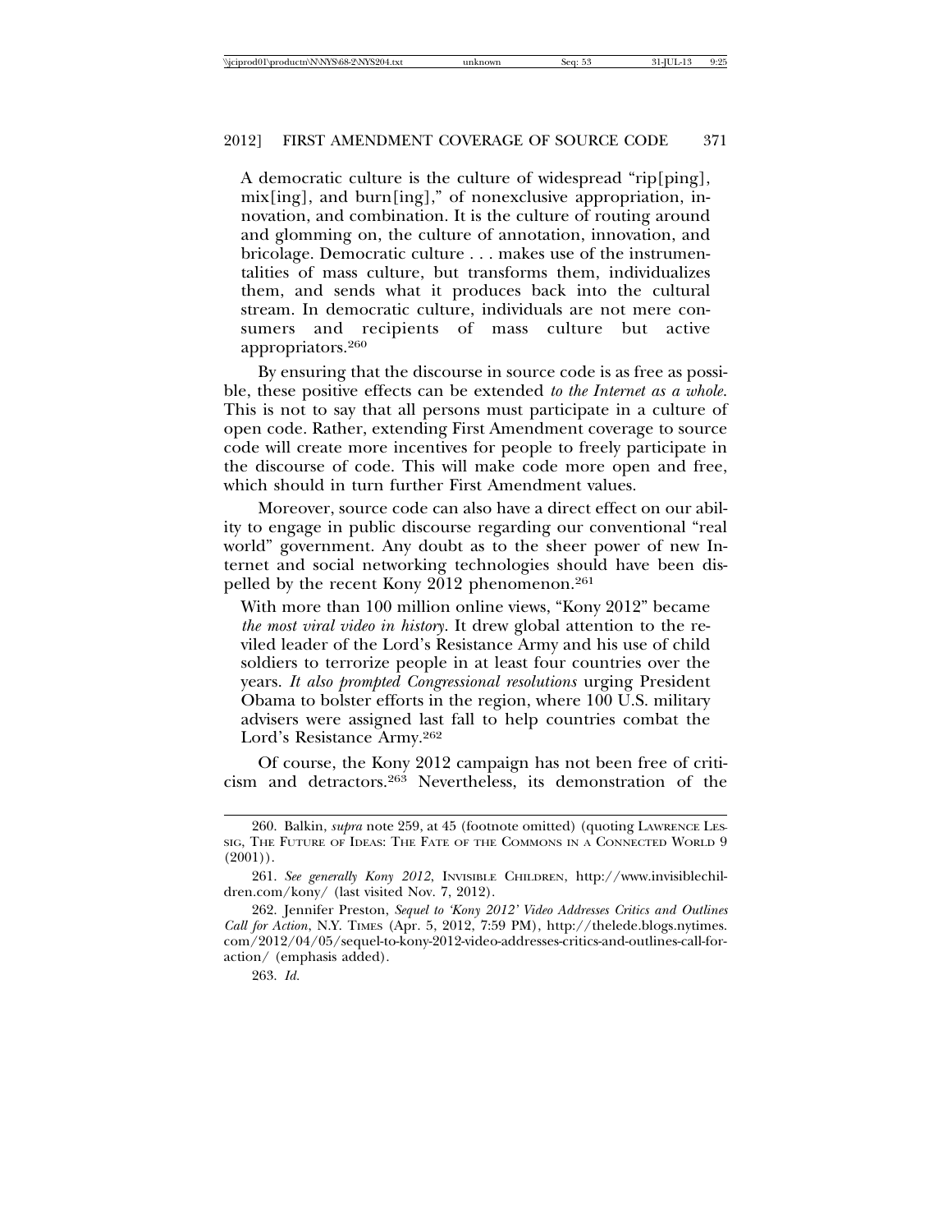> A democratic culture is the culture of widespread "rip[ping], mix[ing], and burn[ing]," of nonexclusive appropriation, innovation, and combination. It is the culture of routing around and glomming on, the culture of annotation, innovation, and bricolage. Democratic culture . . . makes use of the instrumentalities of mass culture, but transforms them, individualizes them, and sends what it produces back into the cultural stream. In democratic culture, individuals are not mere consumers and recipients of mass culture but active appropriators.[260]

By ensuring that the discourse in source code is as free as possible, these positive effects can be extended *to the Internet as a whole*. This is not to say that all persons must participate in a culture of open code. Rather, extending First Amendment coverage to source code will create more incentives for people to freely participate in the discourse of code. This will make code more open and free, which should in turn further First Amendment values.

Moreover, source code can also have a direct effect on our ability to engage in public discourse regarding our conventional "real world" government. Any doubt as to the sheer power of new Internet and social networking technologies should have been dispelled by the recent Kony 2012 phenomenon.[261]

> With more than 100 million online views, "Kony 2012" became *the most viral video in history*. It drew global attention to the reviled leader of the Lord's Resistance Army and his use of child soldiers to terrorize people in at least four countries over the years. *It also prompted Congressional resolutions* urging President Obama to bolster efforts in the region, where 100 U.S. military advisers were assigned last fall to help countries combat the Lord's Resistance Army.[262]

Of course, the Kony 2012 campaign has not been free of criticism and detractors.[263] Nevertheless, its demonstration of the

---

260. Balkin, *supra* note 259, at 45 (footnote omitted) (quoting LAWRENCE LESSIG, THE FUTURE OF IDEAS: THE FATE OF THE COMMONS IN A CONNECTED WORLD 9 (2001)).

261. *See generally Kony 2012*, INVISIBLE CHILDREN, http://www.invisiblechildren.com/kony/ (last visited Nov. 7, 2012).

262. Jennifer Preston, *Sequel to 'Kony 2012' Video Addresses Critics and Outlines Call for Action*, N.Y. TIMES (Apr. 5, 2012, 7:59 PM), http://thelede.blogs.nytimes.com/2012/04/05/sequel-to-kony-2012-video-addresses-critics-and-outlines-call-for-action/ (emphasis added).

263. *Id.*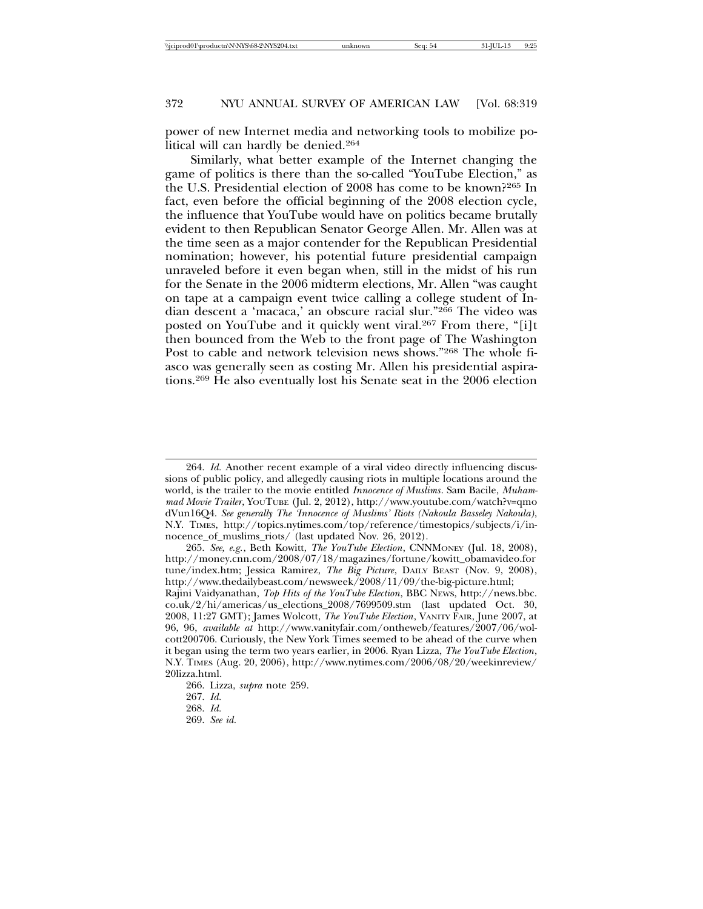power of new Internet media and networking tools to mobilize political will can hardly be denied.[264]

Similarly, what better example of the Internet changing the game of politics is there than the so-called "YouTube Election," as the U.S. Presidential election of 2008 has come to be known?[265] In fact, even before the official beginning of the 2008 election cycle, the influence that YouTube would have on politics became brutally evident to then Republican Senator George Allen. Mr. Allen was at the time seen as a major contender for the Republican Presidential nomination; however, his potential future presidential campaign unraveled before it even began when, still in the midst of his run for the Senate in the 2006 midterm elections, Mr. Allen "was caught on tape at a campaign event twice calling a college student of Indian descent a 'macaca,' an obscure racial slur."[266] The video was posted on YouTube and it quickly went viral.[267] From there, "[i]t then bounced from the Web to the front page of The Washington Post to cable and network television news shows."[268] The whole fiasco was generally seen as costing Mr. Allen his presidential aspirations.[269] He also eventually lost his Senate seat in the 2006 election

---

264. *Id.* Another recent example of a viral video directly influencing discussions of public policy, and allegedly causing riots in multiple locations around the world, is the trailer to the movie entitled *Innocence of Muslims*. Sam Bacile, *Muhammad Movie Trailer*, YouTube (Jul. 2, 2012), http://www.youtube.com/watch?v=qmodVun16Q4. *See generally The 'Innocence of Muslims' Riots (Nakoula Basseley Nakoula)*, N.Y. Times, http://topics.nytimes.com/top/reference/timestopics/subjects/i/innocence_of_muslims_riots/ (last updated Nov. 26, 2012).

265. *See, e.g.*, Beth Kowitt, *The YouTube Election*, CNNMoney (Jul. 18, 2008), http://money.cnn.com/2008/07/18/magazines/fortune/kowitt_obamavideo.fortune/index.htm; Jessica Ramirez, *The Big Picture*, Daily Beast (Nov. 9, 2008), http://www.thedailybeast.com/newsweek/2008/11/09/the-big-picture.html; Rajini Vaidyanathan, *Top Hits of the YouTube Election*, BBC News, http://news.bbc.co.uk/2/hi/americas/us_elections_2008/7699509.stm (last updated Oct. 30, 2008, 11:27 GMT); James Wolcott, *The YouTube Election*, Vanity Fair, June 2007, at 96, 96, *available at* http://www.vanityfair.com/ontheweb/features/2007/06/wolcott200706. Curiously, the New York Times seemed to be ahead of the curve when it began using the term two years earlier, in 2006. Ryan Lizza, *The YouTube Election*, N.Y. Times (Aug. 20, 2006), http://www.nytimes.com/2006/08/20/weekinreview/20lizza.html.

266. Lizza, *supra* note 259.

267. *Id.*

268. *Id.*

269. *See id.*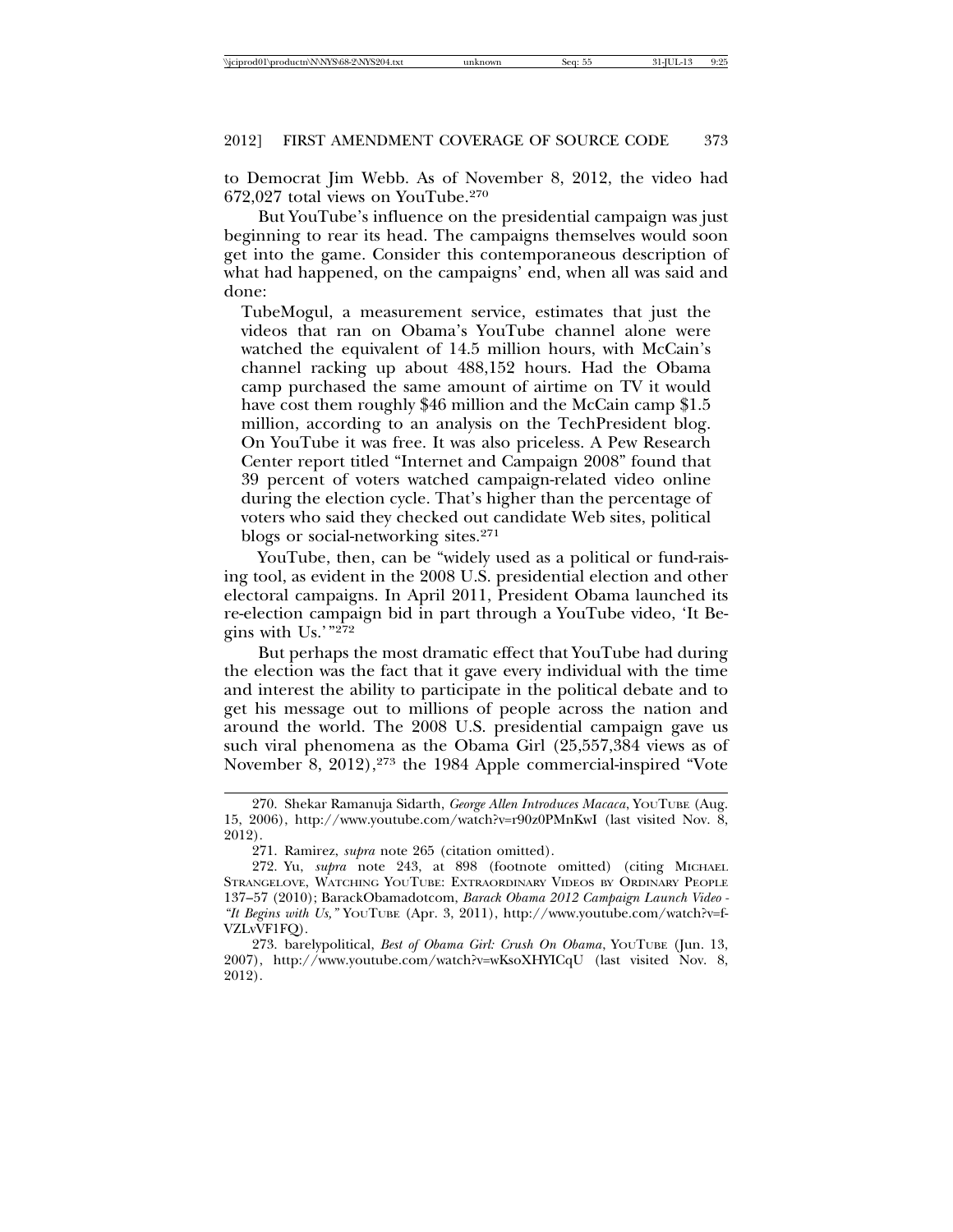to Democrat Jim Webb. As of November 8, 2012, the video had 672,027 total views on YouTube.[270]

But YouTube's influence on the presidential campaign was just beginning to rear its head. The campaigns themselves would soon get into the game. Consider this contemporaneous description of what had happened, on the campaigns' end, when all was said and done:

> TubeMogul, a measurement service, estimates that just the videos that ran on Obama's YouTube channel alone were watched the equivalent of 14.5 million hours, with McCain's channel racking up about 488,152 hours. Had the Obama camp purchased the same amount of airtime on TV it would have cost them roughly $46 million and the McCain camp $1.5 million, according to an analysis on the TechPresident blog. On YouTube it was free. It was also priceless. A Pew Research Center report titled "Internet and Campaign 2008" found that 39 percent of voters watched campaign-related video online during the election cycle. That's higher than the percentage of voters who said they checked out candidate Web sites, political blogs or social-networking sites.[271]

YouTube, then, can be "widely used as a political or fund-raising tool, as evident in the 2008 U.S. presidential election and other electoral campaigns. In April 2011, President Obama launched its re-election campaign bid in part through a YouTube video, 'It Begins with Us.'"[272]

But perhaps the most dramatic effect that YouTube had during the election was the fact that it gave every individual with the time and interest the ability to participate in the political debate and to get his message out to millions of people across the nation and around the world. The 2008 U.S. presidential campaign gave us such viral phenomena as the Obama Girl (25,557,384 views as of November 8, 2012),[273] the 1984 Apple commercial-inspired "Vote

---

270. Shekar Ramanuja Sidarth, *George Allen Introduces Macaca*, YouTube (Aug. 15, 2006), http://www.youtube.com/watch?v=r90z0PMnKwI (last visited Nov. 8, 2012).

271. Ramirez, *supra* note 265 (citation omitted).

272. Yu, *supra* note 243, at 898 (footnote omitted) (citing Michael Strangelove, Watching YouTube: Extraordinary Videos by Ordinary People 137–57 (2010); BarackObamadotcom, *Barack Obama 2012 Campaign Launch Video - "It Begins with Us,"* YouTube (Apr. 3, 2011), http://www.youtube.com/watch?v=f-VZLvVF1FQ).

273. barelypolitical, *Best of Obama Girl: Crush On Obama*, YouTube (Jun. 13, 2007), http://www.youtube.com/watch?v=wKsoXHYICqU (last visited Nov. 8, 2012).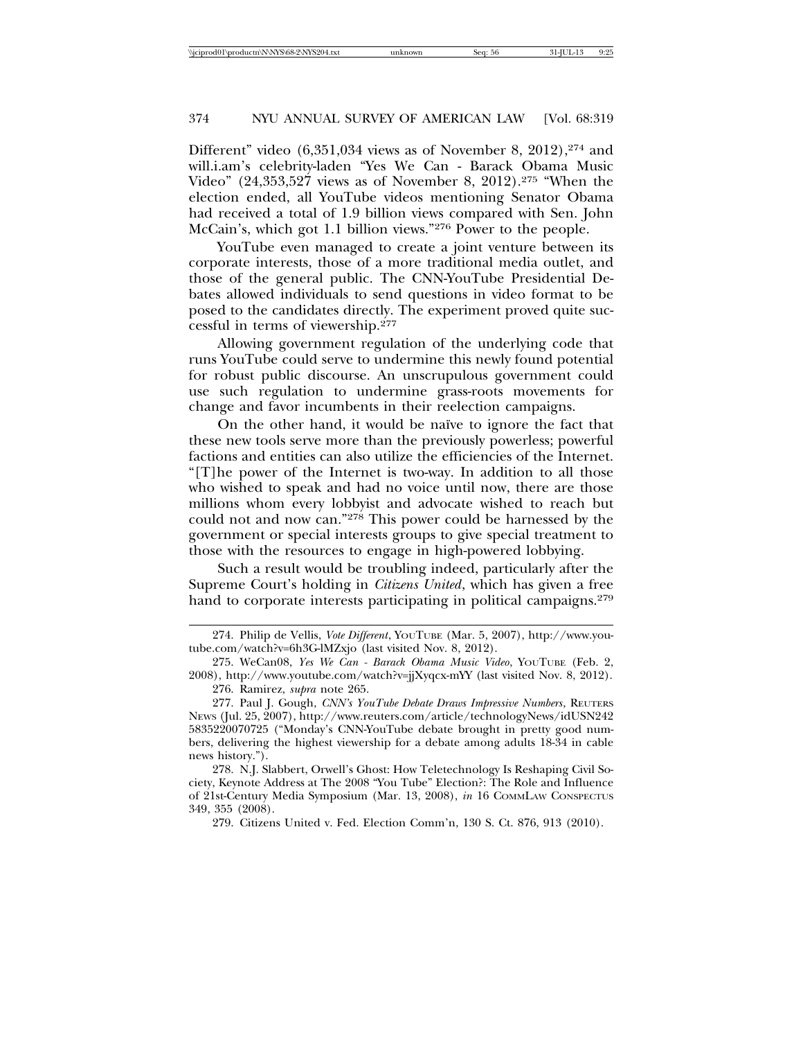Different" video (6,351,034 views as of November 8, 2012),[274] and will.i.am's celebrity-laden "Yes We Can - Barack Obama Music Video" (24,353,527 views as of November 8, 2012).[275] "When the election ended, all YouTube videos mentioning Senator Obama had received a total of 1.9 billion views compared with Sen. John McCain's, which got 1.1 billion views."[276] Power to the people.

YouTube even managed to create a joint venture between its corporate interests, those of a more traditional media outlet, and those of the general public. The CNN-YouTube Presidential Debates allowed individuals to send questions in video format to be posed to the candidates directly. The experiment proved quite successful in terms of viewership.[277]

Allowing government regulation of the underlying code that runs YouTube could serve to undermine this newly found potential for robust public discourse. An unscrupulous government could use such regulation to undermine grass-roots movements for change and favor incumbents in their reelection campaigns.

On the other hand, it would be naïve to ignore the fact that these new tools serve more than the previously powerless; powerful factions and entities can also utilize the efficiencies of the Internet. "[T]he power of the Internet is two-way. In addition to all those who wished to speak and had no voice until now, there are those millions whom every lobbyist and advocate wished to reach but could not and now can."[278] This power could be harnessed by the government or special interests groups to give special treatment to those with the resources to engage in high-powered lobbying.

Such a result would be troubling indeed, particularly after the Supreme Court's holding in *Citizens United*, which has given a free hand to corporate interests participating in political campaigns.[279]

---

274. Philip de Vellis, *Vote Different*, YouTube (Mar. 5, 2007), http://www.youtube.com/watch?v=6h3G-lMZxjo (last visited Nov. 8, 2012).

275. WeCan08, *Yes We Can - Barack Obama Music Video*, YouTube (Feb. 2, 2008), http://www.youtube.com/watch?v=jjXyqcx-mYY (last visited Nov. 8, 2012).

276. Ramirez, *supra* note 265.

277. Paul J. Gough, *CNN's YouTube Debate Draws Impressive Numbers*, Reuters News (Jul. 25, 2007), http://www.reuters.com/article/technologyNews/idUSN2425835220070725 ("Monday's CNN-YouTube debate brought in pretty good numbers, delivering the highest viewership for a debate among adults 18-34 in cable news history.").

278. N.J. Slabbert, Orwell's Ghost: How Teletechnology Is Reshaping Civil Society, Keynote Address at The 2008 "You Tube" Election?: The Role and Influence of 21st-Century Media Symposium (Mar. 13, 2008), *in* 16 CommLaw Conspectus 349, 355 (2008).

279. Citizens United v. Fed. Election Comm'n, 130 S. Ct. 876, 913 (2010).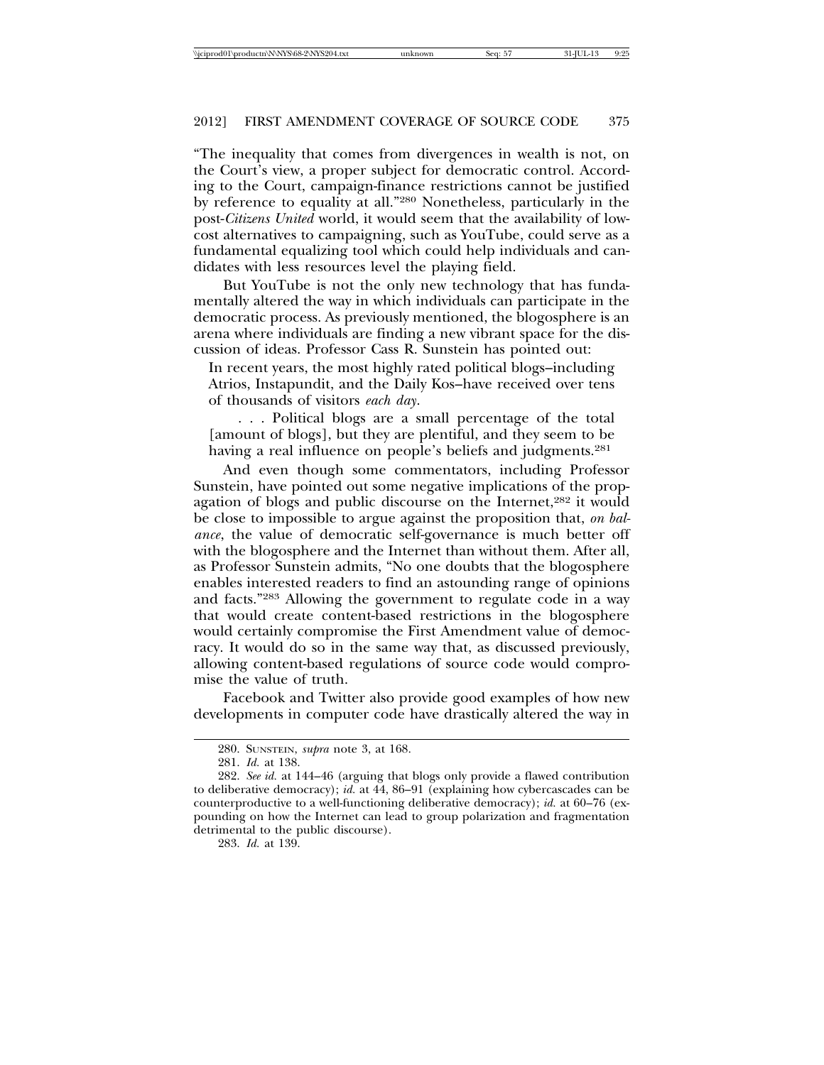"The inequality that comes from divergences in wealth is not, on the Court's view, a proper subject for democratic control. According to the Court, campaign-finance restrictions cannot be justified by reference to equality at all."[280] Nonetheless, particularly in the post-*Citizens United* world, it would seem that the availability of low-cost alternatives to campaigning, such as YouTube, could serve as a fundamental equalizing tool which could help individuals and candidates with less resources level the playing field.

But YouTube is not the only new technology that has fundamentally altered the way in which individuals can participate in the democratic process. As previously mentioned, the blogosphere is an arena where individuals are finding a new vibrant space for the discussion of ideas. Professor Cass R. Sunstein has pointed out:

> In recent years, the most highly rated political blogs–including Atrios, Instapundit, and the Daily Kos–have received over tens of thousands of visitors *each day*.
>
> . . . Political blogs are a small percentage of the total [amount of blogs], but they are plentiful, and they seem to be having a real influence on people's beliefs and judgments.[281]

And even though some commentators, including Professor Sunstein, have pointed out some negative implications of the propagation of blogs and public discourse on the Internet,[282] it would be close to impossible to argue against the proposition that, *on balance*, the value of democratic self-governance is much better off with the blogosphere and the Internet than without them. After all, as Professor Sunstein admits, "No one doubts that the blogosphere enables interested readers to find an astounding range of opinions and facts."[283] Allowing the government to regulate code in a way that would create content-based restrictions in the blogosphere would certainly compromise the First Amendment value of democracy. It would do so in the same way that, as discussed previously, allowing content-based regulations of source code would compromise the value of truth.

Facebook and Twitter also provide good examples of how new developments in computer code have drastically altered the way in

---

280. SUNSTEIN, *supra* note 3, at 168.

281. *Id.* at 138.

282. *See id.* at 144–46 (arguing that blogs only provide a flawed contribution to deliberative democracy); *id.* at 44, 86–91 (explaining how cybercascades can be counterproductive to a well-functioning deliberative democracy); *id.* at 60–76 (expounding on how the Internet can lead to group polarization and fragmentation detrimental to the public discourse).

283. *Id.* at 139.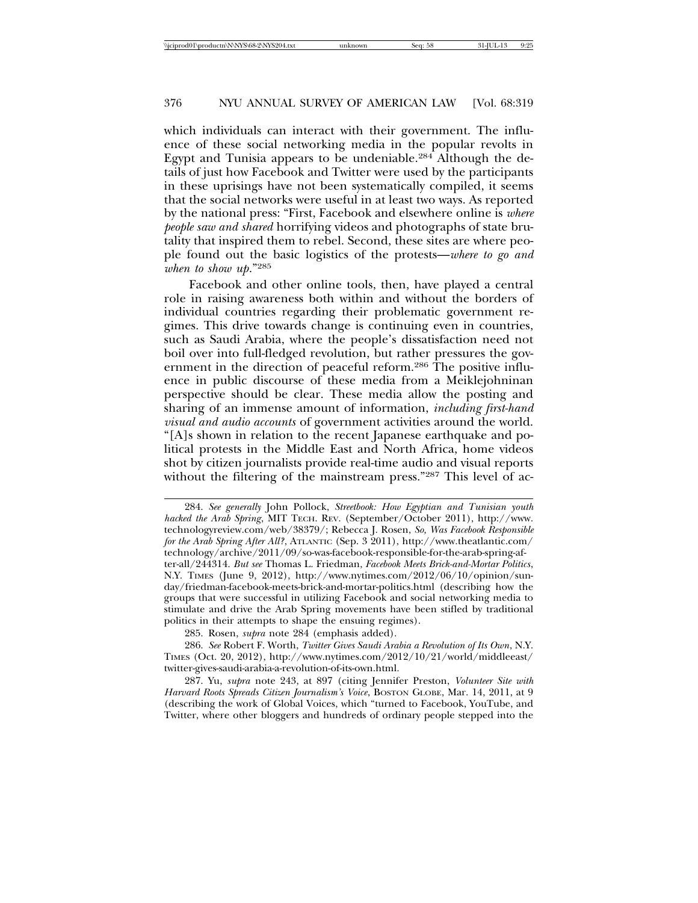which individuals can interact with their government. The influence of these social networking media in the popular revolts in Egypt and Tunisia appears to be undeniable.[284] Although the details of just how Facebook and Twitter were used by the participants in these uprisings have not been systematically compiled, it seems that the social networks were useful in at least two ways. As reported by the national press: "First, Facebook and elsewhere online is *where people saw and shared* horrifying videos and photographs of state brutality that inspired them to rebel. Second, these sites are where people found out the basic logistics of the protests—*where to go and when to show up*."[285]

Facebook and other online tools, then, have played a central role in raising awareness both within and without the borders of individual countries regarding their problematic government regimes. This drive towards change is continuing even in countries, such as Saudi Arabia, where the people's dissatisfaction need not boil over into full-fledged revolution, but rather pressures the government in the direction of peaceful reform.[286] The positive influence in public discourse of these media from a Meiklejohninan perspective should be clear. These media allow the posting and sharing of an immense amount of information, *including first-hand visual and audio accounts* of government activities around the world. "[A]s shown in relation to the recent Japanese earthquake and political protests in the Middle East and North Africa, home videos shot by citizen journalists provide real-time audio and visual reports without the filtering of the mainstream press."[287] This level of ac-

---

284. *See generally* John Pollock, *Streetbook: How Egyptian and Tunisian youth hacked the Arab Spring*, MIT TECH. REV. (September/October 2011), http://www.technologyreview.com/web/38379/; Rebecca J. Rosen, *So, Was Facebook Responsible for the Arab Spring After All?*, ATLANTIC (Sep. 3 2011), http://www.theatlantic.com/technology/archive/2011/09/so-was-facebook-responsible-for-the-arab-spring-after-all/244314. *But see* Thomas L. Friedman, *Facebook Meets Brick-and-Mortar Politics*, N.Y. TIMES (June 9, 2012), http://www.nytimes.com/2012/06/10/opinion/sunday/friedman-facebook-meets-brick-and-mortar-politics.html (describing how the groups that were successful in utilizing Facebook and social networking media to stimulate and drive the Arab Spring movements have been stifled by traditional politics in their attempts to shape the ensuing regimes).

285. Rosen, *supra* note 284 (emphasis added).

286. *See* Robert F. Worth, *Twitter Gives Saudi Arabia a Revolution of Its Own*, N.Y. TIMES (Oct. 20, 2012), http://www.nytimes.com/2012/10/21/world/middleeast/twitter-gives-saudi-arabia-a-revolution-of-its-own.html.

287. Yu, *supra* note 243, at 897 (citing Jennifer Preston, *Volunteer Site with Harvard Roots Spreads Citizen Journalism's Voice*, BOSTON GLOBE, Mar. 14, 2011, at 9 (describing the work of Global Voices, which "turned to Facebook, YouTube, and Twitter, where other bloggers and hundreds of ordinary people stepped into the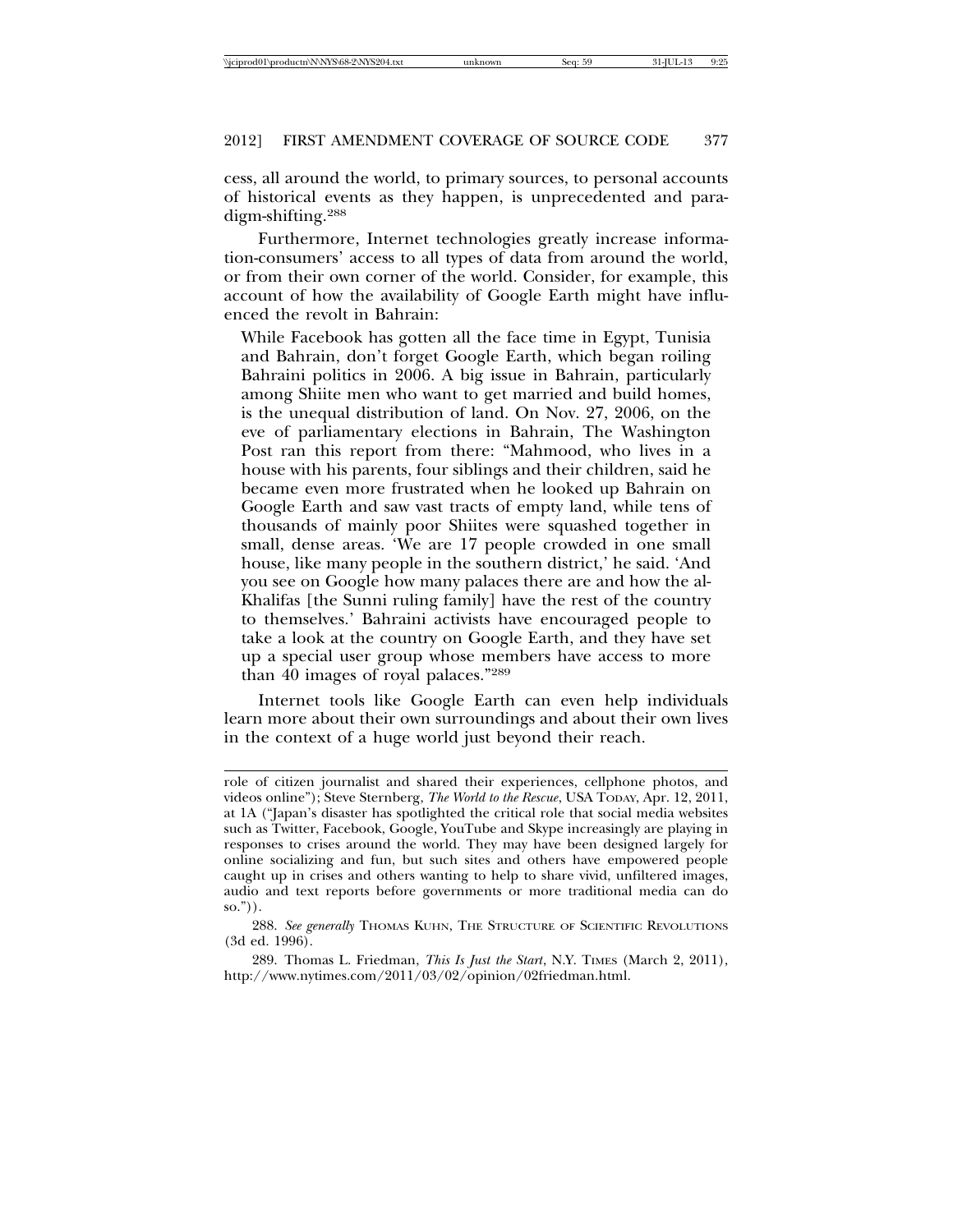cess, all around the world, to primary sources, to personal accounts of historical events as they happen, is unprecedented and paradigm-shifting.[288]

Furthermore, Internet technologies greatly increase information-consumers' access to all types of data from around the world, or from their own corner of the world. Consider, for example, this account of how the availability of Google Earth might have influenced the revolt in Bahrain:

> While Facebook has gotten all the face time in Egypt, Tunisia and Bahrain, don't forget Google Earth, which began roiling Bahraini politics in 2006. A big issue in Bahrain, particularly among Shiite men who want to get married and build homes, is the unequal distribution of land. On Nov. 27, 2006, on the eve of parliamentary elections in Bahrain, The Washington Post ran this report from there: "Mahmood, who lives in a house with his parents, four siblings and their children, said he became even more frustrated when he looked up Bahrain on Google Earth and saw vast tracts of empty land, while tens of thousands of mainly poor Shiites were squashed together in small, dense areas. 'We are 17 people crowded in one small house, like many people in the southern district,' he said. 'And you see on Google how many palaces there are and how the al-Khalifas [the Sunni ruling family] have the rest of the country to themselves.' Bahraini activists have encouraged people to take a look at the country on Google Earth, and they have set up a special user group whose members have access to more than 40 images of royal palaces."[289]

Internet tools like Google Earth can even help individuals learn more about their own surroundings and about their own lives in the context of a huge world just beyond their reach.

---

role of citizen journalist and shared their experiences, cellphone photos, and videos online"); Steve Sternberg, *The World to the Rescue*, USA TODAY, Apr. 12, 2011, at 1A ("Japan's disaster has spotlighted the critical role that social media websites such as Twitter, Facebook, Google, YouTube and Skype increasingly are playing in responses to crises around the world. They may have been designed largely for online socializing and fun, but such sites and others have empowered people caught up in crises and others wanting to help to share vivid, unfiltered images, audio and text reports before governments or more traditional media can do so.")).

288. *See generally* THOMAS KUHN, THE STRUCTURE OF SCIENTIFIC REVOLUTIONS (3d ed. 1996).

289. Thomas L. Friedman, *This Is Just the Start*, N.Y. TIMES (March 2, 2011), http://www.nytimes.com/2011/03/02/opinion/02friedman.html.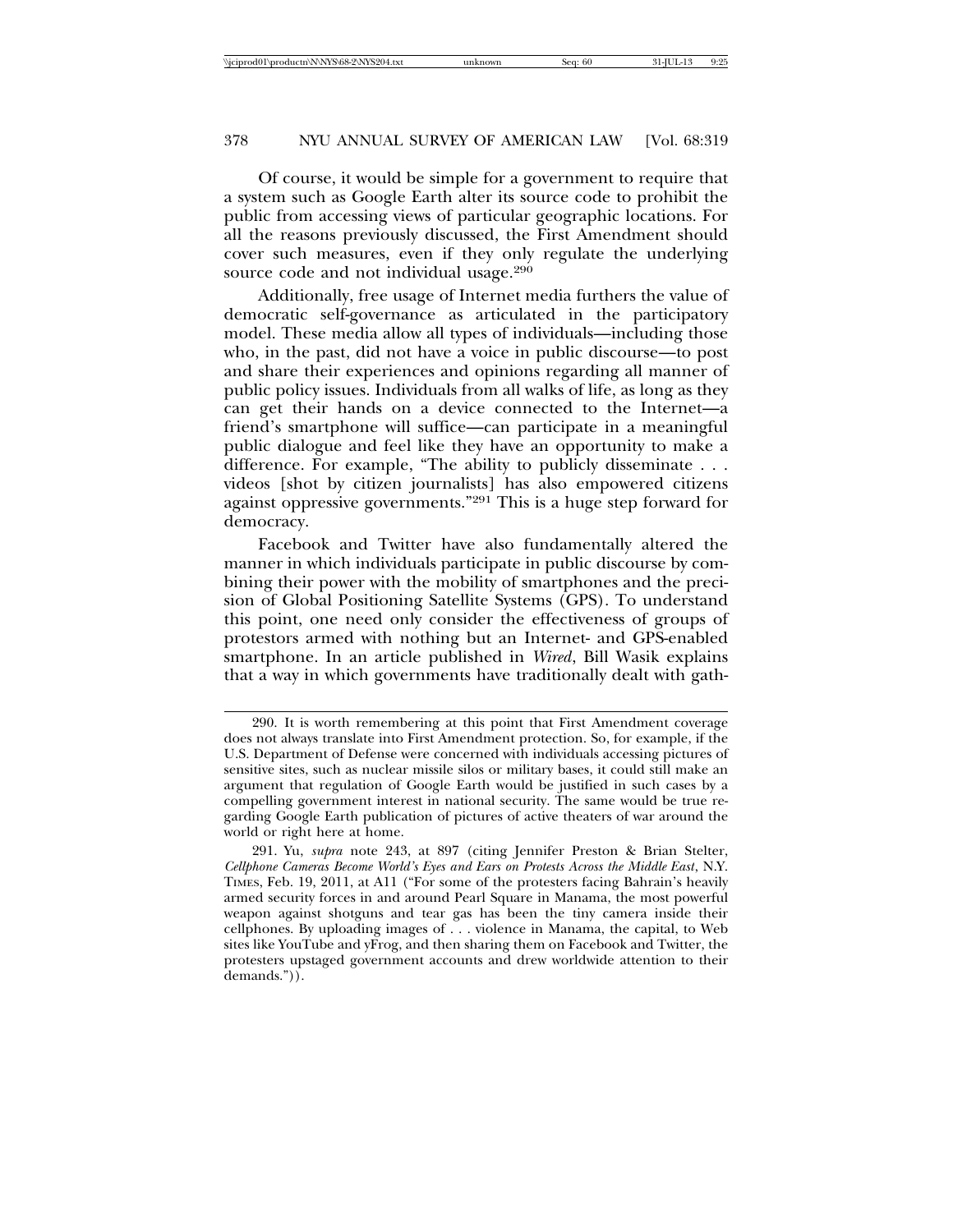Of course, it would be simple for a government to require that a system such as Google Earth alter its source code to prohibit the public from accessing views of particular geographic locations. For all the reasons previously discussed, the First Amendment should cover such measures, even if they only regulate the underlying source code and not individual usage.[290]

Additionally, free usage of Internet media furthers the value of democratic self-governance as articulated in the participatory model. These media allow all types of individuals—including those who, in the past, did not have a voice in public discourse—to post and share their experiences and opinions regarding all manner of public policy issues. Individuals from all walks of life, as long as they can get their hands on a device connected to the Internet—a friend's smartphone will suffice—can participate in a meaningful public dialogue and feel like they have an opportunity to make a difference. For example, "The ability to publicly disseminate . . . videos [shot by citizen journalists] has also empowered citizens against oppressive governments."[291] This is a huge step forward for democracy.

Facebook and Twitter have also fundamentally altered the manner in which individuals participate in public discourse by combining their power with the mobility of smartphones and the precision of Global Positioning Satellite Systems (GPS). To understand this point, one need only consider the effectiveness of groups of protestors armed with nothing but an Internet- and GPS-enabled smartphone. In an article published in *Wired*, Bill Wasik explains that a way in which governments have traditionally dealt with gath-

---

290. It is worth remembering at this point that First Amendment coverage does not always translate into First Amendment protection. So, for example, if the U.S. Department of Defense were concerned with individuals accessing pictures of sensitive sites, such as nuclear missile silos or military bases, it could still make an argument that regulation of Google Earth would be justified in such cases by a compelling government interest in national security. The same would be true regarding Google Earth publication of pictures of active theaters of war around the world or right here at home.

291. Yu, *supra* note 243, at 897 (citing Jennifer Preston & Brian Stelter, *Cellphone Cameras Become World's Eyes and Ears on Protests Across the Middle East*, N.Y. TIMES, Feb. 19, 2011, at A11 ("For some of the protesters facing Bahrain's heavily armed security forces in and around Pearl Square in Manama, the most powerful weapon against shotguns and tear gas has been the tiny camera inside their cellphones. By uploading images of . . . violence in Manama, the capital, to Web sites like YouTube and yFrog, and then sharing them on Facebook and Twitter, the protesters upstaged government accounts and drew worldwide attention to their demands.")).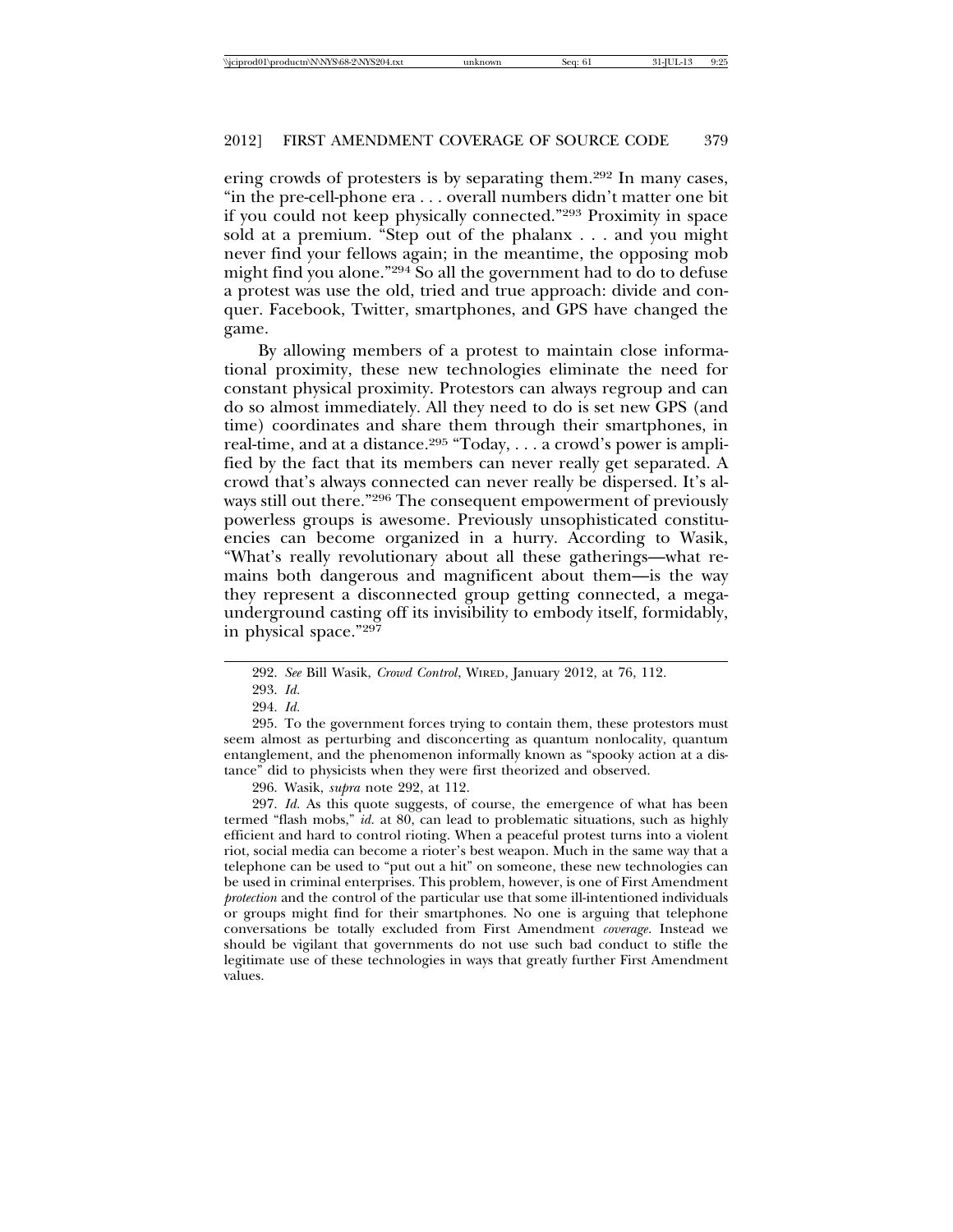ering crowds of protesters is by separating them.[292] In many cases, "in the pre-cell-phone era . . . overall numbers didn't matter one bit if you could not keep physically connected."[293] Proximity in space sold at a premium. "Step out of the phalanx . . . and you might never find your fellows again; in the meantime, the opposing mob might find you alone."[294] So all the government had to do to defuse a protest was use the old, tried and true approach: divide and conquer. Facebook, Twitter, smartphones, and GPS have changed the game.

By allowing members of a protest to maintain close informational proximity, these new technologies eliminate the need for constant physical proximity. Protestors can always regroup and can do so almost immediately. All they need to do is set new GPS (and time) coordinates and share them through their smartphones, in real-time, and at a distance.[295] "Today, . . . a crowd's power is amplified by the fact that its members can never really get separated. A crowd that's always connected can never really be dispersed. It's always still out there."[296] The consequent empowerment of previously powerless groups is awesome. Previously unsophisticated constituencies can become organized in a hurry. According to Wasik, "What's really revolutionary about all these gatherings—what remains both dangerous and magnificent about them—is the way they represent a disconnected group getting connected, a mega-underground casting off its invisibility to embody itself, formidably, in physical space."[297]

---

292. *See* Bill Wasik, *Crowd Control*, WIRED, January 2012, at 76, 112.

293. *Id.*

294. *Id.*

295. To the government forces trying to contain them, these protestors must seem almost as perturbing and disconcerting as quantum nonlocality, quantum entanglement, and the phenomenon informally known as "spooky action at a distance" did to physicists when they were first theorized and observed.

296. Wasik, *supra* note 292, at 112.

297. *Id.* As this quote suggests, of course, the emergence of what has been termed "flash mobs," *id.* at 80, can lead to problematic situations, such as highly efficient and hard to control rioting. When a peaceful protest turns into a violent riot, social media can become a rioter's best weapon. Much in the same way that a telephone can be used to "put out a hit" on someone, these new technologies can be used in criminal enterprises. This problem, however, is one of First Amendment *protection* and the control of the particular use that some ill-intentioned individuals or groups might find for their smartphones. No one is arguing that telephone conversations be totally excluded from First Amendment *coverage*. Instead we should be vigilant that governments do not use such bad conduct to stifle the legitimate use of these technologies in ways that greatly further First Amendment values.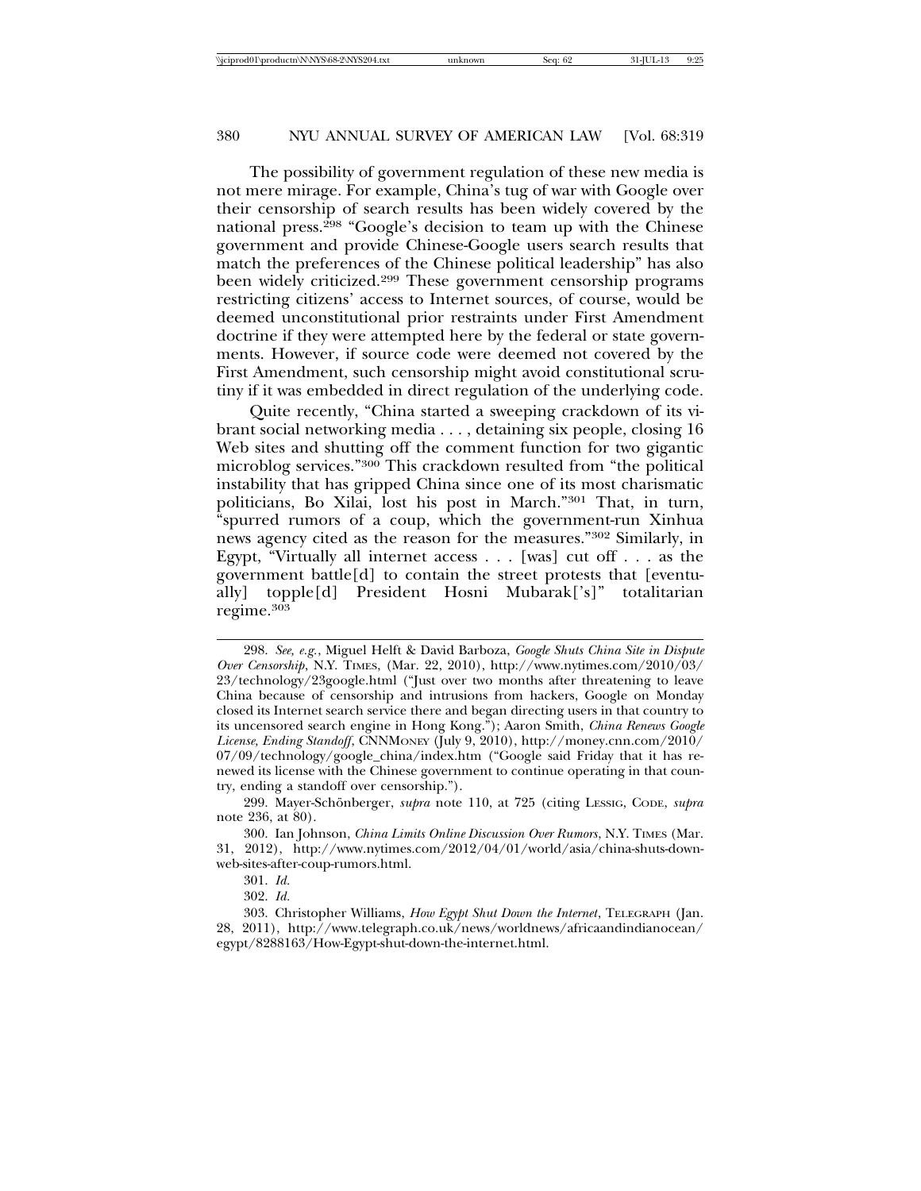The possibility of government regulation of these new media is not mere mirage. For example, China's tug of war with Google over their censorship of search results has been widely covered by the national press.[298] "Google's decision to team up with the Chinese government and provide Chinese-Google users search results that match the preferences of the Chinese political leadership" has also been widely criticized.[299] These government censorship programs restricting citizens' access to Internet sources, of course, would be deemed unconstitutional prior restraints under First Amendment doctrine if they were attempted here by the federal or state governments. However, if source code were deemed not covered by the First Amendment, such censorship might avoid constitutional scrutiny if it was embedded in direct regulation of the underlying code.

Quite recently, "China started a sweeping crackdown of its vibrant social networking media . . . , detaining six people, closing 16 Web sites and shutting off the comment function for two gigantic microblog services."[300] This crackdown resulted from "the political instability that has gripped China since one of its most charismatic politicians, Bo Xilai, lost his post in March."[301] That, in turn, "spurred rumors of a coup, which the government-run Xinhua news agency cited as the reason for the measures."[302] Similarly, in Egypt, "Virtually all internet access . . . [was] cut off . . . as the government battle[d] to contain the street protests that [eventually] topple[d] President Hosni Mubarak['s]" totalitarian regime.[303]

---

298. *See, e.g.*, Miguel Helft & David Barboza, *Google Shuts China Site in Dispute Over Censorship*, N.Y. TIMES, (Mar. 22, 2010), http://www.nytimes.com/2010/03/23/technology/23google.html ("Just over two months after threatening to leave China because of censorship and intrusions from hackers, Google on Monday closed its Internet search service there and began directing users in that country to its uncensored search engine in Hong Kong."); Aaron Smith, *China Renews Google License, Ending Standoff*, CNNMONEY (July 9, 2010), http://money.cnn.com/2010/07/09/technology/google_china/index.htm ("Google said Friday that it has renewed its license with the Chinese government to continue operating in that country, ending a standoff over censorship.").

299. Mayer-Schönberger, *supra* note 110, at 725 (citing LESSIG, CODE, *supra* note 236, at 80).

300. Ian Johnson, *China Limits Online Discussion Over Rumors*, N.Y. TIMES (Mar. 31, 2012), http://www.nytimes.com/2012/04/01/world/asia/china-shuts-down-web-sites-after-coup-rumors.html.

301. *Id.*

302. *Id.*

303. Christopher Williams, *How Egypt Shut Down the Internet*, TELEGRAPH (Jan. 28, 2011), http://www.telegraph.co.uk/news/worldnews/africaandindianocean/egypt/8288163/How-Egypt-shut-down-the-internet.html.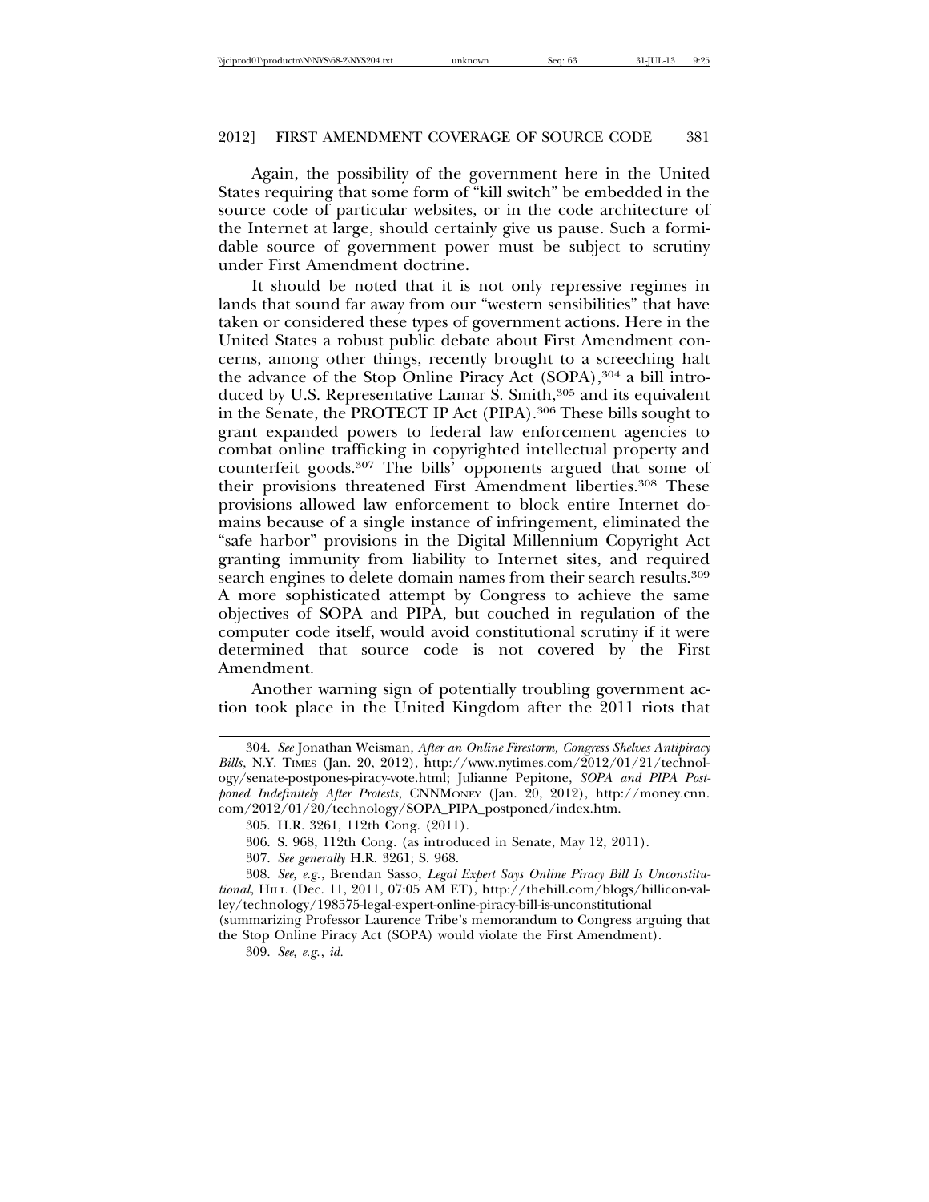Again, the possibility of the government here in the United States requiring that some form of "kill switch" be embedded in the source code of particular websites, or in the code architecture of the Internet at large, should certainly give us pause. Such a formidable source of government power must be subject to scrutiny under First Amendment doctrine.

It should be noted that it is not only repressive regimes in lands that sound far away from our "western sensibilities" that have taken or considered these types of government actions. Here in the United States a robust public debate about First Amendment concerns, among other things, recently brought to a screeching halt the advance of the Stop Online Piracy Act (SOPA),[304] a bill introduced by U.S. Representative Lamar S. Smith,[305] and its equivalent in the Senate, the PROTECT IP Act (PIPA).[306] These bills sought to grant expanded powers to federal law enforcement agencies to combat online trafficking in copyrighted intellectual property and counterfeit goods.[307] The bills' opponents argued that some of their provisions threatened First Amendment liberties.[308] These provisions allowed law enforcement to block entire Internet domains because of a single instance of infringement, eliminated the "safe harbor" provisions in the Digital Millennium Copyright Act granting immunity from liability to Internet sites, and required search engines to delete domain names from their search results.[309] A more sophisticated attempt by Congress to achieve the same objectives of SOPA and PIPA, but couched in regulation of the computer code itself, would avoid constitutional scrutiny if it were determined that source code is not covered by the First Amendment.

Another warning sign of potentially troubling government action took place in the United Kingdom after the 2011 riots that

---

304. *See* Jonathan Weisman, *After an Online Firestorm, Congress Shelves Antipiracy Bills*, N.Y. TIMES (Jan. 20, 2012), http://www.nytimes.com/2012/01/21/technology/senate-postpones-piracy-vote.html; Julianne Pepitone, *SOPA and PIPA Postponed Indefinitely After Protests*, CNNMONEY (Jan. 20, 2012), http://money.cnn.com/2012/01/20/technology/SOPA_PIPA_postponed/index.htm.

305. H.R. 3261, 112th Cong. (2011).

306. S. 968, 112th Cong. (as introduced in Senate, May 12, 2011).

307. *See generally* H.R. 3261; S. 968.

308. *See, e.g.*, Brendan Sasso, *Legal Expert Says Online Piracy Bill Is Unconstitutional*, HILL (Dec. 11, 2011, 07:05 AM ET), http://thehill.com/blogs/hillicon-valley/technology/198575-legal-expert-online-piracy-bill-is-unconstitutional (summarizing Professor Laurence Tribe's memorandum to Congress arguing that the Stop Online Piracy Act (SOPA) would violate the First Amendment).

309. *See, e.g.*, *id.*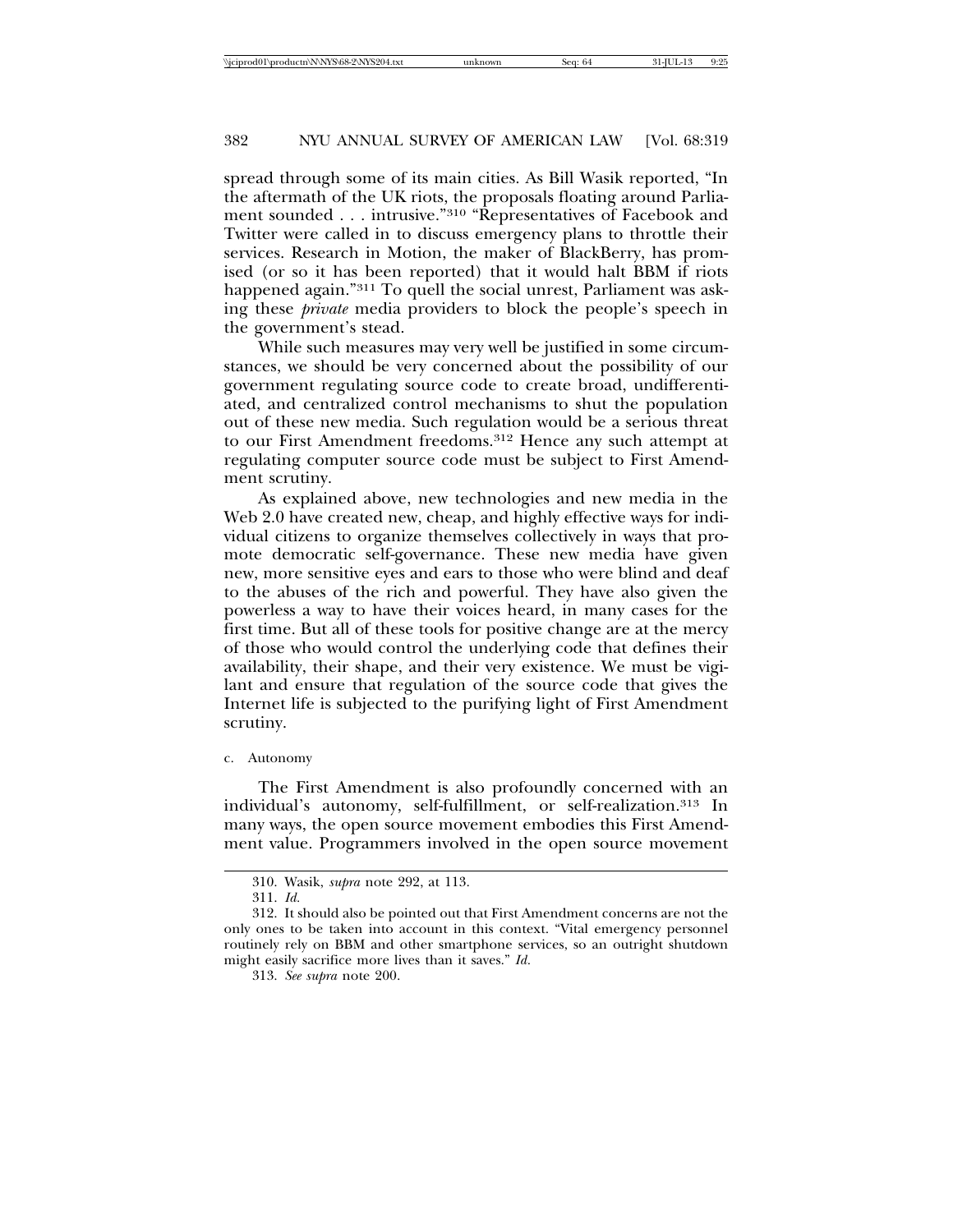spread through some of its main cities. As Bill Wasik reported, "In the aftermath of the UK riots, the proposals floating around Parliament sounded . . . intrusive."[310] "Representatives of Facebook and Twitter were called in to discuss emergency plans to throttle their services. Research in Motion, the maker of BlackBerry, has promised (or so it has been reported) that it would halt BBM if riots happened again."[311] To quell the social unrest, Parliament was asking these *private* media providers to block the people's speech in the government's stead.

While such measures may very well be justified in some circumstances, we should be very concerned about the possibility of our government regulating source code to create broad, undifferentiated, and centralized control mechanisms to shut the population out of these new media. Such regulation would be a serious threat to our First Amendment freedoms.[312] Hence any such attempt at regulating computer source code must be subject to First Amendment scrutiny.

As explained above, new technologies and new media in the Web 2.0 have created new, cheap, and highly effective ways for individual citizens to organize themselves collectively in ways that promote democratic self-governance. These new media have given new, more sensitive eyes and ears to those who were blind and deaf to the abuses of the rich and powerful. They have also given the powerless a way to have their voices heard, in many cases for the first time. But all of these tools for positive change are at the mercy of those who would control the underlying code that defines their availability, their shape, and their very existence. We must be vigilant and ensure that regulation of the source code that gives the Internet life is subjected to the purifying light of First Amendment scrutiny.

c. Autonomy

The First Amendment is also profoundly concerned with an individual's autonomy, self-fulfillment, or self-realization.[313] In many ways, the open source movement embodies this First Amendment value. Programmers involved in the open source movement

---

310. Wasik, *supra* note 292, at 113.

311. *Id.*

312. It should also be pointed out that First Amendment concerns are not the only ones to be taken into account in this context. "Vital emergency personnel routinely rely on BBM and other smartphone services, so an outright shutdown might easily sacrifice more lives than it saves." *Id.*

313. *See supra* note 200.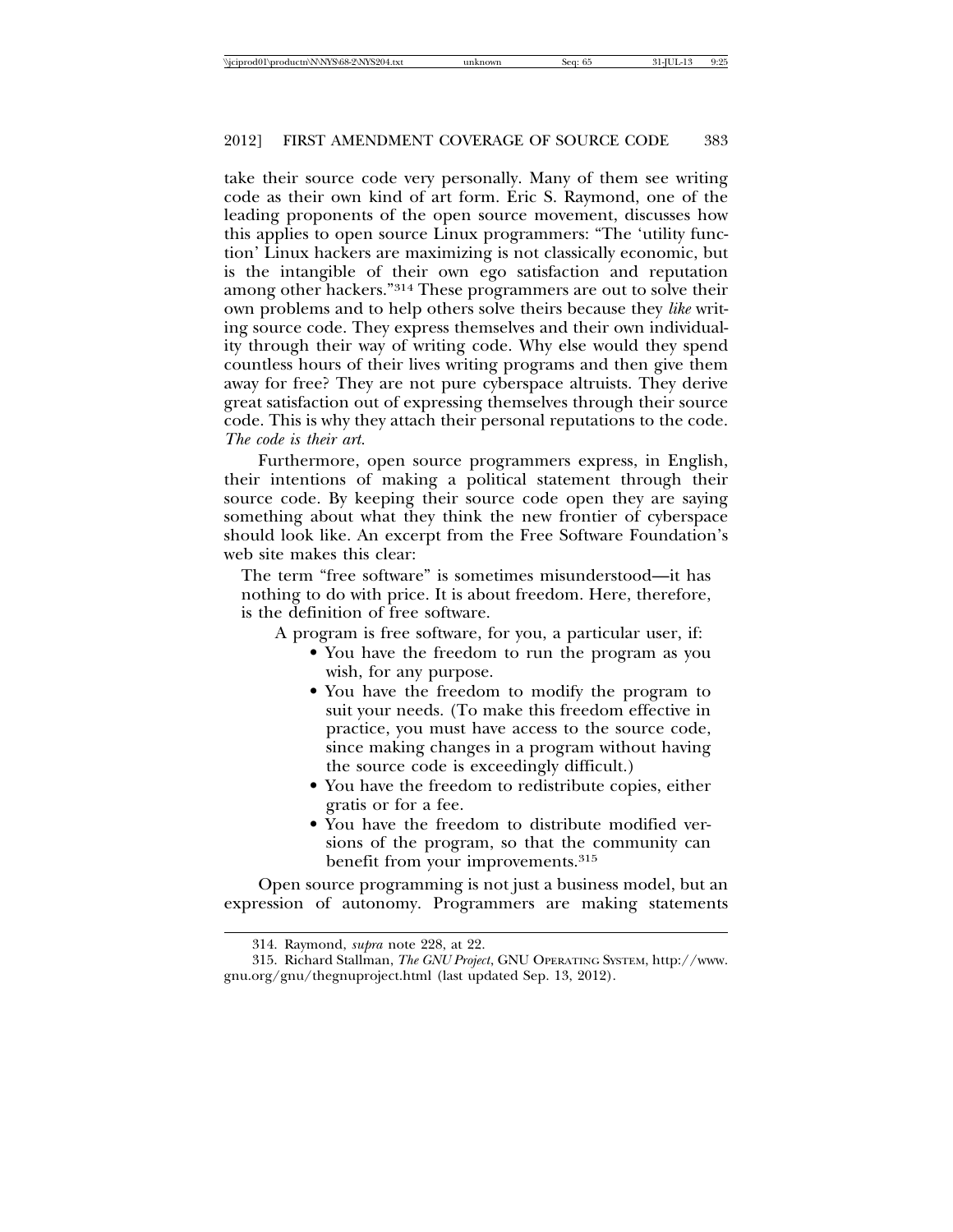take their source code very personally. Many of them see writing code as their own kind of art form. Eric S. Raymond, one of the leading proponents of the open source movement, discusses how this applies to open source Linux programmers: "The 'utility function' Linux hackers are maximizing is not classically economic, but is the intangible of their own ego satisfaction and reputation among other hackers."[314] These programmers are out to solve their own problems and to help others solve theirs because they *like* writing source code. They express themselves and their own individuality through their way of writing code. Why else would they spend countless hours of their lives writing programs and then give them away for free? They are not pure cyberspace altruists. They derive great satisfaction out of expressing themselves through their source code. This is why they attach their personal reputations to the code. *The code is their art.*

Furthermore, open source programmers express, in English, their intentions of making a political statement through their source code. By keeping their source code open they are saying something about what they think the new frontier of cyberspace should look like. An excerpt from the Free Software Foundation's web site makes this clear:

> The term "free software" is sometimes misunderstood—it has nothing to do with price. It is about freedom. Here, therefore, is the definition of free software.
>
> A program is free software, for you, a particular user, if:
>
> - You have the freedom to run the program as you wish, for any purpose.
> - You have the freedom to modify the program to suit your needs. (To make this freedom effective in practice, you must have access to the source code, since making changes in a program without having the source code is exceedingly difficult.)
> - You have the freedom to redistribute copies, either gratis or for a fee.
> - You have the freedom to distribute modified versions of the program, so that the community can benefit from your improvements.[315]

Open source programming is not just a business model, but an expression of autonomy. Programmers are making statements

---

314. Raymond, *supra* note 228, at 22.

315. Richard Stallman, *The GNU Project*, GNU OPERATING SYSTEM, http://www.gnu.org/gnu/thegnuproject.html (last updated Sep. 13, 2012).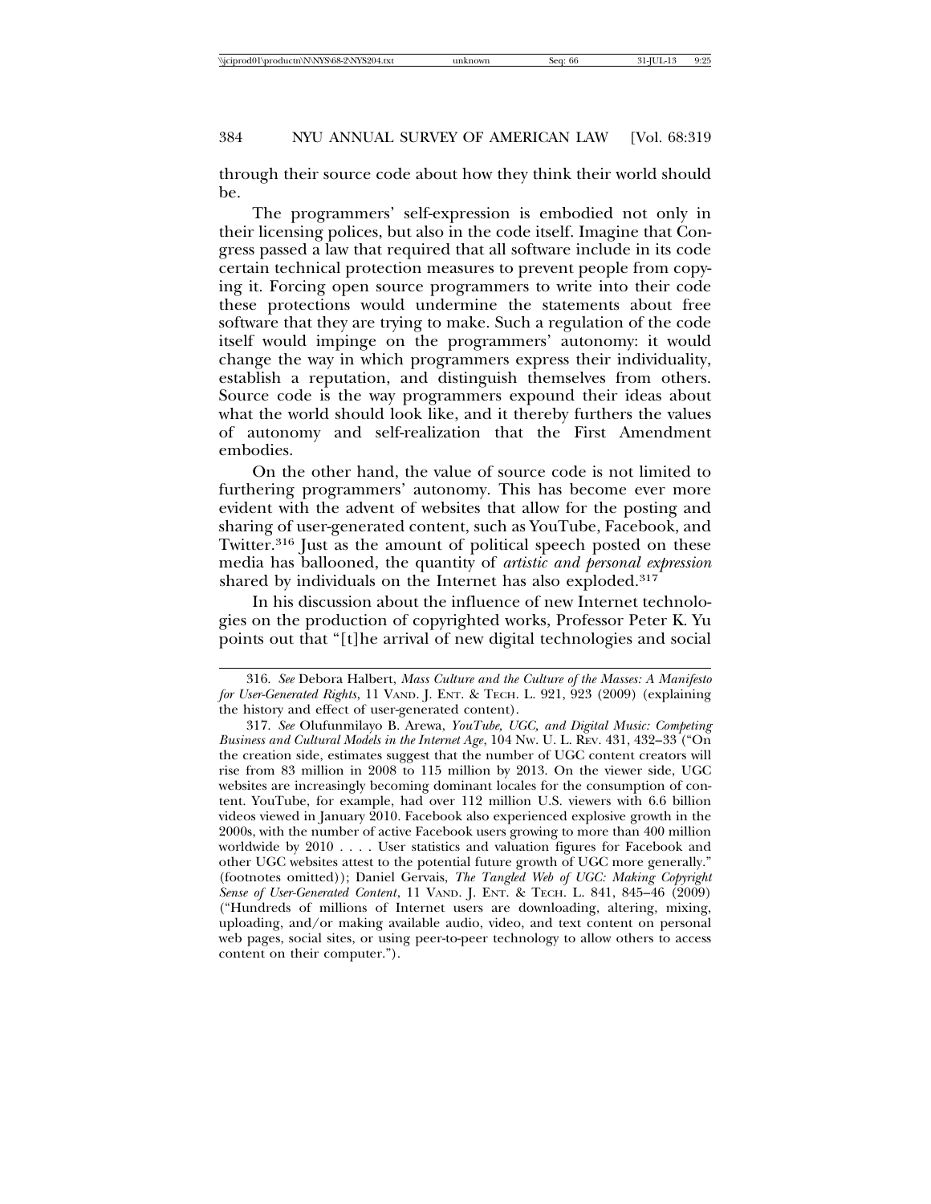through their source code about how they think their world should be.

The programmers' self-expression is embodied not only in their licensing polices, but also in the code itself. Imagine that Congress passed a law that required that all software include in its code certain technical protection measures to prevent people from copying it. Forcing open source programmers to write into their code these protections would undermine the statements about free software that they are trying to make. Such a regulation of the code itself would impinge on the programmers' autonomy: it would change the way in which programmers express their individuality, establish a reputation, and distinguish themselves from others. Source code is the way programmers expound their ideas about what the world should look like, and it thereby furthers the values of autonomy and self-realization that the First Amendment embodies.

On the other hand, the value of source code is not limited to furthering programmers' autonomy. This has become ever more evident with the advent of websites that allow for the posting and sharing of user-generated content, such as YouTube, Facebook, and Twitter.[316] Just as the amount of political speech posted on these media has ballooned, the quantity of *artistic and personal expression* shared by individuals on the Internet has also exploded.[317]

In his discussion about the influence of new Internet technologies on the production of copyrighted works, Professor Peter K. Yu points out that "[t]he arrival of new digital technologies and social

---

316. *See* Debora Halbert, *Mass Culture and the Culture of the Masses: A Manifesto for User-Generated Rights*, 11 VAND. J. ENT. & TECH. L. 921, 923 (2009) (explaining the history and effect of user-generated content).

317. *See* Olufunmilayo B. Arewa, *YouTube, UGC, and Digital Music: Competing Business and Cultural Models in the Internet Age*, 104 NW. U. L. REV. 431, 432–33 ("On the creation side, estimates suggest that the number of UGC content creators will rise from 83 million in 2008 to 115 million by 2013. On the viewer side, UGC websites are increasingly becoming dominant locales for the consumption of content. YouTube, for example, had over 112 million U.S. viewers with 6.6 billion videos viewed in January 2010. Facebook also experienced explosive growth in the 2000s, with the number of active Facebook users growing to more than 400 million worldwide by 2010 . . . . User statistics and valuation figures for Facebook and other UGC websites attest to the potential future growth of UGC more generally." (footnotes omitted)); Daniel Gervais, *The Tangled Web of UGC: Making Copyright Sense of User-Generated Content*, 11 VAND. J. ENT. & TECH. L. 841, 845–46 (2009) ("Hundreds of millions of Internet users are downloading, altering, mixing, uploading, and/or making available audio, video, and text content on personal web pages, social sites, or using peer-to-peer technology to allow others to access content on their computer.").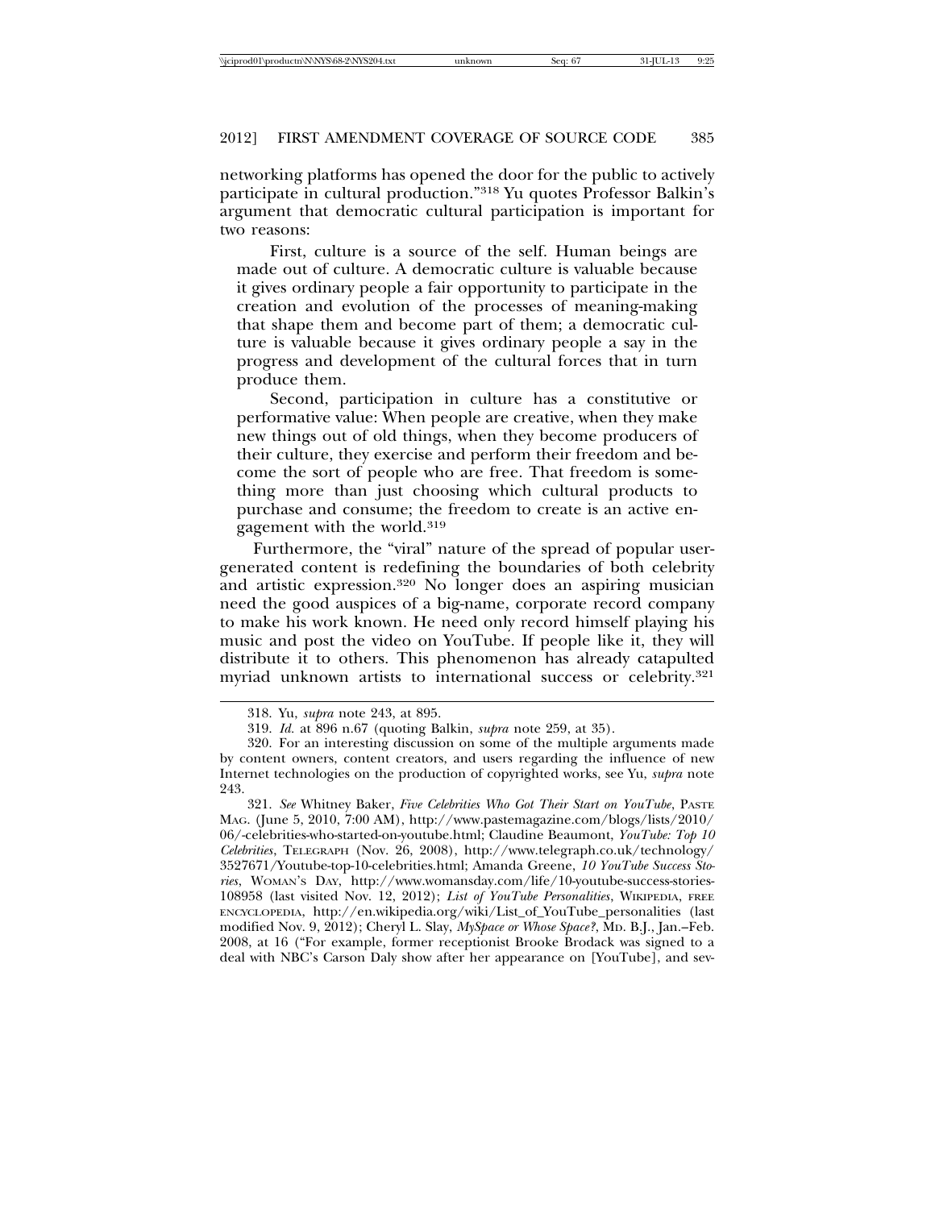networking platforms has opened the door for the public to actively participate in cultural production."[318] Yu quotes Professor Balkin's argument that democratic cultural participation is important for two reasons:

> First, culture is a source of the self. Human beings are made out of culture. A democratic culture is valuable because it gives ordinary people a fair opportunity to participate in the creation and evolution of the processes of meaning-making that shape them and become part of them; a democratic culture is valuable because it gives ordinary people a say in the progress and development of the cultural forces that in turn produce them.
>
> Second, participation in culture has a constitutive or performative value: When people are creative, when they make new things out of old things, when they become producers of their culture, they exercise and perform their freedom and become the sort of people who are free. That freedom is something more than just choosing which cultural products to purchase and consume; the freedom to create is an active engagement with the world.[319]

Furthermore, the "viral" nature of the spread of popular user-generated content is redefining the boundaries of both celebrity and artistic expression.[320] No longer does an aspiring musician need the good auspices of a big-name, corporate record company to make his work known. He need only record himself playing his music and post the video on YouTube. If people like it, they will distribute it to others. This phenomenon has already catapulted myriad unknown artists to international success or celebrity.[321]

---

318. Yu, *supra* note 243, at 895.

319. *Id.* at 896 n.67 (quoting Balkin, *supra* note 259, at 35).

320. For an interesting discussion on some of the multiple arguments made by content owners, content creators, and users regarding the influence of new Internet technologies on the production of copyrighted works, see Yu, *supra* note 243.

321. *See* Whitney Baker, *Five Celebrities Who Got Their Start on YouTube*, PASTE MAG. (June 5, 2010, 7:00 AM), http://www.pastemagazine.com/blogs/lists/2010/06/-celebrities-who-started-on-youtube.html; Claudine Beaumont, *YouTube: Top 10 Celebrities*, TELEGRAPH (Nov. 26, 2008), http://www.telegraph.co.uk/technology/3527671/Youtube-top-10-celebrities.html; Amanda Greene, *10 YouTube Success Stories*, WOMAN'S DAY, http://www.womansday.com/life/10-youtube-success-stories-108958 (last visited Nov. 12, 2012); *List of YouTube Personalities*, WIKIPEDIA, FREE ENCYCLOPEDIA, http://en.wikipedia.org/wiki/List_of_YouTube_personalities (last modified Nov. 9, 2012); Cheryl L. Slay, *MySpace or Whose Space?*, MD. B.J., Jan.–Feb. 2008, at 16 ("For example, former receptionist Brooke Brodack was signed to a deal with NBC's Carson Daly show after her appearance on [YouTube], and sev-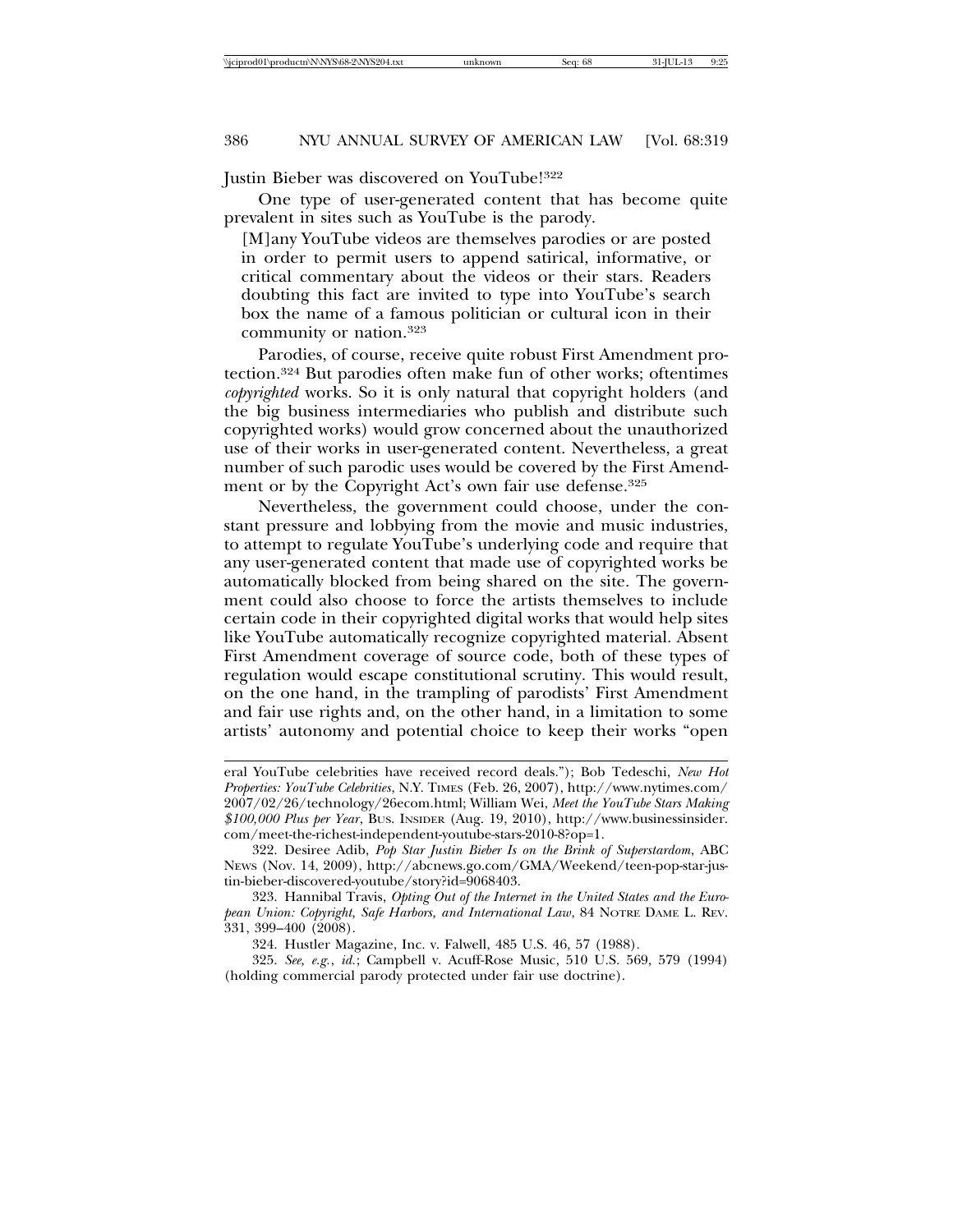Justin Bieber was discovered on YouTube![322]

One type of user-generated content that has become quite prevalent in sites such as YouTube is the parody.

> [M]any YouTube videos are themselves parodies or are posted in order to permit users to append satirical, informative, or critical commentary about the videos or their stars. Readers doubting this fact are invited to type into YouTube's search box the name of a famous politician or cultural icon in their community or nation.[323]

Parodies, of course, receive quite robust First Amendment protection.[324] But parodies often make fun of other works; oftentimes *copyrighted* works. So it is only natural that copyright holders (and the big business intermediaries who publish and distribute such copyrighted works) would grow concerned about the unauthorized use of their works in user-generated content. Nevertheless, a great number of such parodic uses would be covered by the First Amendment or by the Copyright Act's own fair use defense.[325]

Nevertheless, the government could choose, under the constant pressure and lobbying from the movie and music industries, to attempt to regulate YouTube's underlying code and require that any user-generated content that made use of copyrighted works be automatically blocked from being shared on the site. The government could also choose to force the artists themselves to include certain code in their copyrighted digital works that would help sites like YouTube automatically recognize copyrighted material. Absent First Amendment coverage of source code, both of these types of regulation would escape constitutional scrutiny. This would result, on the one hand, in the trampling of parodists' First Amendment and fair use rights and, on the other hand, in a limitation to some artists' autonomy and potential choice to keep their works "open

---

eral YouTube celebrities have received record deals."); Bob Tedeschi, *New Hot Properties: YouTube Celebrities*, N.Y. TIMES (Feb. 26, 2007), http://www.nytimes.com/2007/02/26/technology/26ecom.html; William Wei, *Meet the YouTube Stars Making $100,000 Plus per Year*, BUS. INSIDER (Aug. 19, 2010), http://www.businessinsider.com/meet-the-richest-independent-youtube-stars-2010-8?op=1.

322. Desiree Adib, *Pop Star Justin Bieber Is on the Brink of Superstardom*, ABC NEWS (Nov. 14, 2009), http://abcnews.go.com/GMA/Weekend/teen-pop-star-justin-bieber-discovered-youtube/story?id=9068403.

323. Hannibal Travis, *Opting Out of the Internet in the United States and the European Union: Copyright, Safe Harbors, and International Law*, 84 NOTRE DAME L. REV. 331, 399–400 (2008).

324. Hustler Magazine, Inc. v. Falwell, 485 U.S. 46, 57 (1988).

325. *See, e.g.*, *id.*; Campbell v. Acuff-Rose Music, 510 U.S. 569, 579 (1994) (holding commercial parody protected under fair use doctrine).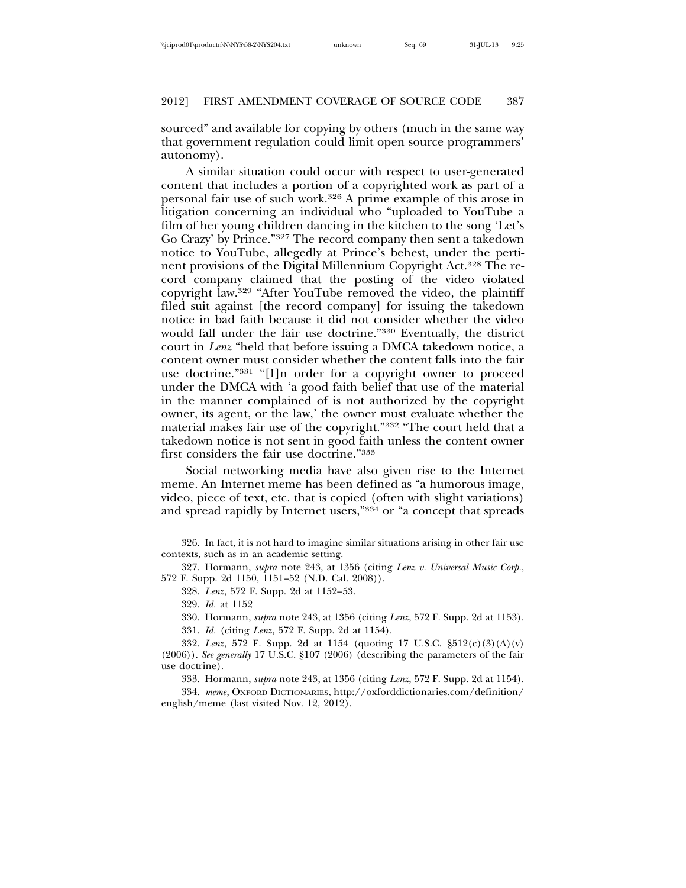sourced" and available for copying by others (much in the same way that government regulation could limit open source programmers' autonomy).

A similar situation could occur with respect to user-generated content that includes a portion of a copyrighted work as part of a personal fair use of such work.[326] A prime example of this arose in litigation concerning an individual who "uploaded to YouTube a film of her young children dancing in the kitchen to the song 'Let's Go Crazy' by Prince."[327] The record company then sent a takedown notice to YouTube, allegedly at Prince's behest, under the pertinent provisions of the Digital Millennium Copyright Act.[328] The record company claimed that the posting of the video violated copyright law.[329] "After YouTube removed the video, the plaintiff filed suit against [the record company] for issuing the takedown notice in bad faith because it did not consider whether the video would fall under the fair use doctrine."[330] Eventually, the district court in *Lenz* "held that before issuing a DMCA takedown notice, a content owner must consider whether the content falls into the fair use doctrine."[331] "[I]n order for a copyright owner to proceed under the DMCA with 'a good faith belief that use of the material in the manner complained of is not authorized by the copyright owner, its agent, or the law,' the owner must evaluate whether the material makes fair use of the copyright."[332] "The court held that a takedown notice is not sent in good faith unless the content owner first considers the fair use doctrine."[333]

Social networking media have also given rise to the Internet meme. An Internet meme has been defined as "a humorous image, video, piece of text, etc. that is copied (often with slight variations) and spread rapidly by Internet users,"[334] or "a concept that spreads

---

326. In fact, it is not hard to imagine similar situations arising in other fair use contexts, such as in an academic setting.

327. Hormann, *supra* note 243, at 1356 (citing *Lenz v. Universal Music Corp.*, 572 F. Supp. 2d 1150, 1151–52 (N.D. Cal. 2008)).

328. *Lenz*, 572 F. Supp. 2d at 1152–53.

329. *Id.* at 1152

330. Hormann, *supra* note 243, at 1356 (citing *Lenz*, 572 F. Supp. 2d at 1153).

331. *Id.* (citing *Lenz*, 572 F. Supp. 2d at 1154).

332. *Lenz*, 572 F. Supp. 2d at 1154 (quoting 17 U.S.C. §512(c)(3)(A)(v) (2006)). *See generally* 17 U.S.C. §107 (2006) (describing the parameters of the fair use doctrine).

333. Hormann, *supra* note 243, at 1356 (citing *Lenz*, 572 F. Supp. 2d at 1154).

334. *meme*, OXFORD DICTIONARIES, http://oxforddictionaries.com/definition/english/meme (last visited Nov. 12, 2012).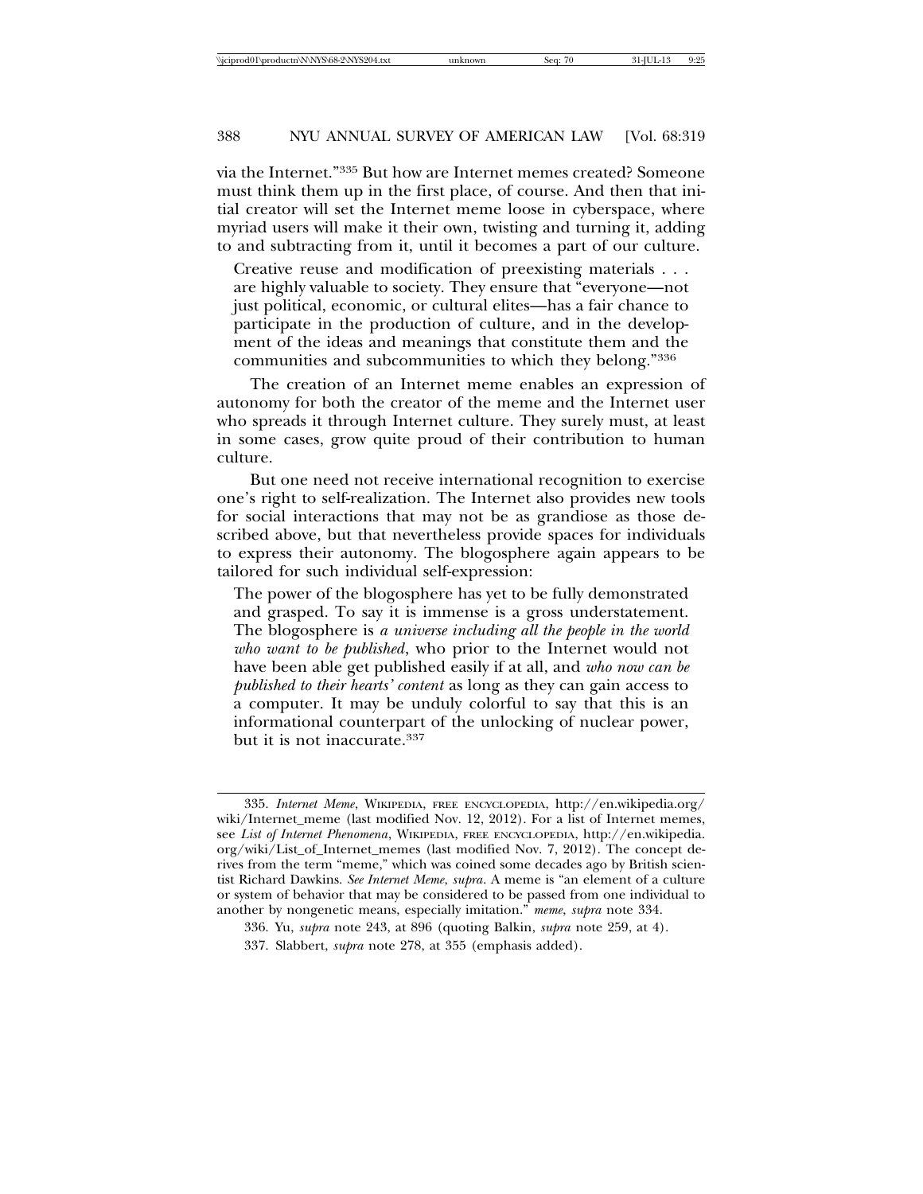via the Internet."[335] But how are Internet memes created? Someone must think them up in the first place, of course. And then that initial creator will set the Internet meme loose in cyberspace, where myriad users will make it their own, twisting and turning it, adding to and subtracting from it, until it becomes a part of our culture.

> Creative reuse and modification of preexisting materials . . . are highly valuable to society. They ensure that "everyone—not just political, economic, or cultural elites—has a fair chance to participate in the production of culture, and in the development of the ideas and meanings that constitute them and the communities and subcommunities to which they belong."[336]

The creation of an Internet meme enables an expression of autonomy for both the creator of the meme and the Internet user who spreads it through Internet culture. They surely must, at least in some cases, grow quite proud of their contribution to human culture.

But one need not receive international recognition to exercise one's right to self-realization. The Internet also provides new tools for social interactions that may not be as grandiose as those described above, but that nevertheless provide spaces for individuals to express their autonomy. The blogosphere again appears to be tailored for such individual self-expression:

> The power of the blogosphere has yet to be fully demonstrated and grasped. To say it is immense is a gross understatement. The blogosphere is *a universe including all the people in the world who want to be published*, who prior to the Internet would not have been able get published easily if at all, and *who now can be published to their hearts' content* as long as they can gain access to a computer. It may be unduly colorful to say that this is an informational counterpart of the unlocking of nuclear power, but it is not inaccurate.[337]

---

335. *Internet Meme*, WIKIPEDIA, FREE ENCYCLOPEDIA, http://en.wikipedia.org/wiki/Internet_meme (last modified Nov. 12, 2012). For a list of Internet memes, see *List of Internet Phenomena*, WIKIPEDIA, FREE ENCYCLOPEDIA, http://en.wikipedia.org/wiki/List_of_Internet_memes (last modified Nov. 7, 2012). The concept derives from the term "meme," which was coined some decades ago by British scientist Richard Dawkins. *See Internet Meme*, *supra*. A meme is "an element of a culture or system of behavior that may be considered to be passed from one individual to another by nongenetic means, especially imitation." *meme*, *supra* note 334.

336. Yu, *supra* note 243, at 896 (quoting Balkin, *supra* note 259, at 4).

337. Slabbert, *supra* note 278, at 355 (emphasis added).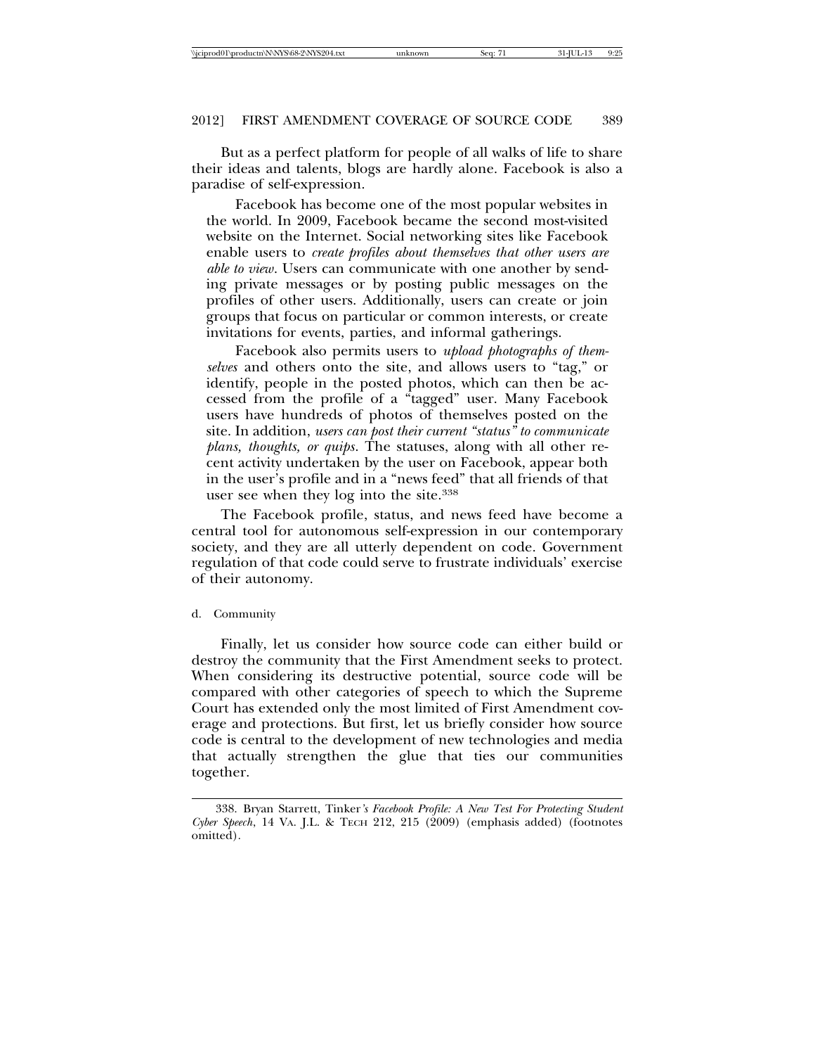But as a perfect platform for people of all walks of life to share their ideas and talents, blogs are hardly alone. Facebook is also a paradise of self-expression.

> Facebook has become one of the most popular websites in the world. In 2009, Facebook became the second most-visited website on the Internet. Social networking sites like Facebook enable users to *create profiles about themselves that other users are able to view*. Users can communicate with one another by sending private messages or by posting public messages on the profiles of other users. Additionally, users can create or join groups that focus on particular or common interests, or create invitations for events, parties, and informal gatherings.
>
> Facebook also permits users to *upload photographs of themselves* and others onto the site, and allows users to "tag," or identify, people in the posted photos, which can then be accessed from the profile of a "tagged" user. Many Facebook users have hundreds of photos of themselves posted on the site. In addition, *users can post their current "status" to communicate plans, thoughts, or quips*. The statuses, along with all other recent activity undertaken by the user on Facebook, appear both in the user's profile and in a "news feed" that all friends of that user see when they log into the site.[338]

The Facebook profile, status, and news feed have become a central tool for autonomous self-expression in our contemporary society, and they are all utterly dependent on code. Government regulation of that code could serve to frustrate individuals' exercise of their autonomy.

d. Community

Finally, let us consider how source code can either build or destroy the community that the First Amendment seeks to protect. When considering its destructive potential, source code will be compared with other categories of speech to which the Supreme Court has extended only the most limited of First Amendment coverage and protections. But first, let us briefly consider how source code is central to the development of new technologies and media that actually strengthen the glue that ties our communities together.

---

338. Bryan Starrett, *Tinker's Facebook Profile: A New Test For Protecting Student Cyber Speech*, 14 VA. J.L. & TECH 212, 215 (2009) (emphasis added) (footnotes omitted).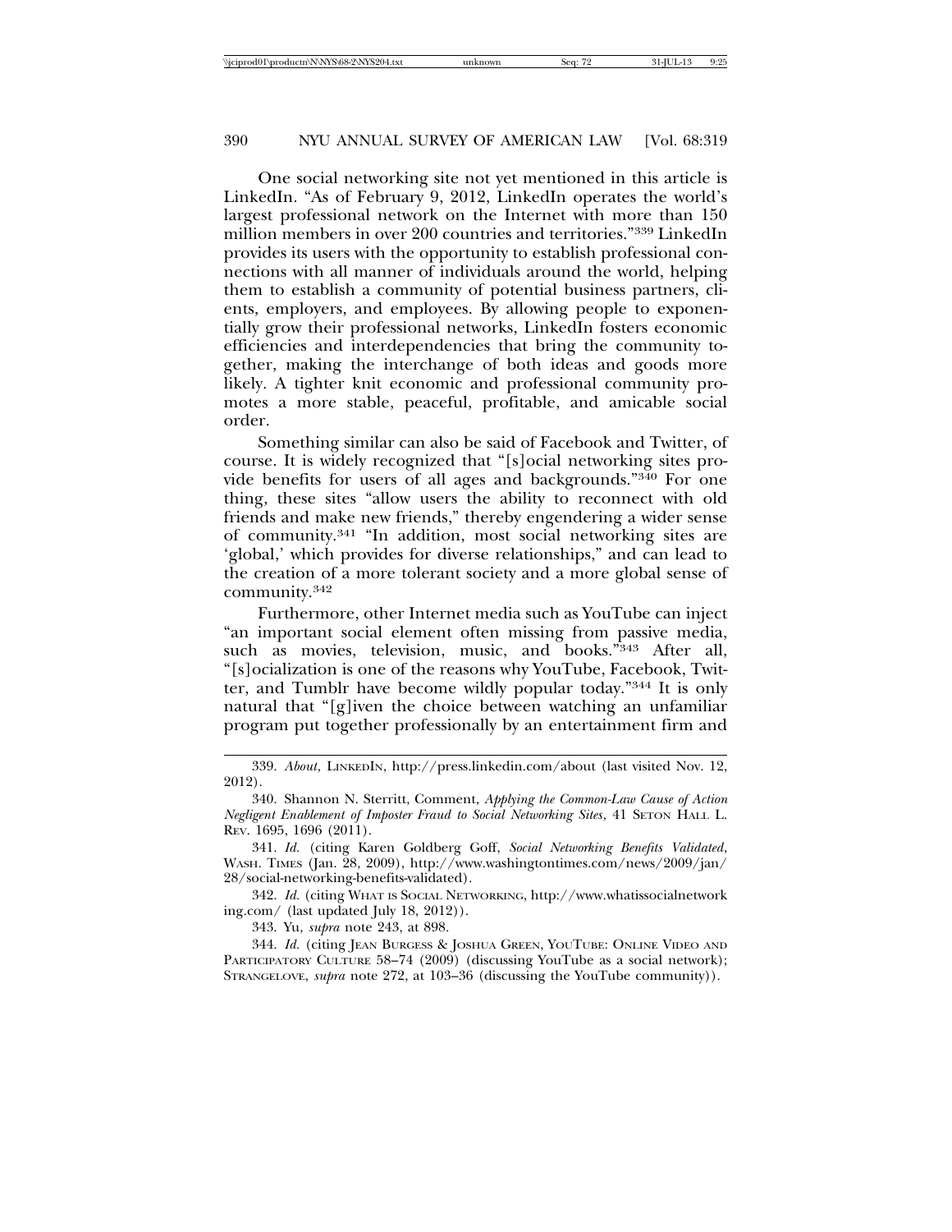One social networking site not yet mentioned in this article is LinkedIn. "As of February 9, 2012, LinkedIn operates the world's largest professional network on the Internet with more than 150 million members in over 200 countries and territories."[339] LinkedIn provides its users with the opportunity to establish professional connections with all manner of individuals around the world, helping them to establish a community of potential business partners, clients, employers, and employees. By allowing people to exponentially grow their professional networks, LinkedIn fosters economic efficiencies and interdependencies that bring the community together, making the interchange of both ideas and goods more likely. A tighter knit economic and professional community promotes a more stable, peaceful, profitable, and amicable social order.

Something similar can also be said of Facebook and Twitter, of course. It is widely recognized that "[s]ocial networking sites provide benefits for users of all ages and backgrounds."[340] For one thing, these sites "allow users the ability to reconnect with old friends and make new friends," thereby engendering a wider sense of community.[341] "In addition, most social networking sites are 'global,' which provides for diverse relationships," and can lead to the creation of a more tolerant society and a more global sense of community.[342]

Furthermore, other Internet media such as YouTube can inject "an important social element often missing from passive media, such as movies, television, music, and books."[343] After all, "[s]ocialization is one of the reasons why YouTube, Facebook, Twitter, and Tumblr have become wildly popular today."[344] It is only natural that "[g]iven the choice between watching an unfamiliar program put together professionally by an entertainment firm and

---

339. *About*, LINKEDIN, http://press.linkedin.com/about (last visited Nov. 12, 2012).

340. Shannon N. Sterritt, Comment, *Applying the Common-Law Cause of Action Negligent Enablement of Imposter Fraud to Social Networking Sites*, 41 SETON HALL L. REV. 1695, 1696 (2011).

341. *Id.* (citing Karen Goldberg Goff, *Social Networking Benefits Validated*, WASH. TIMES (Jan. 28, 2009), http://www.washingtontimes.com/news/2009/jan/28/social-networking-benefits-validated).

342. *Id.* (citing WHAT IS SOCIAL NETWORKING, http://www.whatissocialnetworking.com/ (last updated July 18, 2012)).

343. Yu, *supra* note 243, at 898.

344. *Id.* (citing JEAN BURGESS & JOSHUA GREEN, YOUTUBE: ONLINE VIDEO AND PARTICIPATORY CULTURE 58–74 (2009) (discussing YouTube as a social network); STRANGELOVE, *supra* note 272, at 103–36 (discussing the YouTube community)).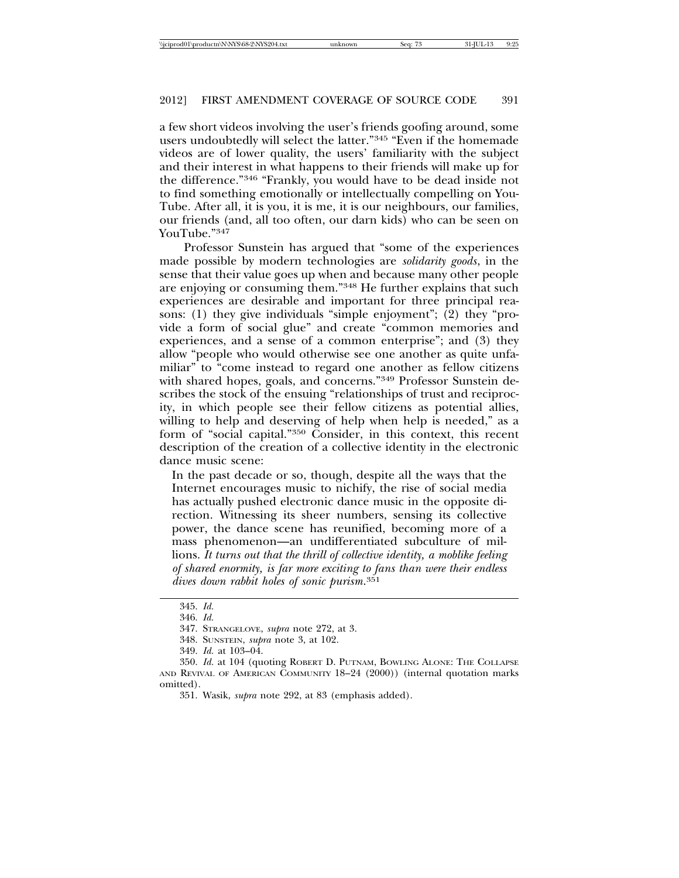a few short videos involving the user's friends goofing around, some users undoubtedly will select the latter."[345] "Even if the homemade videos are of lower quality, the users' familiarity with the subject and their interest in what happens to their friends will make up for the difference."[346] "Frankly, you would have to be dead inside not to find something emotionally or intellectually compelling on YouTube. After all, it is you, it is me, it is our neighbours, our families, our friends (and, all too often, our darn kids) who can be seen on YouTube."[347]

Professor Sunstein has argued that "some of the experiences made possible by modern technologies are *solidarity goods*, in the sense that their value goes up when and because many other people are enjoying or consuming them."[348] He further explains that such experiences are desirable and important for three principal reasons: (1) they give individuals "simple enjoyment"; (2) they "provide a form of social glue" and create "common memories and experiences, and a sense of a common enterprise"; and (3) they allow "people who would otherwise see one another as quite unfamiliar" to "come instead to regard one another as fellow citizens with shared hopes, goals, and concerns."[349] Professor Sunstein describes the stock of the ensuing "relationships of trust and reciprocity, in which people see their fellow citizens as potential allies, willing to help and deserving of help when help is needed," as a form of "social capital."[350] Consider, in this context, this recent description of the creation of a collective identity in the electronic dance music scene:

> In the past decade or so, though, despite all the ways that the Internet encourages music to nichify, the rise of social media has actually pushed electronic dance music in the opposite direction. Witnessing its sheer numbers, sensing its collective power, the dance scene has reunified, becoming more of a mass phenomenon—an undifferentiated subculture of millions. *It turns out that the thrill of collective identity, a moblike feeling of shared enormity, is far more exciting to fans than were their endless dives down rabbit holes of sonic purism.*[351]

---

345. *Id.*

346. *Id.*

347. STRANGELOVE, *supra* note 272, at 3.

348. SUNSTEIN, *supra* note 3, at 102.

349. *Id.* at 103–04.

350. *Id.* at 104 (quoting ROBERT D. PUTNAM, BOWLING ALONE: THE COLLAPSE AND REVIVAL OF AMERICAN COMMUNITY 18–24 (2000)) (internal quotation marks omitted).

351. Wasik, *supra* note 292, at 83 (emphasis added).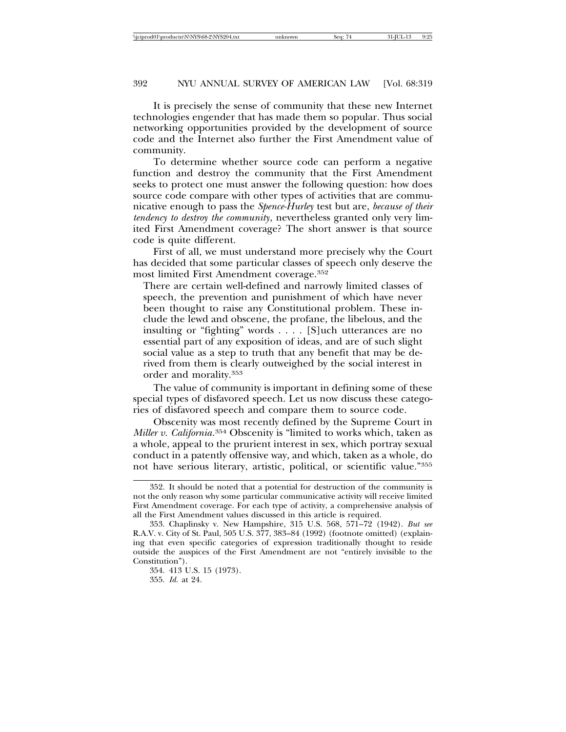It is precisely the sense of community that these new Internet technologies engender that has made them so popular. Thus social networking opportunities provided by the development of source code and the Internet also further the First Amendment value of community.

To determine whether source code can perform a negative function and destroy the community that the First Amendment seeks to protect one must answer the following question: how does source code compare with other types of activities that are communicative enough to pass the *Spence-Hurley* test but are, *because of their tendency to destroy the community*, nevertheless granted only very limited First Amendment coverage? The short answer is that source code is quite different.

First of all, we must understand more precisely why the Court has decided that some particular classes of speech only deserve the most limited First Amendment coverage.[352]

> There are certain well-defined and narrowly limited classes of speech, the prevention and punishment of which have never been thought to raise any Constitutional problem. These include the lewd and obscene, the profane, the libelous, and the insulting or "fighting" words . . . . [S]uch utterances are no essential part of any exposition of ideas, and are of such slight social value as a step to truth that any benefit that may be derived from them is clearly outweighed by the social interest in order and morality.[353]

The value of community is important in defining some of these special types of disfavored speech. Let us now discuss these categories of disfavored speech and compare them to source code.

Obscenity was most recently defined by the Supreme Court in *Miller v. California*.[354] Obscenity is "limited to works which, taken as a whole, appeal to the prurient interest in sex, which portray sexual conduct in a patently offensive way, and which, taken as a whole, do not have serious literary, artistic, political, or scientific value."[355]

---

352. It should be noted that a potential for destruction of the community is not the only reason why some particular communicative activity will receive limited First Amendment coverage. For each type of activity, a comprehensive analysis of all the First Amendment values discussed in this article is required.

353. Chaplinsky v. New Hampshire, 315 U.S. 568, 571–72 (1942). *But see* R.A.V. v. City of St. Paul, 505 U.S. 377, 383–84 (1992) (footnote omitted) (explaining that even specific categories of expression traditionally thought to reside outside the auspices of the First Amendment are not "entirely invisible to the Constitution").

354. 413 U.S. 15 (1973).

355. *Id.* at 24.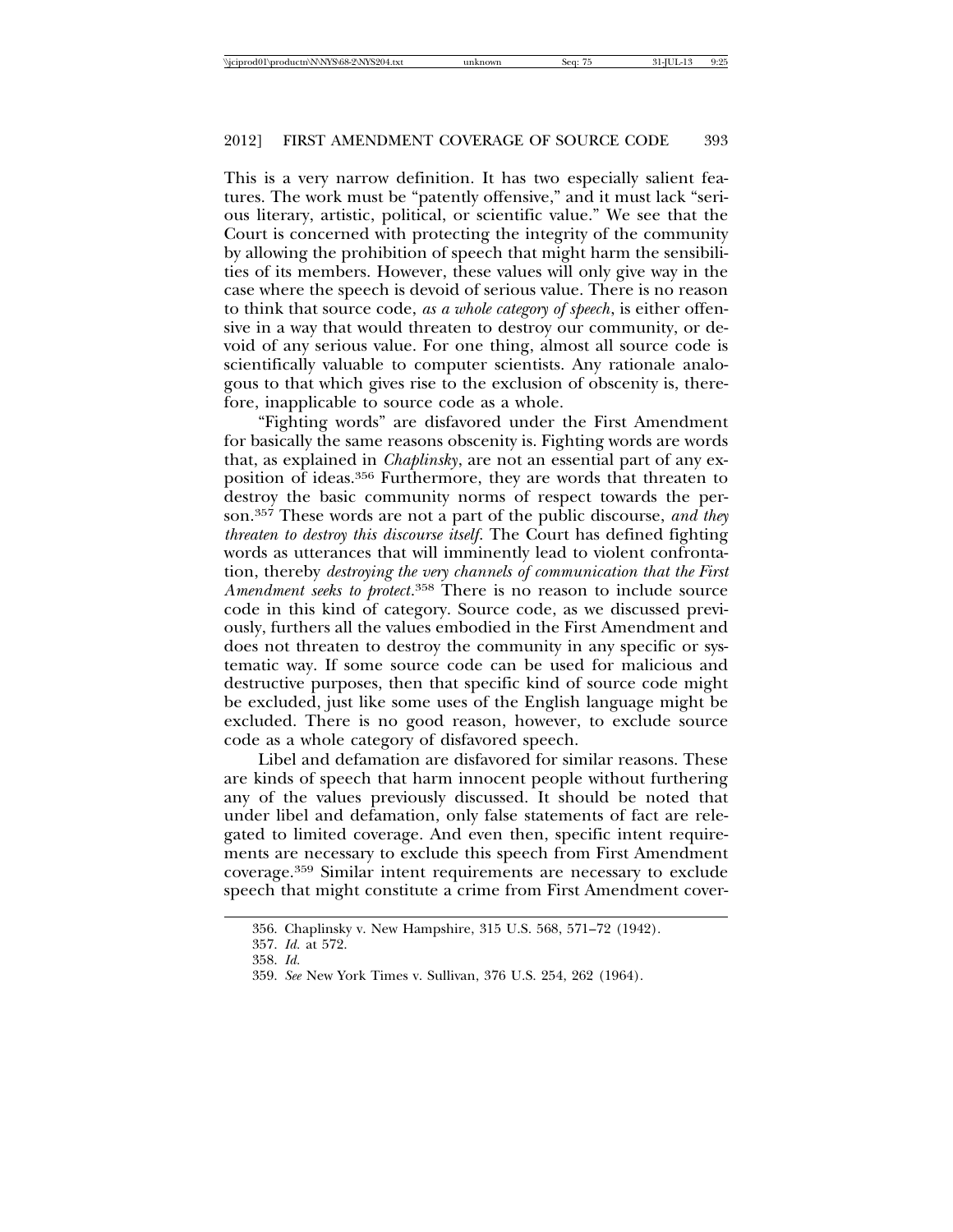This is a very narrow definition. It has two especially salient features. The work must be "patently offensive," and it must lack "serious literary, artistic, political, or scientific value." We see that the Court is concerned with protecting the integrity of the community by allowing the prohibition of speech that might harm the sensibilities of its members. However, these values will only give way in the case where the speech is devoid of serious value. There is no reason to think that source code, *as a whole category of speech*, is either offensive in a way that would threaten to destroy our community, or devoid of any serious value. For one thing, almost all source code is scientifically valuable to computer scientists. Any rationale analogous to that which gives rise to the exclusion of obscenity is, therefore, inapplicable to source code as a whole.

"Fighting words" are disfavored under the First Amendment for basically the same reasons obscenity is. Fighting words are words that, as explained in *Chaplinsky*, are not an essential part of any exposition of ideas.[356] Furthermore, they are words that threaten to destroy the basic community norms of respect towards the person.[357] These words are not a part of the public discourse, *and they threaten to destroy this discourse itself*. The Court has defined fighting words as utterances that will imminently lead to violent confrontation, thereby *destroying the very channels of communication that the First Amendment seeks to protect*.[358] There is no reason to include source code in this kind of category. Source code, as we discussed previously, furthers all the values embodied in the First Amendment and does not threaten to destroy the community in any specific or systematic way. If some source code can be used for malicious and destructive purposes, then that specific kind of source code might be excluded, just like some uses of the English language might be excluded. There is no good reason, however, to exclude source code as a whole category of disfavored speech.

Libel and defamation are disfavored for similar reasons. These are kinds of speech that harm innocent people without furthering any of the values previously discussed. It should be noted that under libel and defamation, only false statements of fact are relegated to limited coverage. And even then, specific intent requirements are necessary to exclude this speech from First Amendment coverage.[359] Similar intent requirements are necessary to exclude speech that might constitute a crime from First Amendment cover-

356. Chaplinsky v. New Hampshire, 315 U.S. 568, 571–72 (1942).

357. *Id.* at 572.

358. *Id.*

359. *See* New York Times v. Sullivan, 376 U.S. 254, 262 (1964).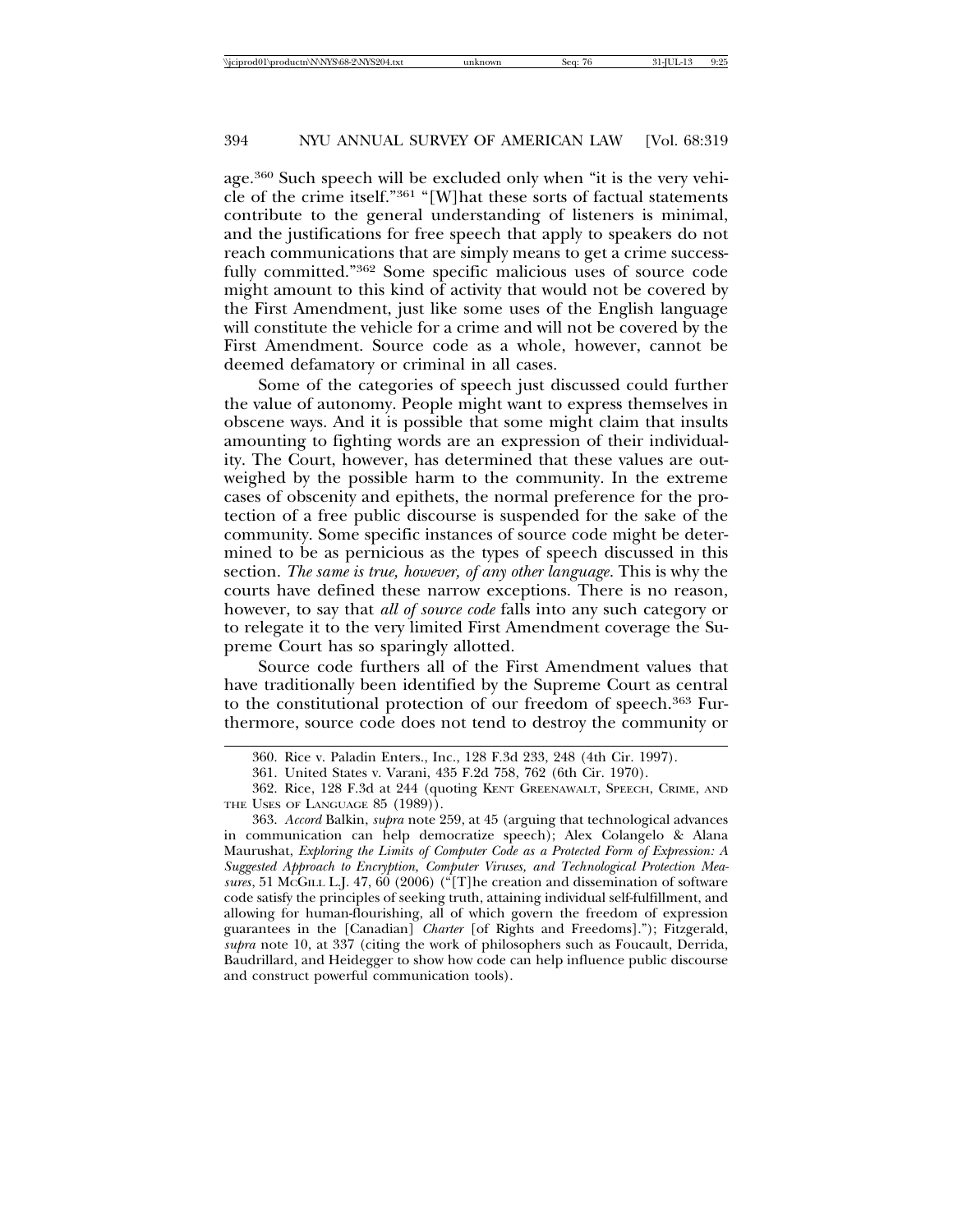age.[360] Such speech will be excluded only when "it is the very vehicle of the crime itself."[361] "[W]hat these sorts of factual statements contribute to the general understanding of listeners is minimal, and the justifications for free speech that apply to speakers do not reach communications that are simply means to get a crime successfully committed."[362] Some specific malicious uses of source code might amount to this kind of activity that would not be covered by the First Amendment, just like some uses of the English language will constitute the vehicle for a crime and will not be covered by the First Amendment. Source code as a whole, however, cannot be deemed defamatory or criminal in all cases.

Some of the categories of speech just discussed could further the value of autonomy. People might want to express themselves in obscene ways. And it is possible that some might claim that insults amounting to fighting words are an expression of their individuality. The Court, however, has determined that these values are outweighed by the possible harm to the community. In the extreme cases of obscenity and epithets, the normal preference for the protection of a free public discourse is suspended for the sake of the community. Some specific instances of source code might be determined to be as pernicious as the types of speech discussed in this section. *The same is true, however, of any other language*. This is why the courts have defined these narrow exceptions. There is no reason, however, to say that *all of source code* falls into any such category or to relegate it to the very limited First Amendment coverage the Supreme Court has so sparingly allotted.

Source code furthers all of the First Amendment values that have traditionally been identified by the Supreme Court as central to the constitutional protection of our freedom of speech.[363] Furthermore, source code does not tend to destroy the community or

---

360. Rice v. Paladin Enters., Inc., 128 F.3d 233, 248 (4th Cir. 1997).

361. United States v. Varani, 435 F.2d 758, 762 (6th Cir. 1970).

362. Rice, 128 F.3d at 244 (quoting KENT GREENAWALT, SPEECH, CRIME, AND THE USES OF LANGUAGE 85 (1989)).

363. *Accord* Balkin, *supra* note 259, at 45 (arguing that technological advances in communication can help democratize speech); Alex Colangelo & Alana Maurushat, *Exploring the Limits of Computer Code as a Protected Form of Expression: A Suggested Approach to Encryption, Computer Viruses, and Technological Protection Measures*, 51 MCGILL L.J. 47, 60 (2006) ("[T]he creation and dissemination of software code satisfy the principles of seeking truth, attaining individual self-fulfillment, and allowing for human-flourishing, all of which govern the freedom of expression guarantees in the [Canadian] *Charter* [of Rights and Freedoms]."); Fitzgerald, *supra* note 10, at 337 (citing the work of philosophers such as Foucault, Derrida, Baudrillard, and Heidegger to show how code can help influence public discourse and construct powerful communication tools).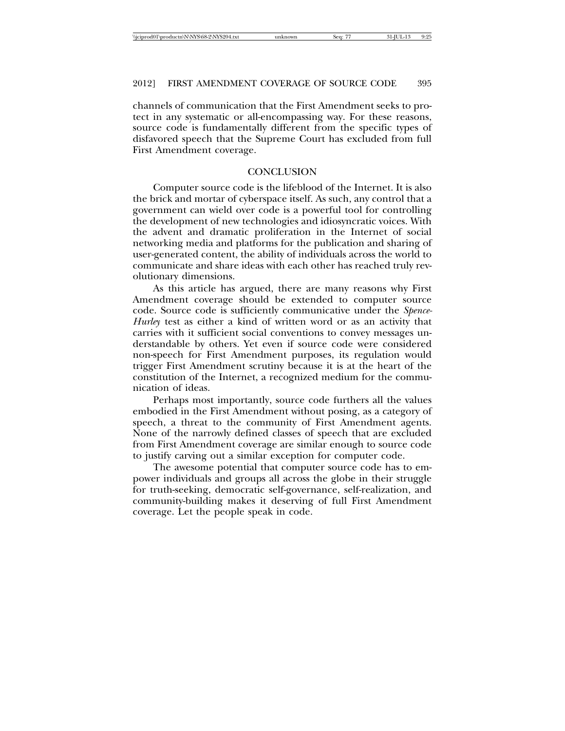channels of communication that the First Amendment seeks to protect in any systematic or all-encompassing way. For these reasons, source code is fundamentally different from the specific types of disfavored speech that the Supreme Court has excluded from full First Amendment coverage.

## CONCLUSION

Computer source code is the lifeblood of the Internet. It is also the brick and mortar of cyberspace itself. As such, any control that a government can wield over code is a powerful tool for controlling the development of new technologies and idiosyncratic voices. With the advent and dramatic proliferation in the Internet of social networking media and platforms for the publication and sharing of user-generated content, the ability of individuals across the world to communicate and share ideas with each other has reached truly revolutionary dimensions.

As this article has argued, there are many reasons why First Amendment coverage should be extended to computer source code. Source code is sufficiently communicative under the *Spence-Hurley* test as either a kind of written word or as an activity that carries with it sufficient social conventions to convey messages understandable by others. Yet even if source code were considered non-speech for First Amendment purposes, its regulation would trigger First Amendment scrutiny because it is at the heart of the constitution of the Internet, a recognized medium for the communication of ideas.

Perhaps most importantly, source code furthers all the values embodied in the First Amendment without posing, as a category of speech, a threat to the community of First Amendment agents. None of the narrowly defined classes of speech that are excluded from First Amendment coverage are similar enough to source code to justify carving out a similar exception for computer code.

The awesome potential that computer source code has to empower individuals and groups all across the globe in their struggle for truth-seeking, democratic self-governance, self-realization, and community-building makes it deserving of full First Amendment coverage. Let the people speak in code.